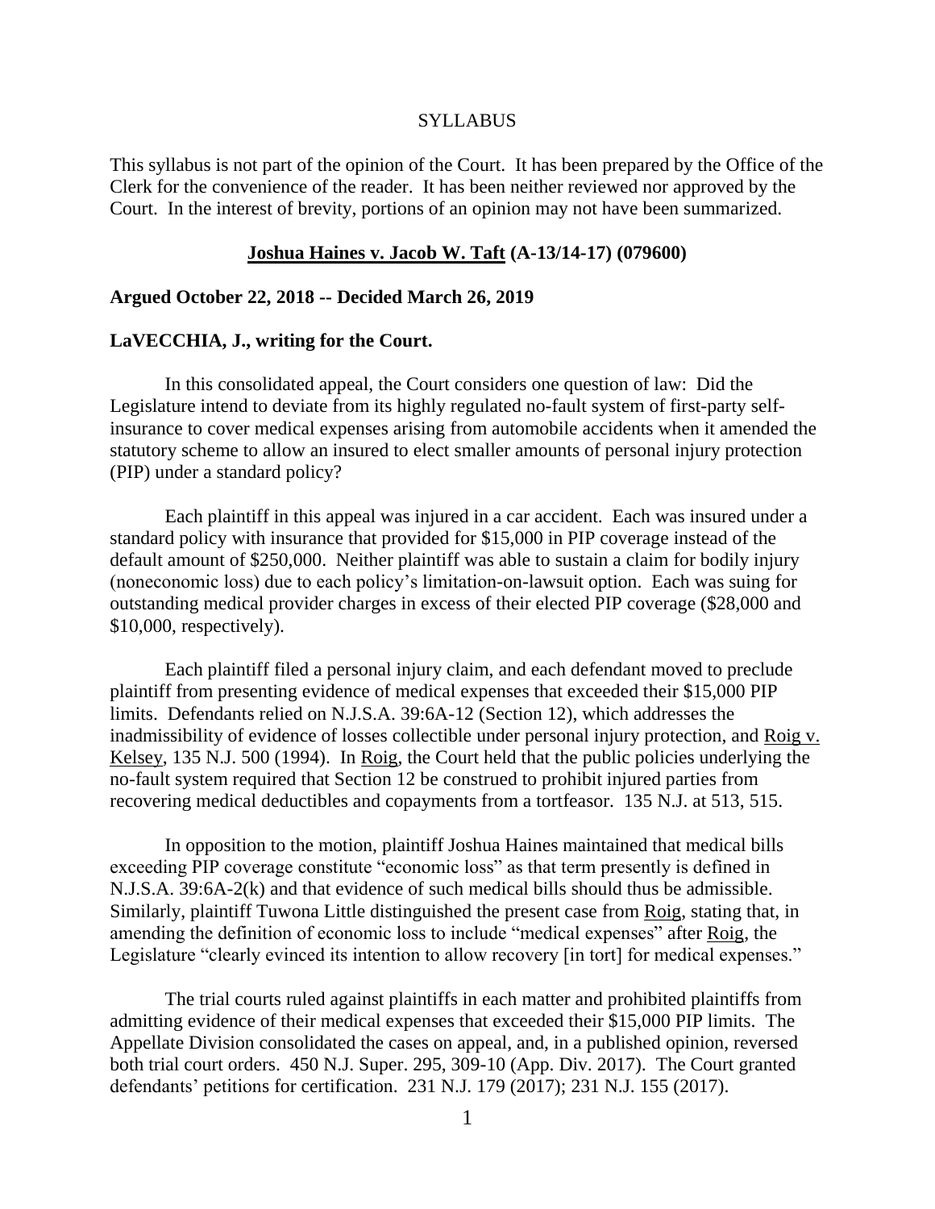SYLLABUS

This syllabus is not part of the opinion of the Court. It has been prepared by the Office of the Clerk for the convenience of the reader. It has been neither reviewed nor approved by the Court. In the interest of brevity, portions of an opinion may not have been summarized.

**Joshua Haines v. Jacob W. Taft (A-13/14-17) (079600)**

**Argued October 22, 2018 -- Decided March 26, 2019**

**LaVECCHIA, J., writing for the Court.**

In this consolidated appeal, the Court considers one question of law: Did the Legislature intend to deviate from its highly regulated no-fault system of first-party self-insurance to cover medical expenses arising from automobile accidents when it amended the statutory scheme to allow an insured to elect smaller amounts of personal injury protection (PIP) under a standard policy?

Each plaintiff in this appeal was injured in a car accident. Each was insured under a standard policy with insurance that provided for $15,000 in PIP coverage instead of the default amount of $250,000. Neither plaintiff was able to sustain a claim for bodily injury (noneconomic loss) due to each policy's limitation-on-lawsuit option. Each was suing for outstanding medical provider charges in excess of their elected PIP coverage ($28,000 and $10,000, respectively).

Each plaintiff filed a personal injury claim, and each defendant moved to preclude plaintiff from presenting evidence of medical expenses that exceeded their $15,000 PIP limits. Defendants relied on N.J.S.A. 39:6A-12 (Section 12), which addresses the inadmissibility of evidence of losses collectible under personal injury protection, and Roig v. Kelsey, 135 N.J. 500 (1994). In Roig, the Court held that the public policies underlying the no-fault system required that Section 12 be construed to prohibit injured parties from recovering medical deductibles and copayments from a tortfeasor. 135 N.J. at 513, 515.

In opposition to the motion, plaintiff Joshua Haines maintained that medical bills exceeding PIP coverage constitute "economic loss" as that term presently is defined in N.J.S.A. 39:6A-2(k) and that evidence of such medical bills should thus be admissible. Similarly, plaintiff Tuwona Little distinguished the present case from Roig, stating that, in amending the definition of economic loss to include "medical expenses" after Roig, the Legislature "clearly evinced its intention to allow recovery [in tort] for medical expenses."

The trial courts ruled against plaintiffs in each matter and prohibited plaintiffs from admitting evidence of their medical expenses that exceeded their $15,000 PIP limits. The Appellate Division consolidated the cases on appeal, and, in a published opinion, reversed both trial court orders. 450 N.J. Super. 295, 309-10 (App. Div. 2017). The Court granted defendants' petitions for certification. 231 N.J. 179 (2017); 231 N.J. 155 (2017).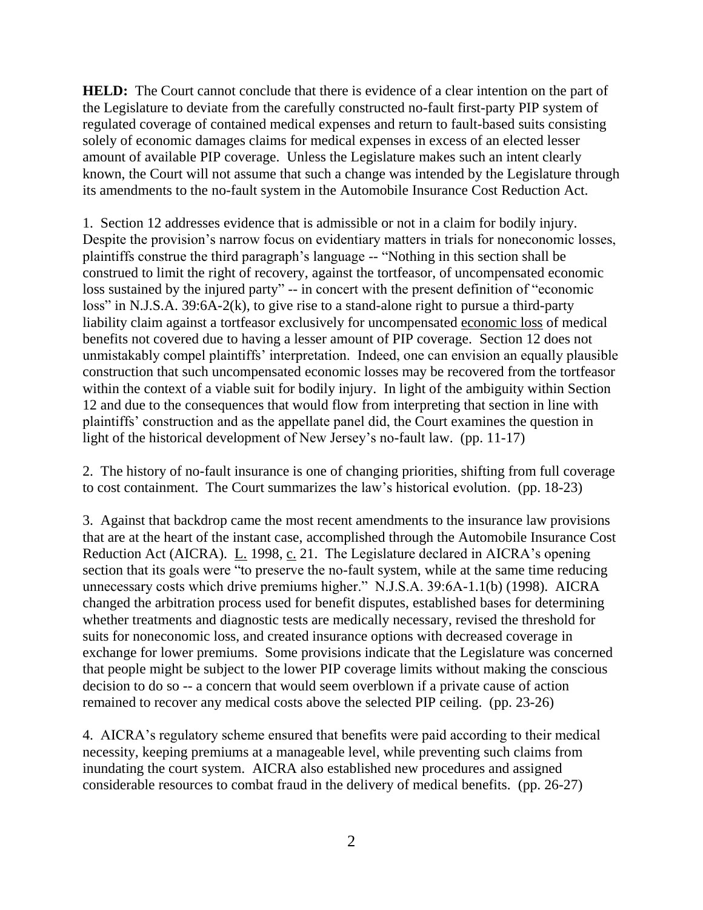**HELD:** The Court cannot conclude that there is evidence of a clear intention on the part of the Legislature to deviate from the carefully constructed no-fault first-party PIP system of regulated coverage of contained medical expenses and return to fault-based suits consisting solely of economic damages claims for medical expenses in excess of an elected lesser amount of available PIP coverage. Unless the Legislature makes such an intent clearly known, the Court will not assume that such a change was intended by the Legislature through its amendments to the no-fault system in the Automobile Insurance Cost Reduction Act.

1. Section 12 addresses evidence that is admissible or not in a claim for bodily injury. Despite the provision's narrow focus on evidentiary matters in trials for noneconomic losses, plaintiffs construe the third paragraph's language -- "Nothing in this section shall be construed to limit the right of recovery, against the tortfeasor, of uncompensated economic loss sustained by the injured party" -- in concert with the present definition of "economic loss" in N.J.S.A. 39:6A-2(k), to give rise to a stand-alone right to pursue a third-party liability claim against a tortfeasor exclusively for uncompensated economic loss of medical benefits not covered due to having a lesser amount of PIP coverage. Section 12 does not unmistakably compel plaintiffs' interpretation. Indeed, one can envision an equally plausible construction that such uncompensated economic losses may be recovered from the tortfeasor within the context of a viable suit for bodily injury. In light of the ambiguity within Section 12 and due to the consequences that would flow from interpreting that section in line with plaintiffs' construction and as the appellate panel did, the Court examines the question in light of the historical development of New Jersey's no-fault law. (pp. 11-17)

2. The history of no-fault insurance is one of changing priorities, shifting from full coverage to cost containment. The Court summarizes the law's historical evolution. (pp. 18-23)

3. Against that backdrop came the most recent amendments to the insurance law provisions that are at the heart of the instant case, accomplished through the Automobile Insurance Cost Reduction Act (AICRA). L. 1998, c. 21. The Legislature declared in AICRA's opening section that its goals were "to preserve the no-fault system, while at the same time reducing unnecessary costs which drive premiums higher." N.J.S.A. 39:6A-1.1(b) (1998). AICRA changed the arbitration process used for benefit disputes, established bases for determining whether treatments and diagnostic tests are medically necessary, revised the threshold for suits for noneconomic loss, and created insurance options with decreased coverage in exchange for lower premiums. Some provisions indicate that the Legislature was concerned that people might be subject to the lower PIP coverage limits without making the conscious decision to do so -- a concern that would seem overblown if a private cause of action remained to recover any medical costs above the selected PIP ceiling. (pp. 23-26)

4. AICRA's regulatory scheme ensured that benefits were paid according to their medical necessity, keeping premiums at a manageable level, while preventing such claims from inundating the court system. AICRA also established new procedures and assigned considerable resources to combat fraud in the delivery of medical benefits. (pp. 26-27)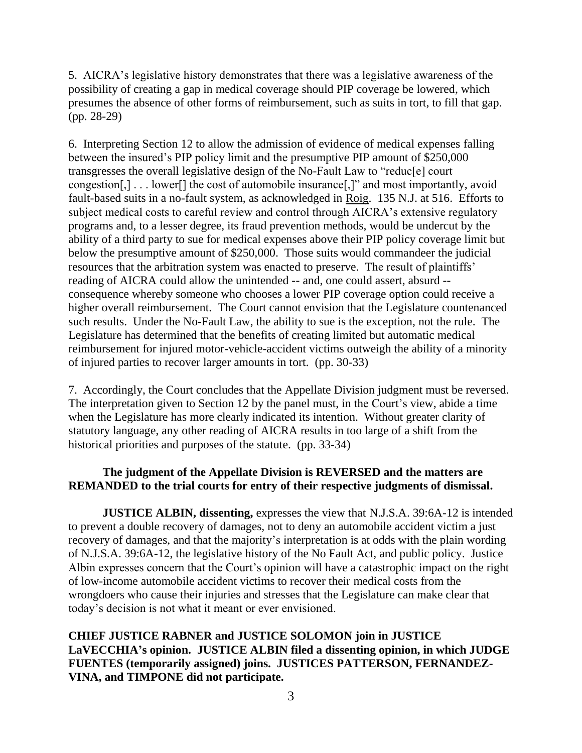5. AICRA's legislative history demonstrates that there was a legislative awareness of the possibility of creating a gap in medical coverage should PIP coverage be lowered, which presumes the absence of other forms of reimbursement, such as suits in tort, to fill that gap. (pp. 28-29)

6. Interpreting Section 12 to allow the admission of evidence of medical expenses falling between the insured's PIP policy limit and the presumptive PIP amount of $250,000 transgresses the overall legislative design of the No-Fault Law to "reduc[e] court congestion[,] . . . lower[] the cost of automobile insurance[,]" and most importantly, avoid fault-based suits in a no-fault system, as acknowledged in Roig. 135 N.J. at 516. Efforts to subject medical costs to careful review and control through AICRA's extensive regulatory programs and, to a lesser degree, its fraud prevention methods, would be undercut by the ability of a third party to sue for medical expenses above their PIP policy coverage limit but below the presumptive amount of $250,000. Those suits would commandeer the judicial resources that the arbitration system was enacted to preserve. The result of plaintiffs' reading of AICRA could allow the unintended -- and, one could assert, absurd -- consequence whereby someone who chooses a lower PIP coverage option could receive a higher overall reimbursement. The Court cannot envision that the Legislature countenanced such results. Under the No-Fault Law, the ability to sue is the exception, not the rule. The Legislature has determined that the benefits of creating limited but automatic medical reimbursement for injured motor-vehicle-accident victims outweigh the ability of a minority of injured parties to recover larger amounts in tort. (pp. 30-33)

7. Accordingly, the Court concludes that the Appellate Division judgment must be reversed. The interpretation given to Section 12 by the panel must, in the Court's view, abide a time when the Legislature has more clearly indicated its intention. Without greater clarity of statutory language, any other reading of AICRA results in too large of a shift from the historical priorities and purposes of the statute. (pp. 33-34)

**The judgment of the Appellate Division is REVERSED and the matters are REMANDED to the trial courts for entry of their respective judgments of dismissal.**

**JUSTICE ALBIN, dissenting,** expresses the view that N.J.S.A. 39:6A-12 is intended to prevent a double recovery of damages, not to deny an automobile accident victim a just recovery of damages, and that the majority's interpretation is at odds with the plain wording of N.J.S.A. 39:6A-12, the legislative history of the No Fault Act, and public policy. Justice Albin expresses concern that the Court's opinion will have a catastrophic impact on the right of low-income automobile accident victims to recover their medical costs from the wrongdoers who cause their injuries and stresses that the Legislature can make clear that today's decision is not what it meant or ever envisioned.

**CHIEF JUSTICE RABNER and JUSTICE SOLOMON join in JUSTICE LaVECCHIA's opinion. JUSTICE ALBIN filed a dissenting opinion, in which JUDGE FUENTES (temporarily assigned) joins. JUSTICES PATTERSON, FERNANDEZ-VINA, and TIMPONE did not participate.**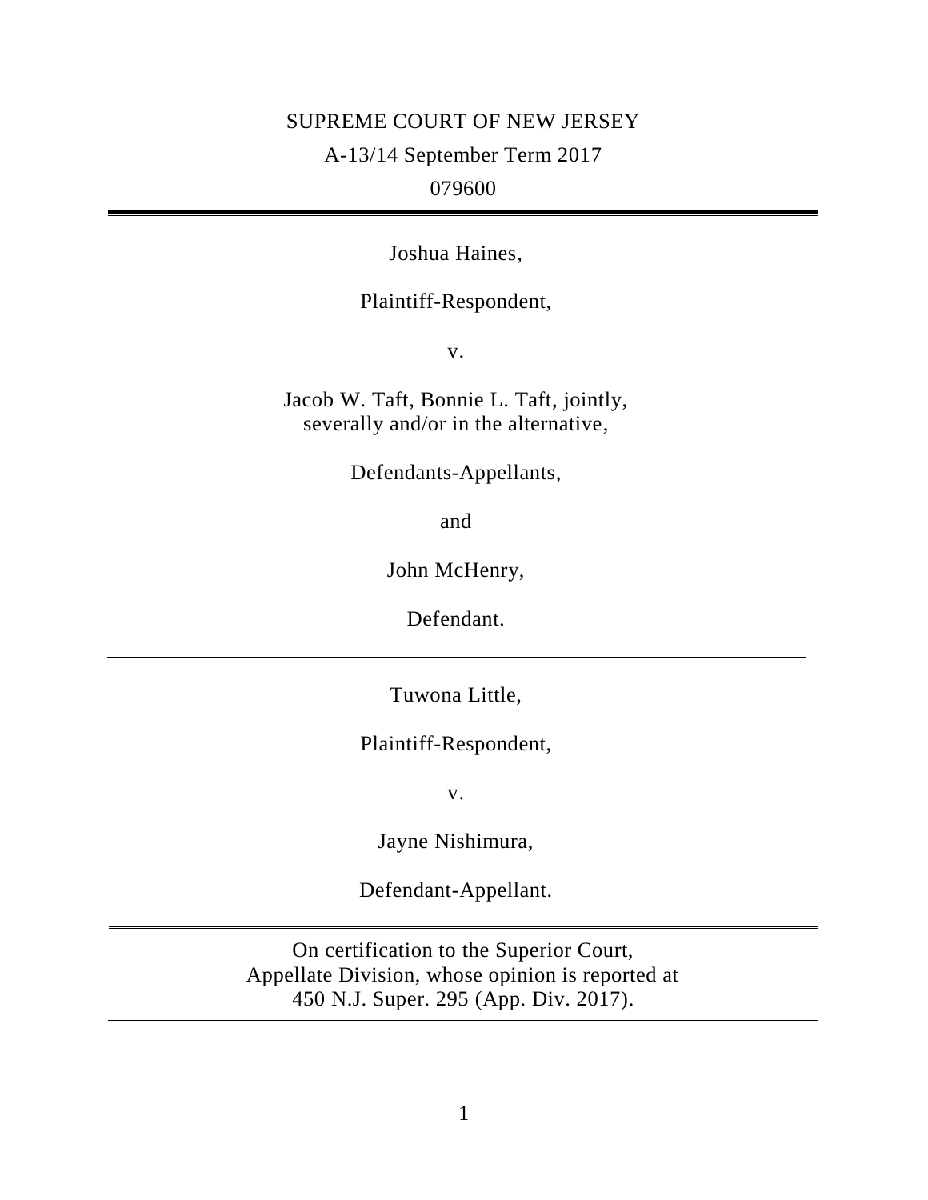SUPREME COURT OF NEW JERSEY

A-13/14 September Term 2017

079600

---

Joshua Haines,

Plaintiff-Respondent,

v.

Jacob W. Taft, Bonnie L. Taft, jointly, severally and/or in the alternative,

Defendants-Appellants,

and

John McHenry,

Defendant.

---

Tuwona Little,

Plaintiff-Respondent,

v.

Jayne Nishimura,

Defendant-Appellant.

---

On certification to the Superior Court, Appellate Division, whose opinion is reported at 450 N.J. Super. 295 (App. Div. 2017).

---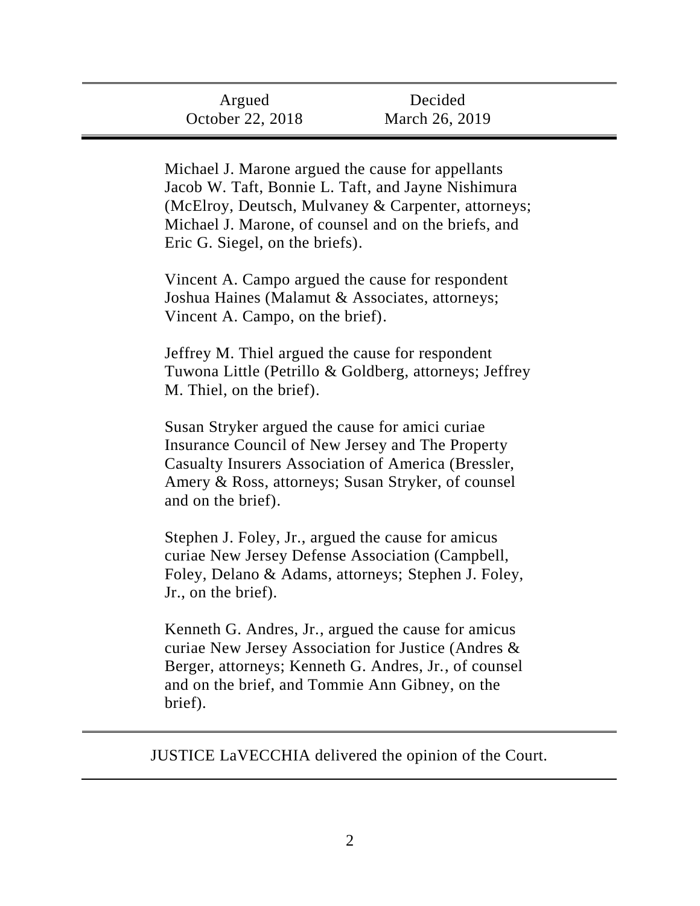| Argued | Decided |
| --- | --- |
| October 22, 2018 | March 26, 2019 |

Michael J. Marone argued the cause for appellants Jacob W. Taft, Bonnie L. Taft, and Jayne Nishimura (McElroy, Deutsch, Mulvaney & Carpenter, attorneys; Michael J. Marone, of counsel and on the briefs, and Eric G. Siegel, on the briefs).

Vincent A. Campo argued the cause for respondent Joshua Haines (Malamut & Associates, attorneys; Vincent A. Campo, on the brief).

Jeffrey M. Thiel argued the cause for respondent Tuwona Little (Petrillo & Goldberg, attorneys; Jeffrey M. Thiel, on the brief).

Susan Stryker argued the cause for amici curiae Insurance Council of New Jersey and The Property Casualty Insurers Association of America (Bressler, Amery & Ross, attorneys; Susan Stryker, of counsel and on the brief).

Stephen J. Foley, Jr., argued the cause for amicus curiae New Jersey Defense Association (Campbell, Foley, Delano & Adams, attorneys; Stephen J. Foley, Jr., on the brief).

Kenneth G. Andres, Jr., argued the cause for amicus curiae New Jersey Association for Justice (Andres & Berger, attorneys; Kenneth G. Andres, Jr., of counsel and on the brief, and Tommie Ann Gibney, on the brief).

JUSTICE LaVECCHIA delivered the opinion of the Court.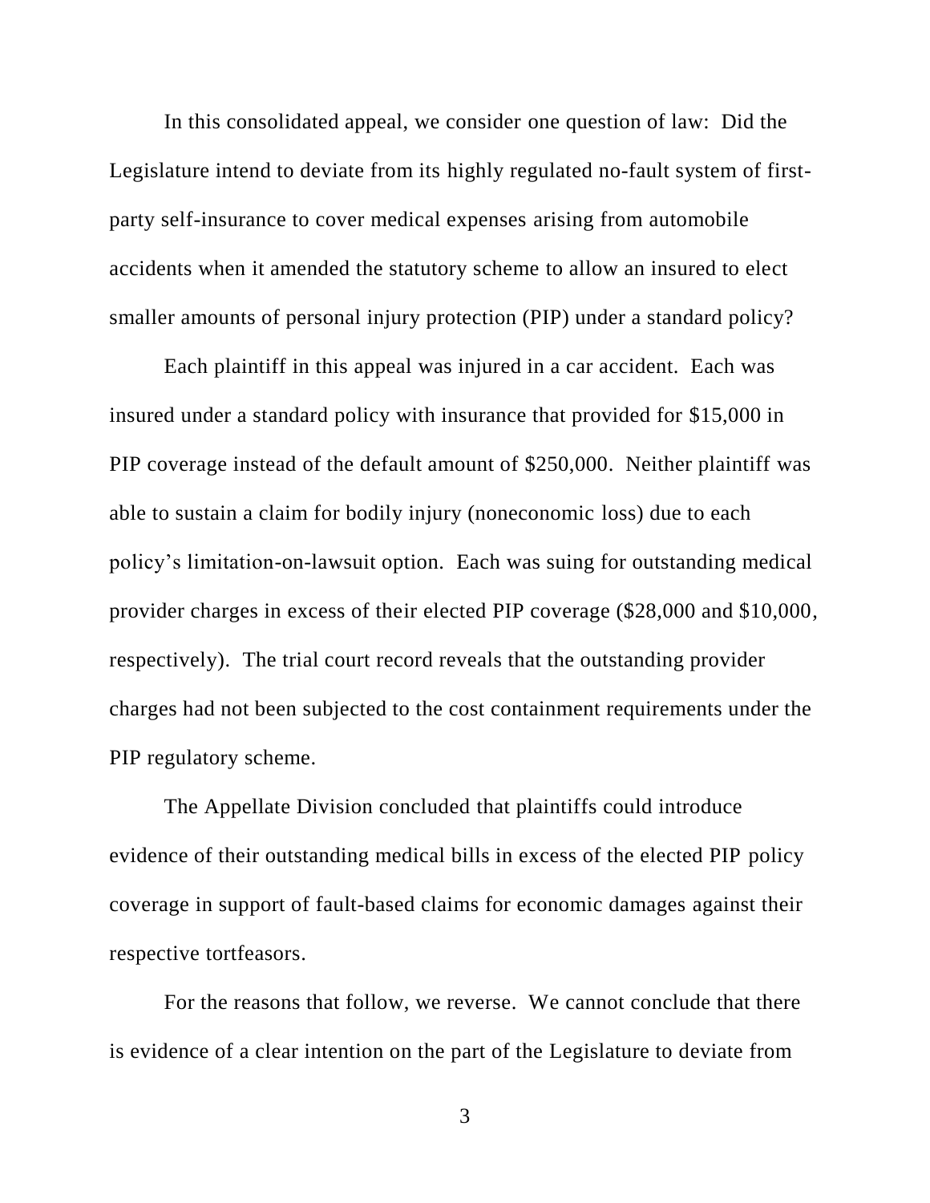In this consolidated appeal, we consider one question of law: Did the Legislature intend to deviate from its highly regulated no-fault system of first-party self-insurance to cover medical expenses arising from automobile accidents when it amended the statutory scheme to allow an insured to elect smaller amounts of personal injury protection (PIP) under a standard policy?

Each plaintiff in this appeal was injured in a car accident. Each was insured under a standard policy with insurance that provided for $15,000 in PIP coverage instead of the default amount of $250,000. Neither plaintiff was able to sustain a claim for bodily injury (noneconomic loss) due to each policy's limitation-on-lawsuit option. Each was suing for outstanding medical provider charges in excess of their elected PIP coverage ($28,000 and $10,000, respectively). The trial court record reveals that the outstanding provider charges had not been subjected to the cost containment requirements under the PIP regulatory scheme.

The Appellate Division concluded that plaintiffs could introduce evidence of their outstanding medical bills in excess of the elected PIP policy coverage in support of fault-based claims for economic damages against their respective tortfeasors.

For the reasons that follow, we reverse. We cannot conclude that there is evidence of a clear intention on the part of the Legislature to deviate from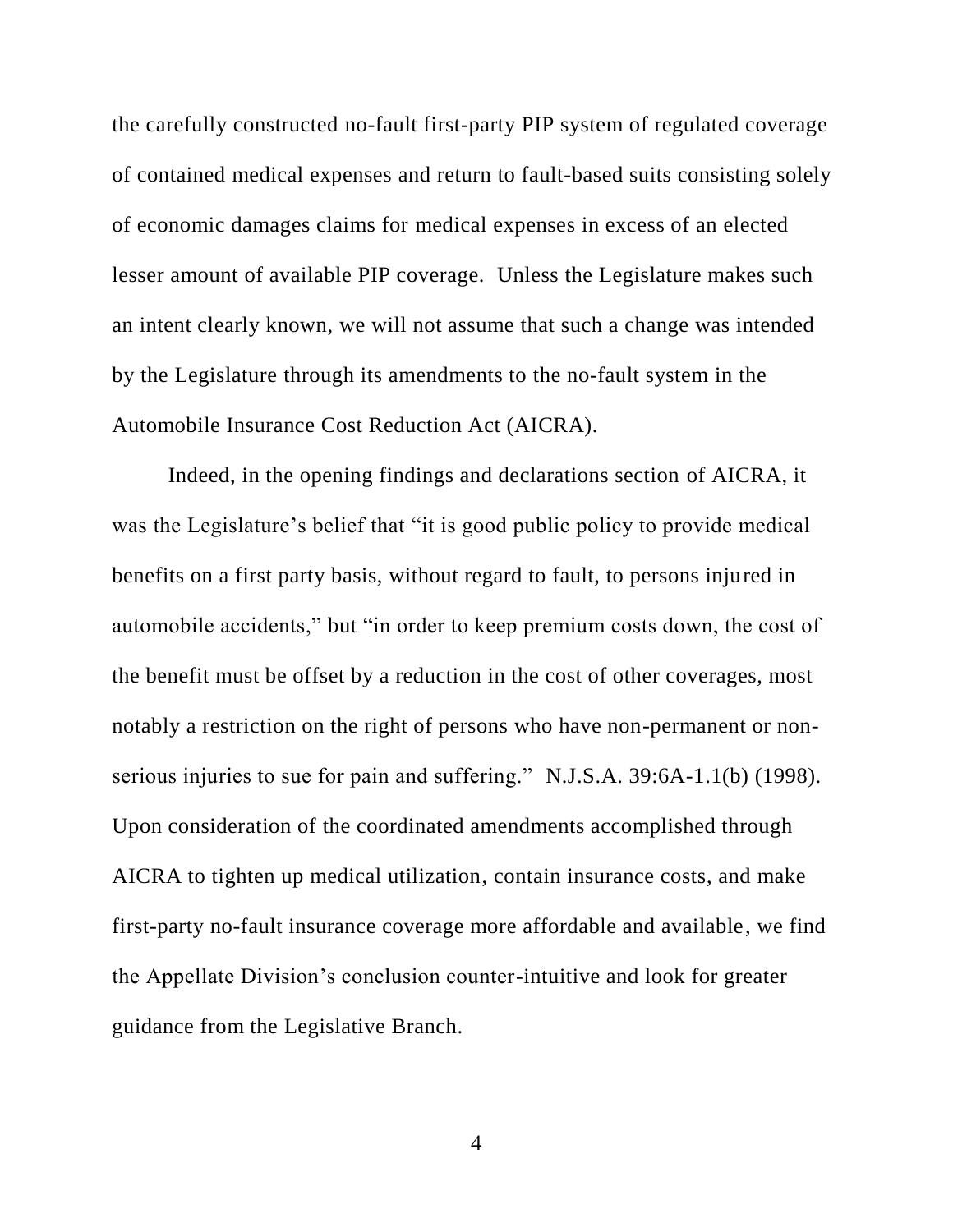the carefully constructed no-fault first-party PIP system of regulated coverage of contained medical expenses and return to fault-based suits consisting solely of economic damages claims for medical expenses in excess of an elected lesser amount of available PIP coverage. Unless the Legislature makes such an intent clearly known, we will not assume that such a change was intended by the Legislature through its amendments to the no-fault system in the Automobile Insurance Cost Reduction Act (AICRA).

Indeed, in the opening findings and declarations section of AICRA, it was the Legislature's belief that "it is good public policy to provide medical benefits on a first party basis, without regard to fault, to persons injured in automobile accidents," but "in order to keep premium costs down, the cost of the benefit must be offset by a reduction in the cost of other coverages, most notably a restriction on the right of persons who have non-permanent or non-serious injuries to sue for pain and suffering." N.J.S.A. 39:6A-1.1(b) (1998). Upon consideration of the coordinated amendments accomplished through AICRA to tighten up medical utilization, contain insurance costs, and make first-party no-fault insurance coverage more affordable and available, we find the Appellate Division's conclusion counter-intuitive and look for greater guidance from the Legislative Branch.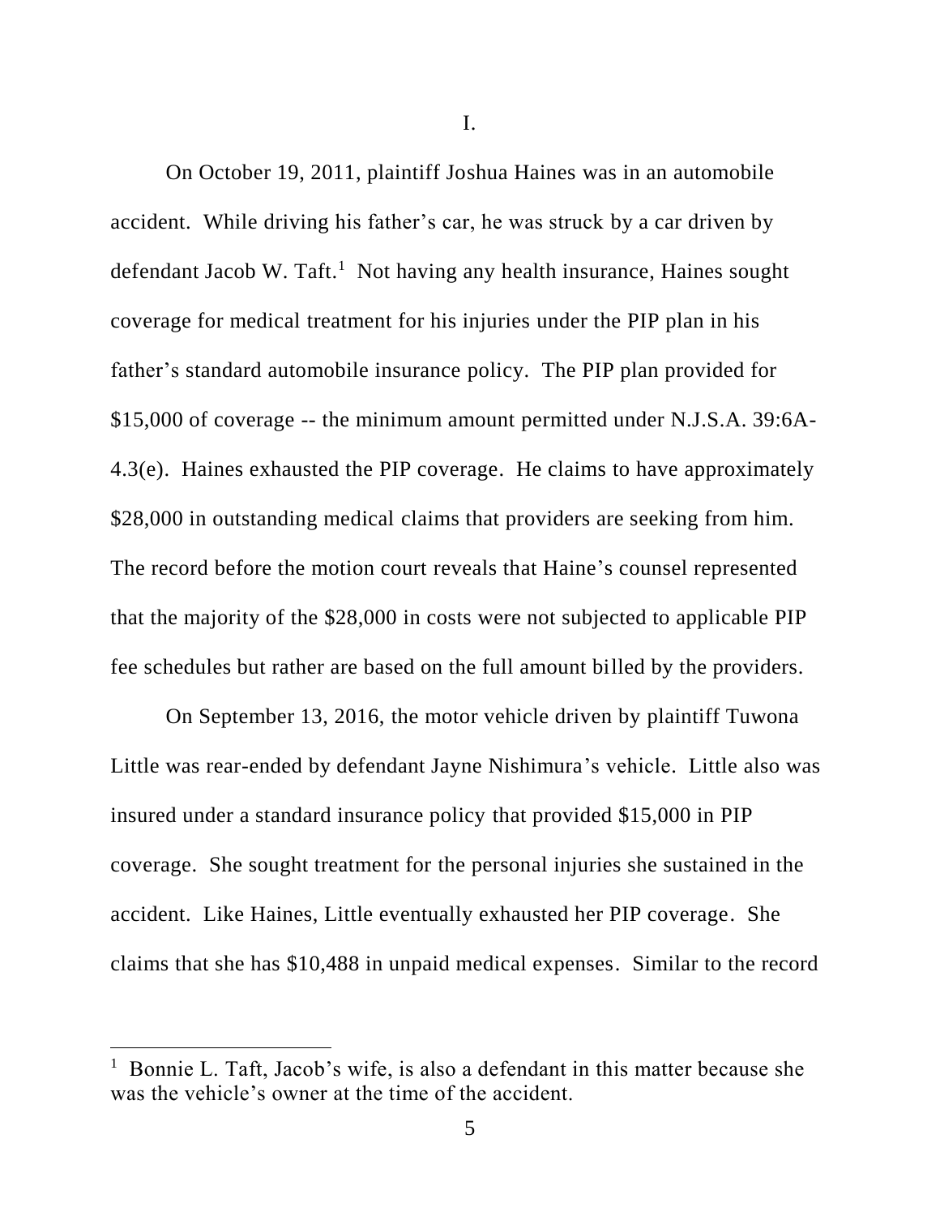I.

On October 19, 2011, plaintiff Joshua Haines was in an automobile accident. While driving his father's car, he was struck by a car driven by defendant Jacob W. Taft.[1] Not having any health insurance, Haines sought coverage for medical treatment for his injuries under the PIP plan in his father's standard automobile insurance policy. The PIP plan provided for $15,000 of coverage -- the minimum amount permitted under N.J.S.A. 39:6A-4.3(e). Haines exhausted the PIP coverage. He claims to have approximately $28,000 in outstanding medical claims that providers are seeking from him. The record before the motion court reveals that Haine's counsel represented that the majority of the $28,000 in costs were not subjected to applicable PIP fee schedules but rather are based on the full amount billed by the providers.

On September 13, 2016, the motor vehicle driven by plaintiff Tuwona Little was rear-ended by defendant Jayne Nishimura's vehicle. Little also was insured under a standard insurance policy that provided $15,000 in PIP coverage. She sought treatment for the personal injuries she sustained in the accident. Like Haines, Little eventually exhausted her PIP coverage. She claims that she has $10,488 in unpaid medical expenses. Similar to the record

---

[1] Bonnie L. Taft, Jacob's wife, is also a defendant in this matter because she was the vehicle's owner at the time of the accident.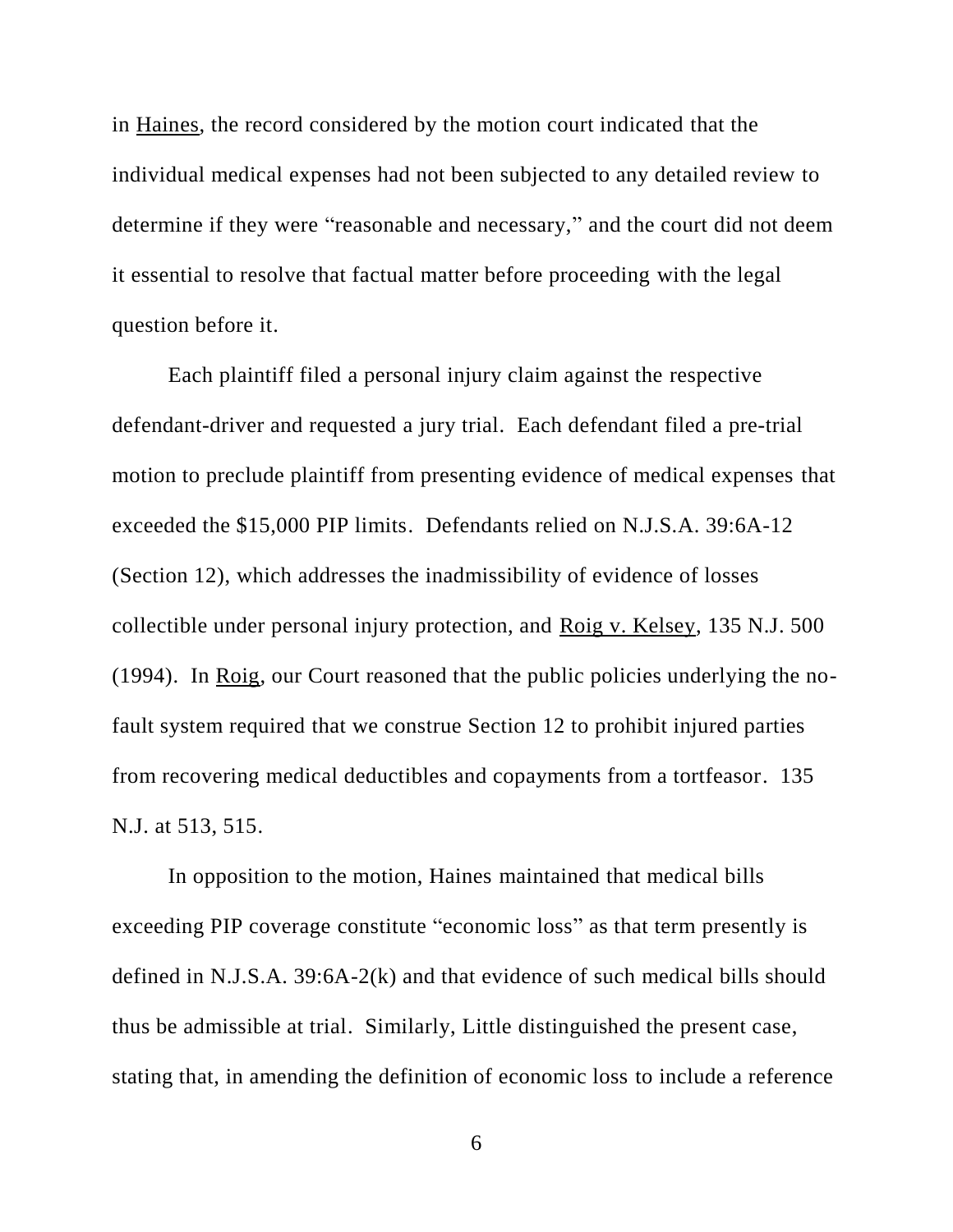in Haines, the record considered by the motion court indicated that the individual medical expenses had not been subjected to any detailed review to determine if they were "reasonable and necessary," and the court did not deem it essential to resolve that factual matter before proceeding with the legal question before it.

Each plaintiff filed a personal injury claim against the respective defendant-driver and requested a jury trial. Each defendant filed a pre-trial motion to preclude plaintiff from presenting evidence of medical expenses that exceeded the $15,000 PIP limits. Defendants relied on N.J.S.A. 39:6A-12 (Section 12), which addresses the inadmissibility of evidence of losses collectible under personal injury protection, and Roig v. Kelsey, 135 N.J. 500 (1994). In Roig, our Court reasoned that the public policies underlying the no-fault system required that we construe Section 12 to prohibit injured parties from recovering medical deductibles and copayments from a tortfeasor. 135 N.J. at 513, 515.

In opposition to the motion, Haines maintained that medical bills exceeding PIP coverage constitute "economic loss" as that term presently is defined in N.J.S.A. 39:6A-2(k) and that evidence of such medical bills should thus be admissible at trial. Similarly, Little distinguished the present case, stating that, in amending the definition of economic loss to include a reference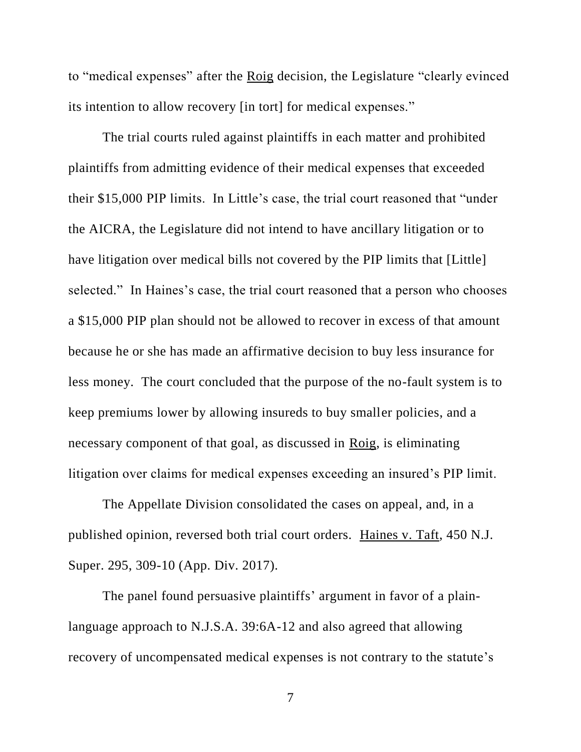to "medical expenses" after the Roig decision, the Legislature "clearly evinced its intention to allow recovery [in tort] for medical expenses."

The trial courts ruled against plaintiffs in each matter and prohibited plaintiffs from admitting evidence of their medical expenses that exceeded their $15,000 PIP limits. In Little's case, the trial court reasoned that "under the AICRA, the Legislature did not intend to have ancillary litigation or to have litigation over medical bills not covered by the PIP limits that [Little] selected." In Haines's case, the trial court reasoned that a person who chooses a $15,000 PIP plan should not be allowed to recover in excess of that amount because he or she has made an affirmative decision to buy less insurance for less money. The court concluded that the purpose of the no-fault system is to keep premiums lower by allowing insureds to buy smaller policies, and a necessary component of that goal, as discussed in Roig, is eliminating litigation over claims for medical expenses exceeding an insured's PIP limit.

The Appellate Division consolidated the cases on appeal, and, in a published opinion, reversed both trial court orders. Haines v. Taft, 450 N.J. Super. 295, 309-10 (App. Div. 2017).

The panel found persuasive plaintiffs' argument in favor of a plain-language approach to N.J.S.A. 39:6A-12 and also agreed that allowing recovery of uncompensated medical expenses is not contrary to the statute's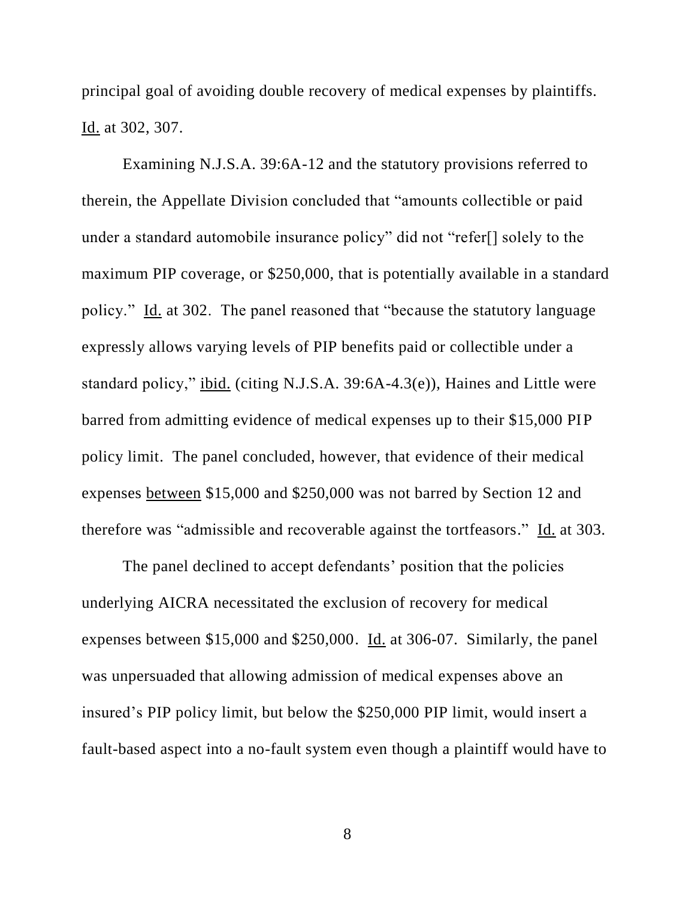principal goal of avoiding double recovery of medical expenses by plaintiffs. Id. at 302, 307.

Examining N.J.S.A. 39:6A-12 and the statutory provisions referred to therein, the Appellate Division concluded that "amounts collectible or paid under a standard automobile insurance policy" did not "refer[] solely to the maximum PIP coverage, or $250,000, that is potentially available in a standard policy." Id. at 302. The panel reasoned that "because the statutory language expressly allows varying levels of PIP benefits paid or collectible under a standard policy," ibid. (citing N.J.S.A. 39:6A-4.3(e)), Haines and Little were barred from admitting evidence of medical expenses up to their $15,000 PIP policy limit. The panel concluded, however, that evidence of their medical expenses between $15,000 and $250,000 was not barred by Section 12 and therefore was "admissible and recoverable against the tortfeasors." Id. at 303.

The panel declined to accept defendants' position that the policies underlying AICRA necessitated the exclusion of recovery for medical expenses between $15,000 and $250,000. Id. at 306-07. Similarly, the panel was unpersuaded that allowing admission of medical expenses above an insured's PIP policy limit, but below the $250,000 PIP limit, would insert a fault-based aspect into a no-fault system even though a plaintiff would have to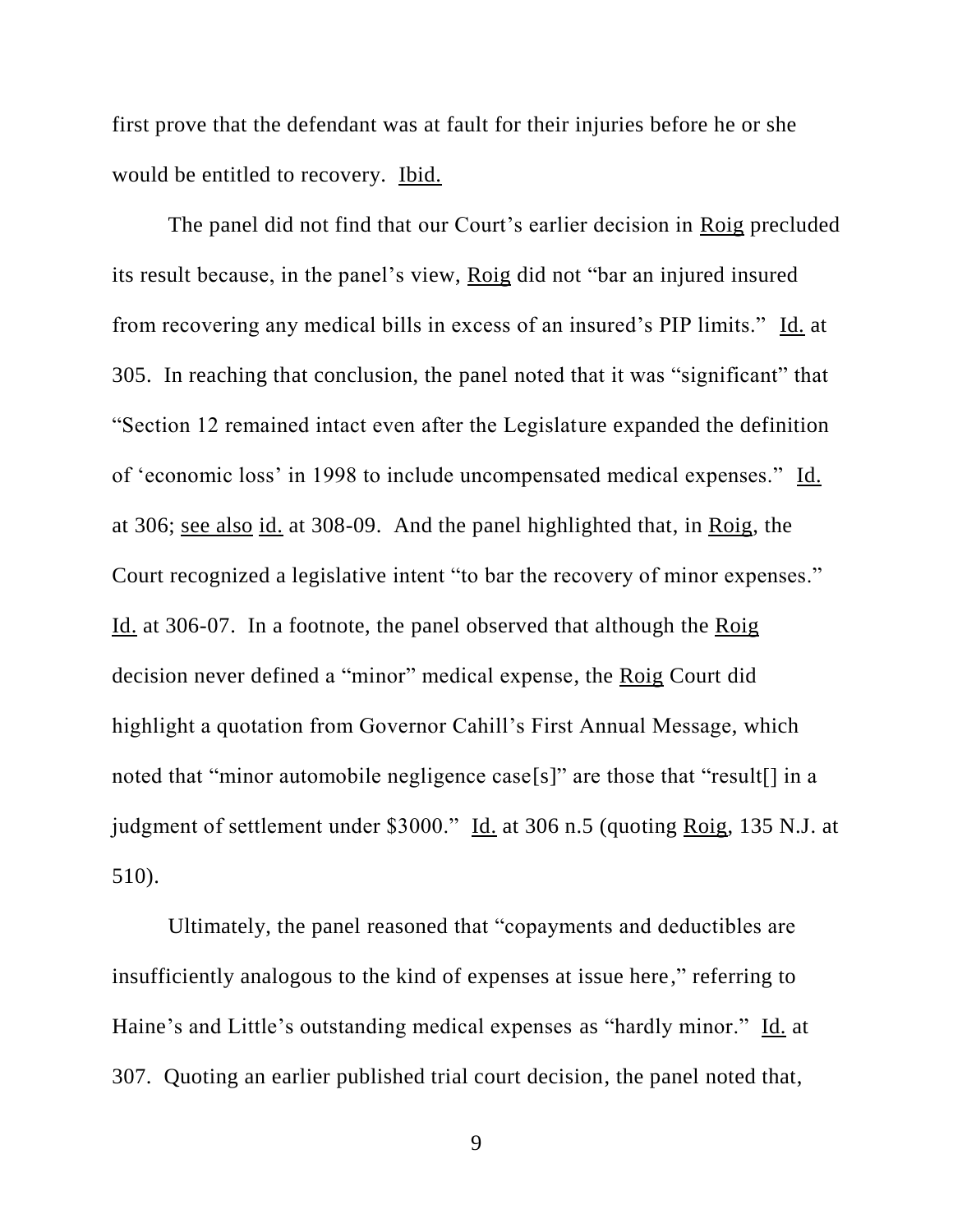first prove that the defendant was at fault for their injuries before he or she would be entitled to recovery. Ibid.

The panel did not find that our Court's earlier decision in Roig precluded its result because, in the panel's view, Roig did not "bar an injured insured from recovering any medical bills in excess of an insured's PIP limits." Id. at 305. In reaching that conclusion, the panel noted that it was "significant" that "Section 12 remained intact even after the Legislature expanded the definition of 'economic loss' in 1998 to include uncompensated medical expenses." Id. at 306; see also id. at 308-09. And the panel highlighted that, in Roig, the Court recognized a legislative intent "to bar the recovery of minor expenses." Id. at 306-07. In a footnote, the panel observed that although the Roig decision never defined a "minor" medical expense, the Roig Court did highlight a quotation from Governor Cahill's First Annual Message, which noted that "minor automobile negligence case[s]" are those that "result[] in a judgment of settlement under $3000." Id. at 306 n.5 (quoting Roig, 135 N.J. at 510).

Ultimately, the panel reasoned that "copayments and deductibles are insufficiently analogous to the kind of expenses at issue here," referring to Haine's and Little's outstanding medical expenses as "hardly minor." Id. at 307. Quoting an earlier published trial court decision, the panel noted that,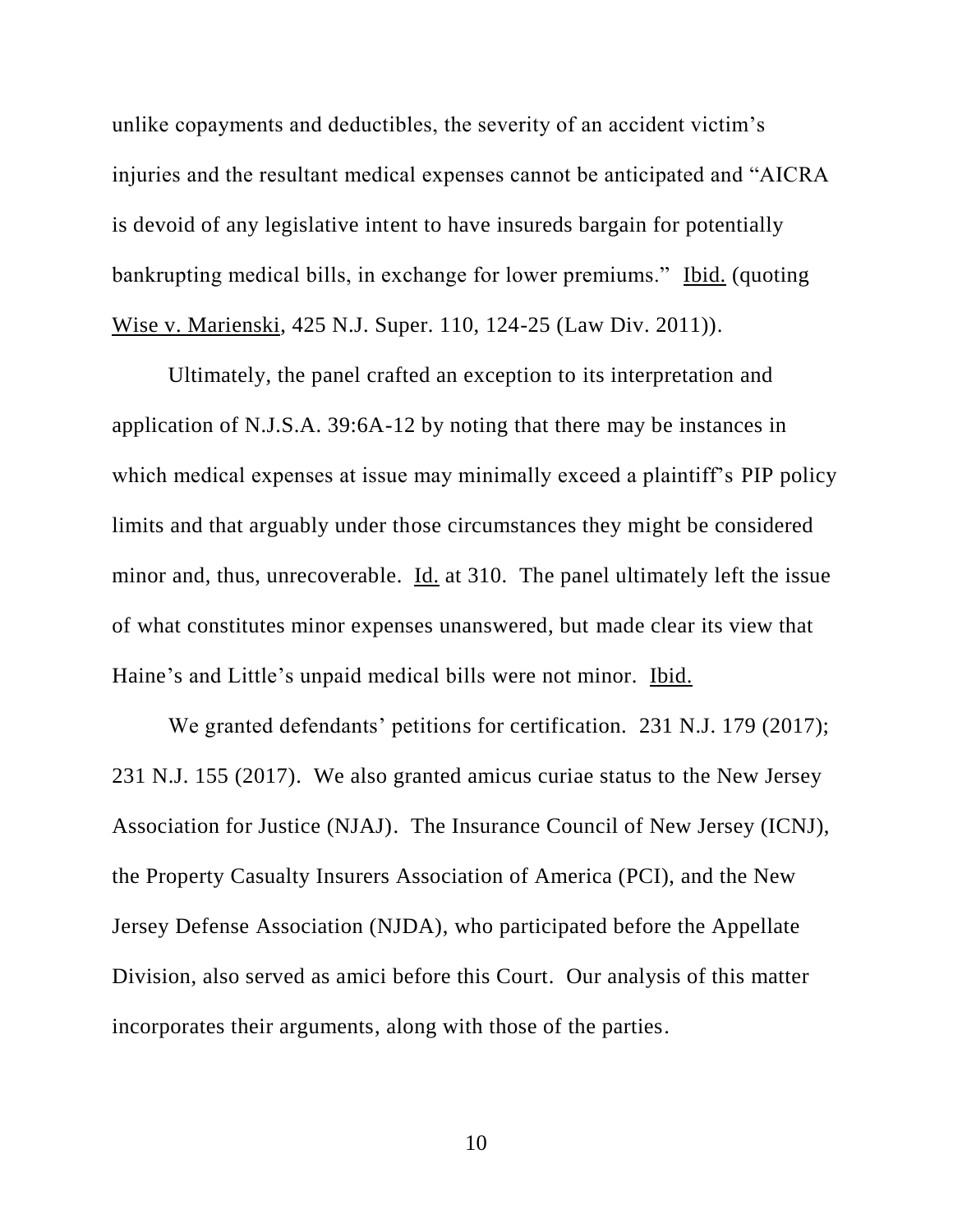unlike copayments and deductibles, the severity of an accident victim's injuries and the resultant medical expenses cannot be anticipated and "AICRA is devoid of any legislative intent to have insureds bargain for potentially bankrupting medical bills, in exchange for lower premiums." Ibid. (quoting Wise v. Marienski, 425 N.J. Super. 110, 124-25 (Law Div. 2011)).

Ultimately, the panel crafted an exception to its interpretation and application of N.J.S.A. 39:6A-12 by noting that there may be instances in which medical expenses at issue may minimally exceed a plaintiff's PIP policy limits and that arguably under those circumstances they might be considered minor and, thus, unrecoverable. Id. at 310. The panel ultimately left the issue of what constitutes minor expenses unanswered, but made clear its view that Haine's and Little's unpaid medical bills were not minor. Ibid.

We granted defendants' petitions for certification. 231 N.J. 179 (2017); 231 N.J. 155 (2017). We also granted amicus curiae status to the New Jersey Association for Justice (NJAJ). The Insurance Council of New Jersey (ICNJ), the Property Casualty Insurers Association of America (PCI), and the New Jersey Defense Association (NJDA), who participated before the Appellate Division, also served as amici before this Court. Our analysis of this matter incorporates their arguments, along with those of the parties.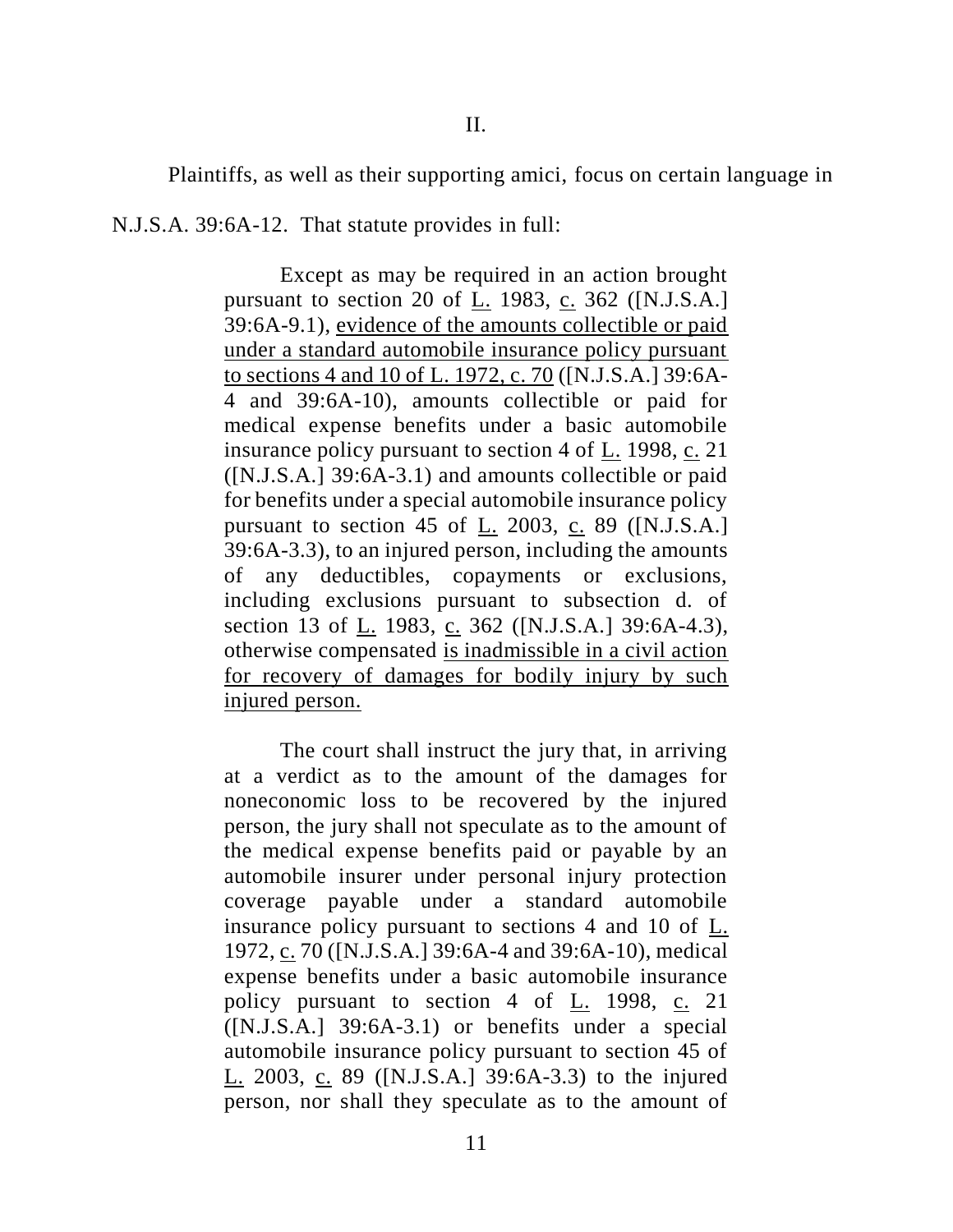## II.

Plaintiffs, as well as their supporting amici, focus on certain language in N.J.S.A. 39:6A-12. That statute provides in full:

> Except as may be required in an action brought pursuant to section 20 of L. 1983, c. 362 ([N.J.S.A.] 39:6A-9.1), evidence of the amounts collectible or paid under a standard automobile insurance policy pursuant to sections 4 and 10 of L. 1972, c. 70 ([N.J.S.A.] 39:6A-4 and 39:6A-10), amounts collectible or paid for medical expense benefits under a basic automobile insurance policy pursuant to section 4 of L. 1998, c. 21 ([N.J.S.A.] 39:6A-3.1) and amounts collectible or paid for benefits under a special automobile insurance policy pursuant to section 45 of L. 2003, c. 89 ([N.J.S.A.] 39:6A-3.3), to an injured person, including the amounts of any deductibles, copayments or exclusions, including exclusions pursuant to subsection d. of section 13 of L. 1983, c. 362 ([N.J.S.A.] 39:6A-4.3), otherwise compensated is inadmissible in a civil action for recovery of damages for bodily injury by such injured person.
>
> The court shall instruct the jury that, in arriving at a verdict as to the amount of the damages for noneconomic loss to be recovered by the injured person, the jury shall not speculate as to the amount of the medical expense benefits paid or payable by an automobile insurer under personal injury protection coverage payable under a standard automobile insurance policy pursuant to sections 4 and 10 of L. 1972, c. 70 ([N.J.S.A.] 39:6A-4 and 39:6A-10), medical expense benefits under a basic automobile insurance policy pursuant to section 4 of L. 1998, c. 21 ([N.J.S.A.] 39:6A-3.1) or benefits under a special automobile insurance policy pursuant to section 45 of L. 2003, c. 89 ([N.J.S.A.] 39:6A-3.3) to the injured person, nor shall they speculate as to the amount of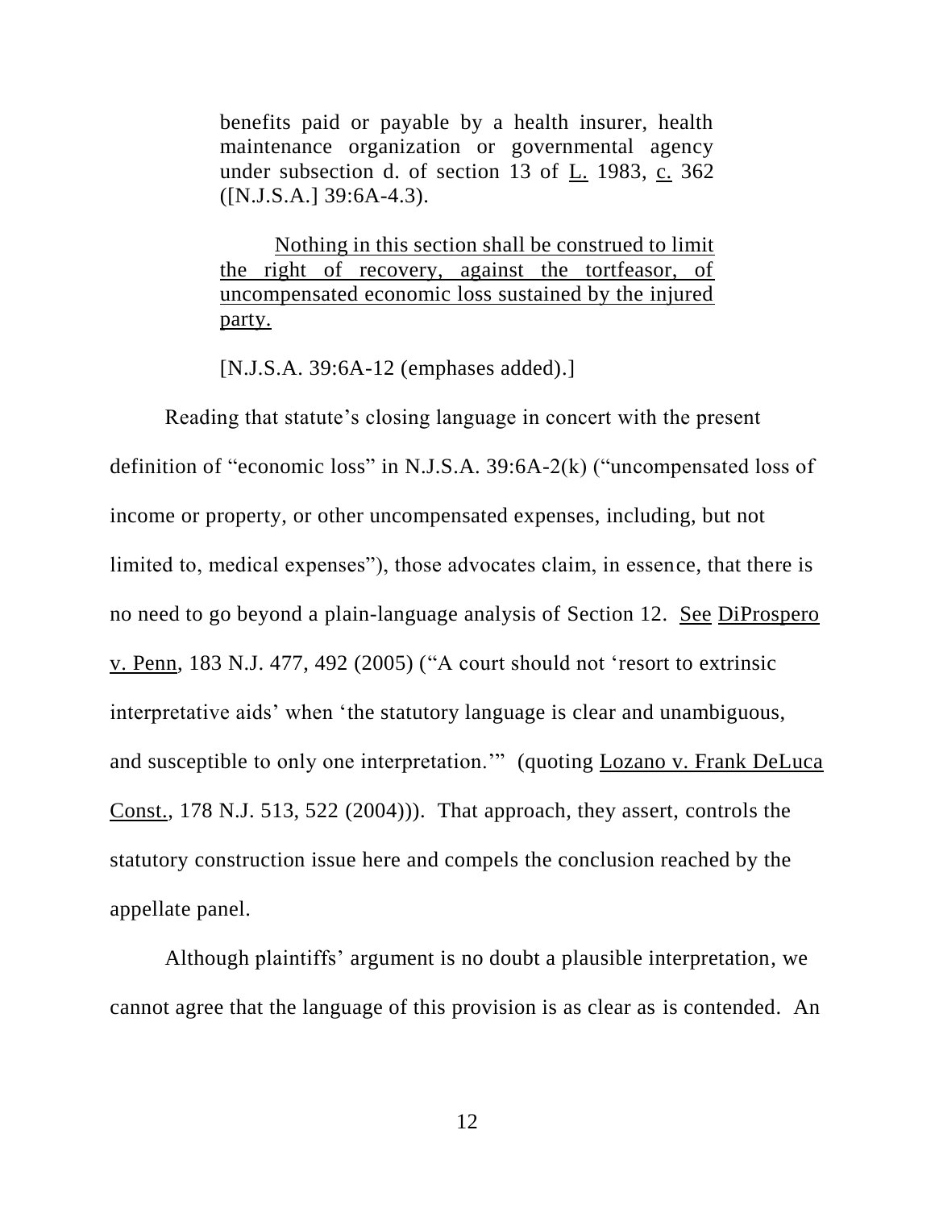> benefits paid or payable by a health insurer, health maintenance organization or governmental agency under subsection d. of section 13 of L. 1983, c. 362 ([N.J.S.A.] 39:6A-4.3).
>
> Nothing in this section shall be construed to limit the right of recovery, against the tortfeasor, of uncompensated economic loss sustained by the injured party.
>
> [N.J.S.A. 39:6A-12 (emphases added).]

Reading that statute's closing language in concert with the present definition of "economic loss" in N.J.S.A. 39:6A-2(k) ("uncompensated loss of income or property, or other uncompensated expenses, including, but not limited to, medical expenses"), those advocates claim, in essence, that there is no need to go beyond a plain-language analysis of Section 12. See DiProspero v. Penn, 183 N.J. 477, 492 (2005) ("A court should not 'resort to extrinsic interpretative aids' when 'the statutory language is clear and unambiguous, and susceptible to only one interpretation.'" (quoting Lozano v. Frank DeLuca Const., 178 N.J. 513, 522 (2004))). That approach, they assert, controls the statutory construction issue here and compels the conclusion reached by the appellate panel.

Although plaintiffs' argument is no doubt a plausible interpretation, we cannot agree that the language of this provision is as clear as is contended. An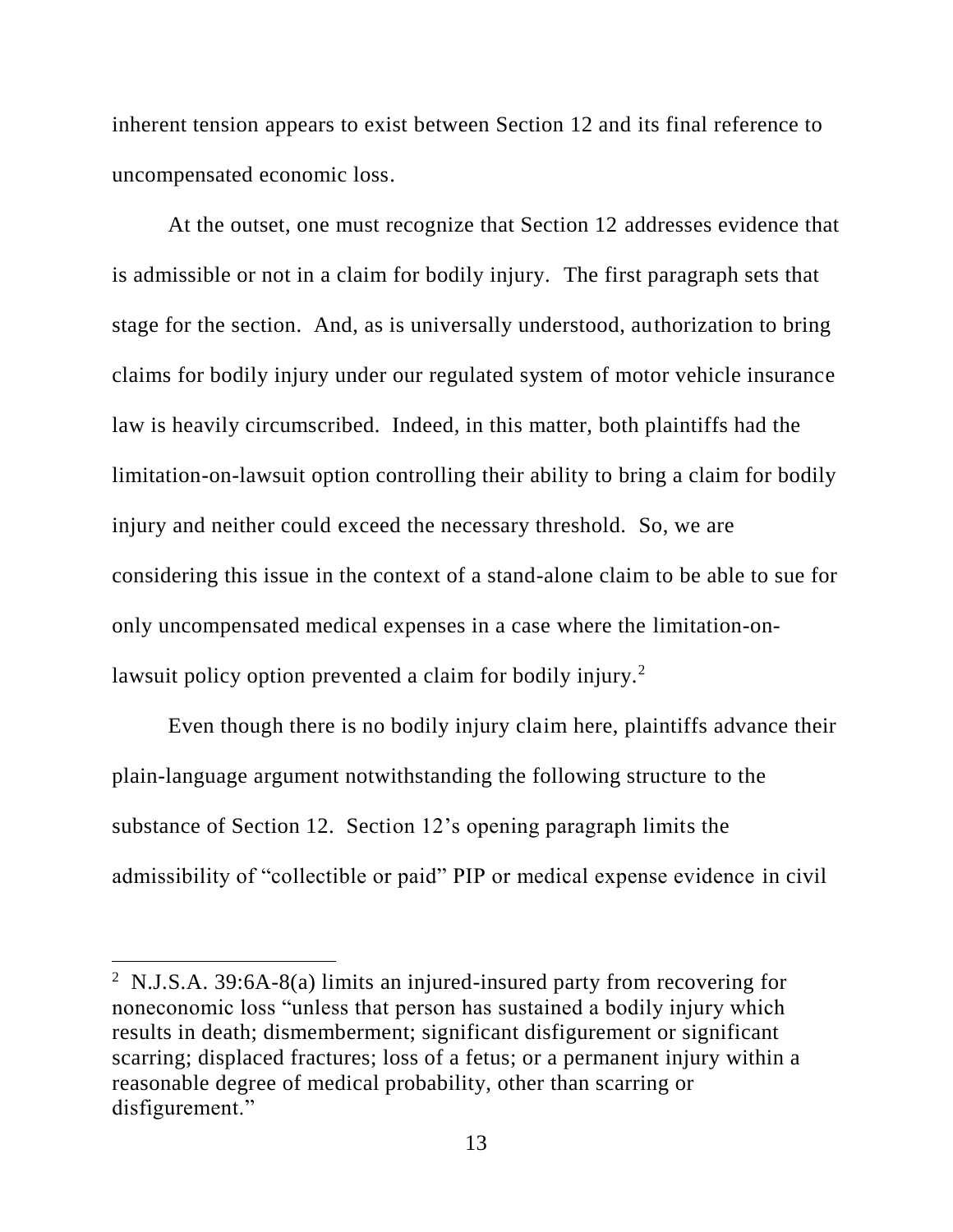inherent tension appears to exist between Section 12 and its final reference to uncompensated economic loss.

At the outset, one must recognize that Section 12 addresses evidence that is admissible or not in a claim for bodily injury. The first paragraph sets that stage for the section. And, as is universally understood, authorization to bring claims for bodily injury under our regulated system of motor vehicle insurance law is heavily circumscribed. Indeed, in this matter, both plaintiffs had the limitation-on-lawsuit option controlling their ability to bring a claim for bodily injury and neither could exceed the necessary threshold. So, we are considering this issue in the context of a stand-alone claim to be able to sue for only uncompensated medical expenses in a case where the limitation-on-lawsuit policy option prevented a claim for bodily injury.[2]

Even though there is no bodily injury claim here, plaintiffs advance their plain-language argument notwithstanding the following structure to the substance of Section 12. Section 12's opening paragraph limits the admissibility of "collectible or paid" PIP or medical expense evidence in civil

---

[2] N.J.S.A. 39:6A-8(a) limits an injured-insured party from recovering for noneconomic loss "unless that person has sustained a bodily injury which results in death; dismemberment; significant disfigurement or significant scarring; displaced fractures; loss of a fetus; or a permanent injury within a reasonable degree of medical probability, other than scarring or disfigurement."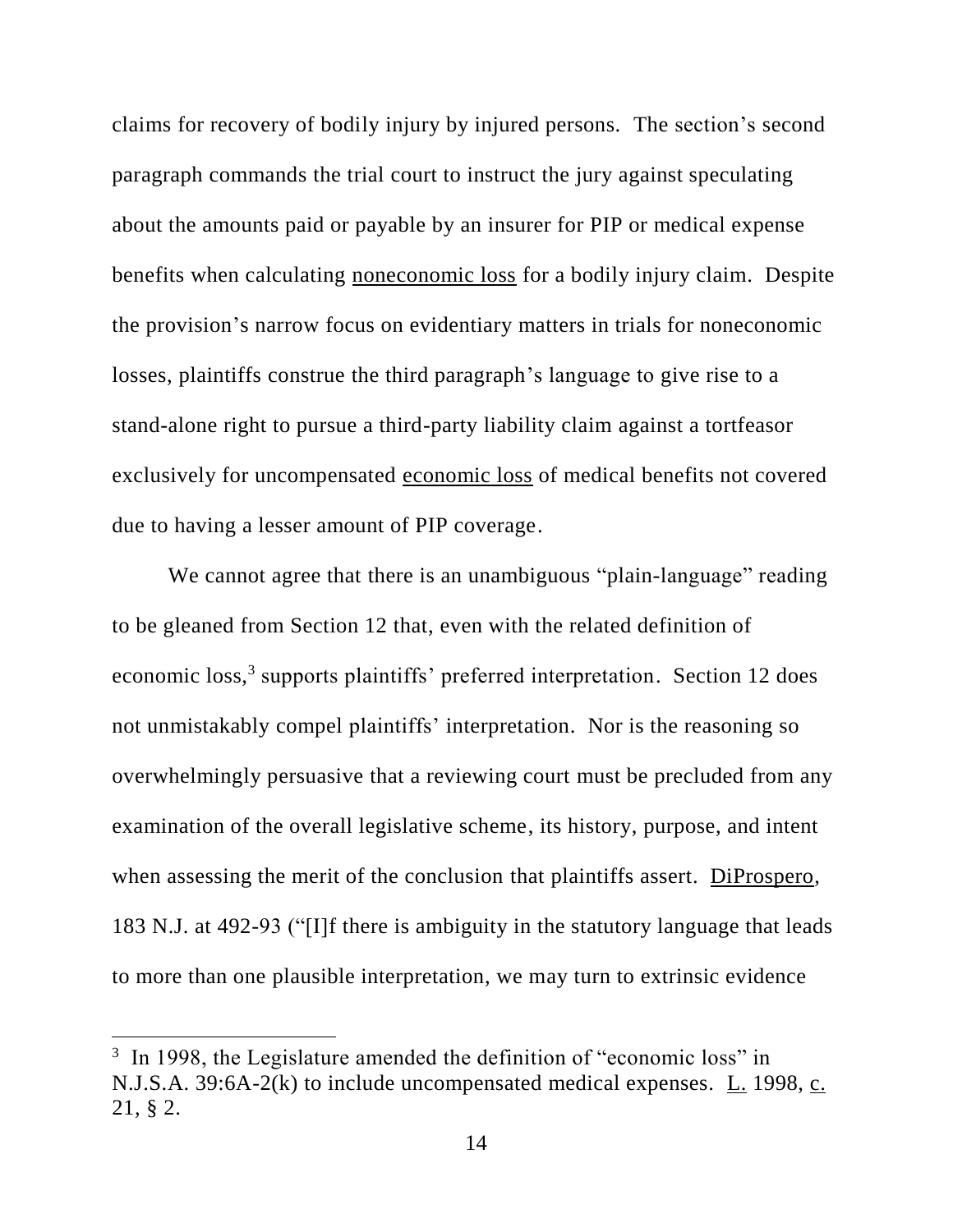claims for recovery of bodily injury by injured persons. The section's second paragraph commands the trial court to instruct the jury against speculating about the amounts paid or payable by an insurer for PIP or medical expense benefits when calculating noneconomic loss for a bodily injury claim. Despite the provision's narrow focus on evidentiary matters in trials for noneconomic losses, plaintiffs construe the third paragraph's language to give rise to a stand-alone right to pursue a third-party liability claim against a tortfeasor exclusively for uncompensated economic loss of medical benefits not covered due to having a lesser amount of PIP coverage.

We cannot agree that there is an unambiguous "plain-language" reading to be gleaned from Section 12 that, even with the related definition of economic loss,[3] supports plaintiffs' preferred interpretation. Section 12 does not unmistakably compel plaintiffs' interpretation. Nor is the reasoning so overwhelmingly persuasive that a reviewing court must be precluded from any examination of the overall legislative scheme, its history, purpose, and intent when assessing the merit of the conclusion that plaintiffs assert. DiProspero, 183 N.J. at 492-93 ("[I]f there is ambiguity in the statutory language that leads to more than one plausible interpretation, we may turn to extrinsic evidence

---

[3] In 1998, the Legislature amended the definition of "economic loss" in N.J.S.A. 39:6A-2(k) to include uncompensated medical expenses. L. 1998, c. 21, § 2.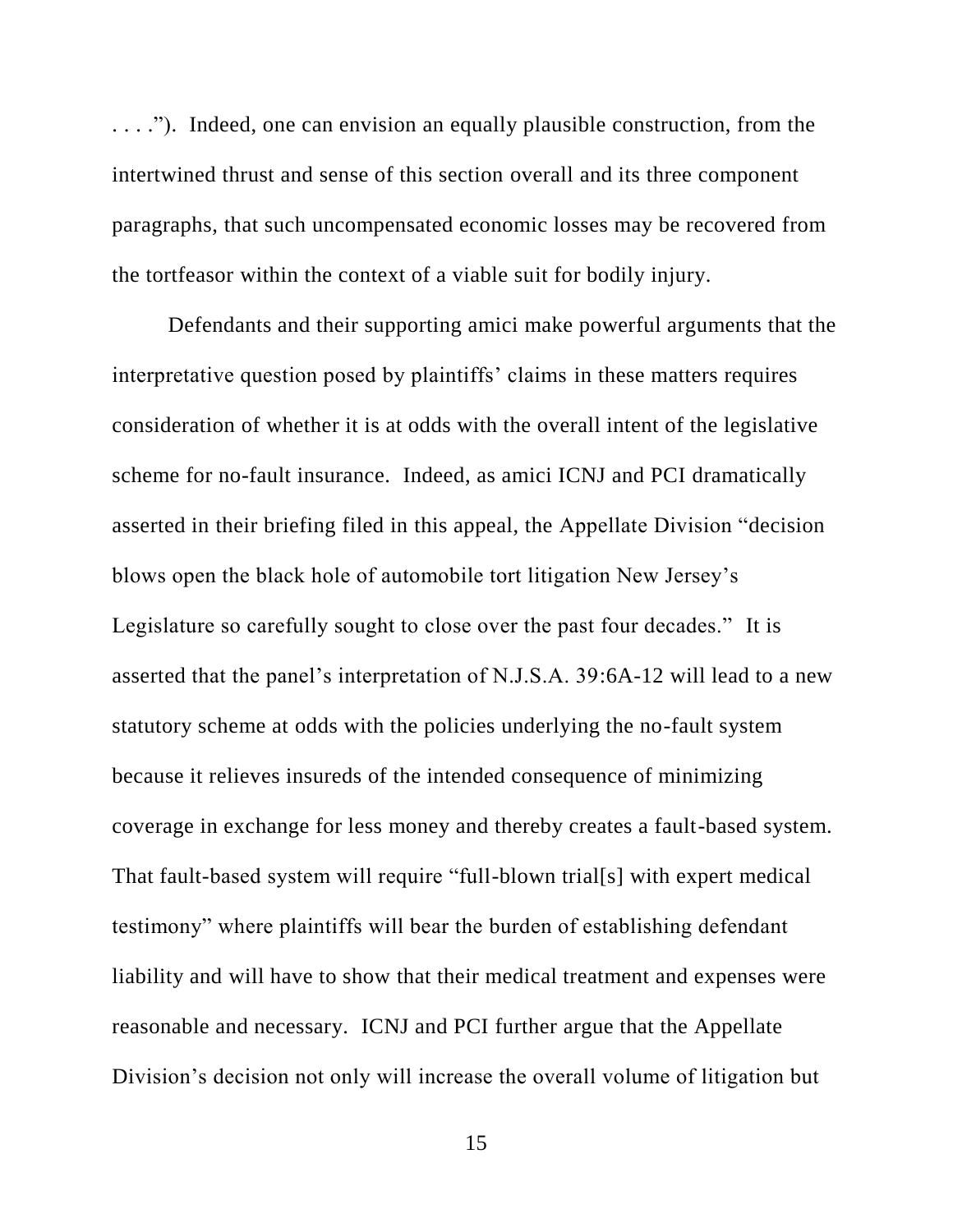. . . ."). Indeed, one can envision an equally plausible construction, from the intertwined thrust and sense of this section overall and its three component paragraphs, that such uncompensated economic losses may be recovered from the tortfeasor within the context of a viable suit for bodily injury.

Defendants and their supporting amici make powerful arguments that the interpretative question posed by plaintiffs' claims in these matters requires consideration of whether it is at odds with the overall intent of the legislative scheme for no-fault insurance. Indeed, as amici ICNJ and PCI dramatically asserted in their briefing filed in this appeal, the Appellate Division "decision blows open the black hole of automobile tort litigation New Jersey's Legislature so carefully sought to close over the past four decades." It is asserted that the panel's interpretation of N.J.S.A. 39:6A-12 will lead to a new statutory scheme at odds with the policies underlying the no-fault system because it relieves insureds of the intended consequence of minimizing coverage in exchange for less money and thereby creates a fault-based system. That fault-based system will require "full-blown trial[s] with expert medical testimony" where plaintiffs will bear the burden of establishing defendant liability and will have to show that their medical treatment and expenses were reasonable and necessary. ICNJ and PCI further argue that the Appellate Division's decision not only will increase the overall volume of litigation but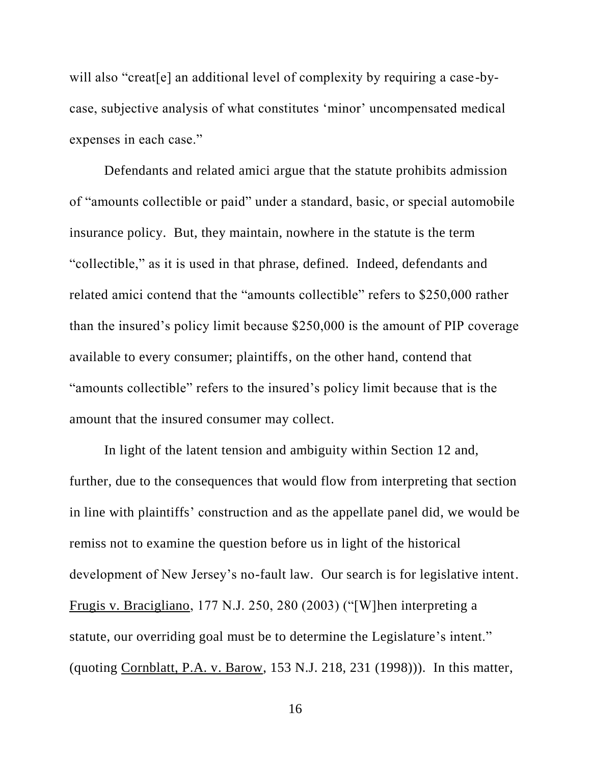will also "creat[e] an additional level of complexity by requiring a case-by-case, subjective analysis of what constitutes 'minor' uncompensated medical expenses in each case."

Defendants and related amici argue that the statute prohibits admission of "amounts collectible or paid" under a standard, basic, or special automobile insurance policy. But, they maintain, nowhere in the statute is the term "collectible," as it is used in that phrase, defined. Indeed, defendants and related amici contend that the "amounts collectible" refers to $250,000 rather than the insured's policy limit because $250,000 is the amount of PIP coverage available to every consumer; plaintiffs, on the other hand, contend that "amounts collectible" refers to the insured's policy limit because that is the amount that the insured consumer may collect.

In light of the latent tension and ambiguity within Section 12 and, further, due to the consequences that would flow from interpreting that section in line with plaintiffs' construction and as the appellate panel did, we would be remiss not to examine the question before us in light of the historical development of New Jersey's no-fault law. Our search is for legislative intent. Frugis v. Bracigliano, 177 N.J. 250, 280 (2003) ("[W]hen interpreting a statute, our overriding goal must be to determine the Legislature's intent." (quoting Cornblatt, P.A. v. Barow, 153 N.J. 218, 231 (1998))). In this matter,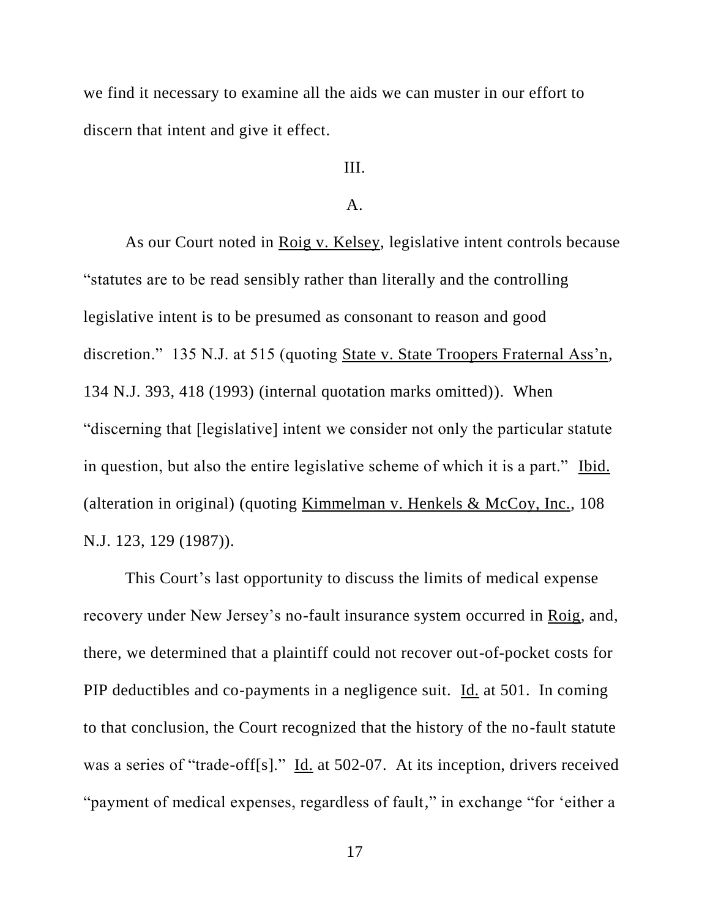we find it necessary to examine all the aids we can muster in our effort to discern that intent and give it effect.

III.

A.

As our Court noted in Roig v. Kelsey, legislative intent controls because "statutes are to be read sensibly rather than literally and the controlling legislative intent is to be presumed as consonant to reason and good discretion." 135 N.J. at 515 (quoting State v. State Troopers Fraternal Ass'n, 134 N.J. 393, 418 (1993) (internal quotation marks omitted)). When "discerning that [legislative] intent we consider not only the particular statute in question, but also the entire legislative scheme of which it is a part." Ibid. (alteration in original) (quoting Kimmelman v. Henkels & McCoy, Inc., 108 N.J. 123, 129 (1987)).

This Court's last opportunity to discuss the limits of medical expense recovery under New Jersey's no-fault insurance system occurred in Roig, and, there, we determined that a plaintiff could not recover out-of-pocket costs for PIP deductibles and co-payments in a negligence suit. Id. at 501. In coming to that conclusion, the Court recognized that the history of the no-fault statute was a series of "trade-off[s]." Id. at 502-07. At its inception, drivers received "payment of medical expenses, regardless of fault," in exchange "for 'either a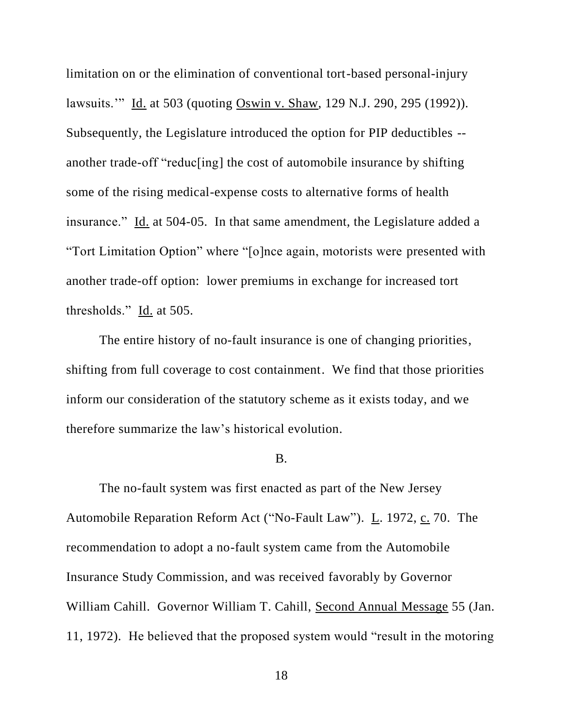limitation on or the elimination of conventional tort-based personal-injury lawsuits.'" Id. at 503 (quoting Oswin v. Shaw, 129 N.J. 290, 295 (1992)). Subsequently, the Legislature introduced the option for PIP deductibles -- another trade-off "reduc[ing] the cost of automobile insurance by shifting some of the rising medical-expense costs to alternative forms of health insurance." Id. at 504-05. In that same amendment, the Legislature added a "Tort Limitation Option" where "[o]nce again, motorists were presented with another trade-off option: lower premiums in exchange for increased tort thresholds." Id. at 505.

The entire history of no-fault insurance is one of changing priorities, shifting from full coverage to cost containment. We find that those priorities inform our consideration of the statutory scheme as it exists today, and we therefore summarize the law's historical evolution.

## B.

The no-fault system was first enacted as part of the New Jersey Automobile Reparation Reform Act ("No-Fault Law"). L. 1972, c. 70. The recommendation to adopt a no-fault system came from the Automobile Insurance Study Commission, and was received favorably by Governor William Cahill. Governor William T. Cahill, Second Annual Message 55 (Jan. 11, 1972). He believed that the proposed system would "result in the motoring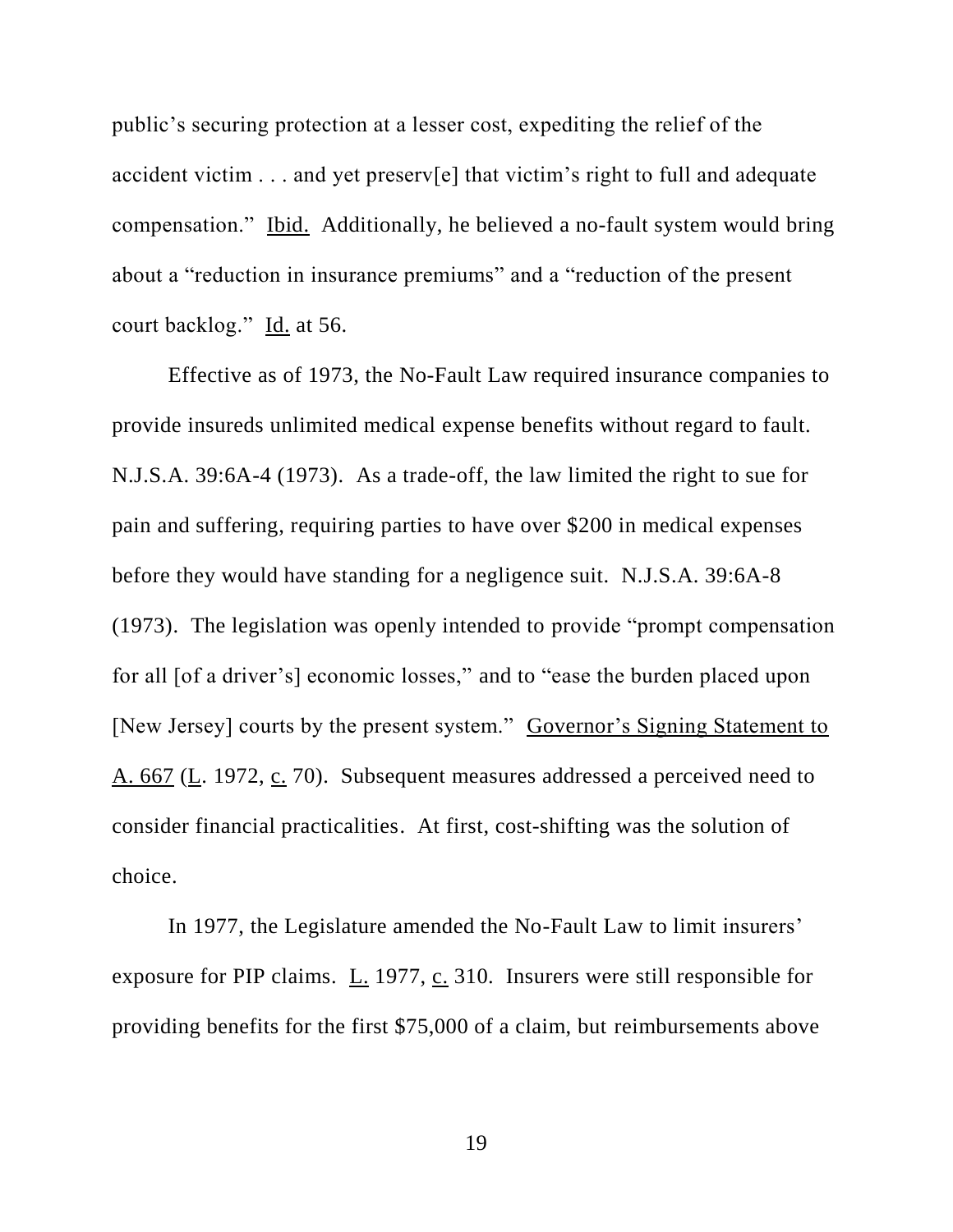public's securing protection at a lesser cost, expediting the relief of the accident victim . . . and yet preserv[e] that victim's right to full and adequate compensation." Ibid. Additionally, he believed a no-fault system would bring about a "reduction in insurance premiums" and a "reduction of the present court backlog." Id. at 56.

Effective as of 1973, the No-Fault Law required insurance companies to provide insureds unlimited medical expense benefits without regard to fault. N.J.S.A. 39:6A-4 (1973). As a trade-off, the law limited the right to sue for pain and suffering, requiring parties to have over $200 in medical expenses before they would have standing for a negligence suit. N.J.S.A. 39:6A-8 (1973). The legislation was openly intended to provide "prompt compensation for all [of a driver's] economic losses," and to "ease the burden placed upon [New Jersey] courts by the present system." Governor's Signing Statement to A. 667 (L. 1972, c. 70). Subsequent measures addressed a perceived need to consider financial practicalities. At first, cost-shifting was the solution of choice.

In 1977, the Legislature amended the No-Fault Law to limit insurers' exposure for PIP claims. L. 1977, c. 310. Insurers were still responsible for providing benefits for the first $75,000 of a claim, but reimbursements above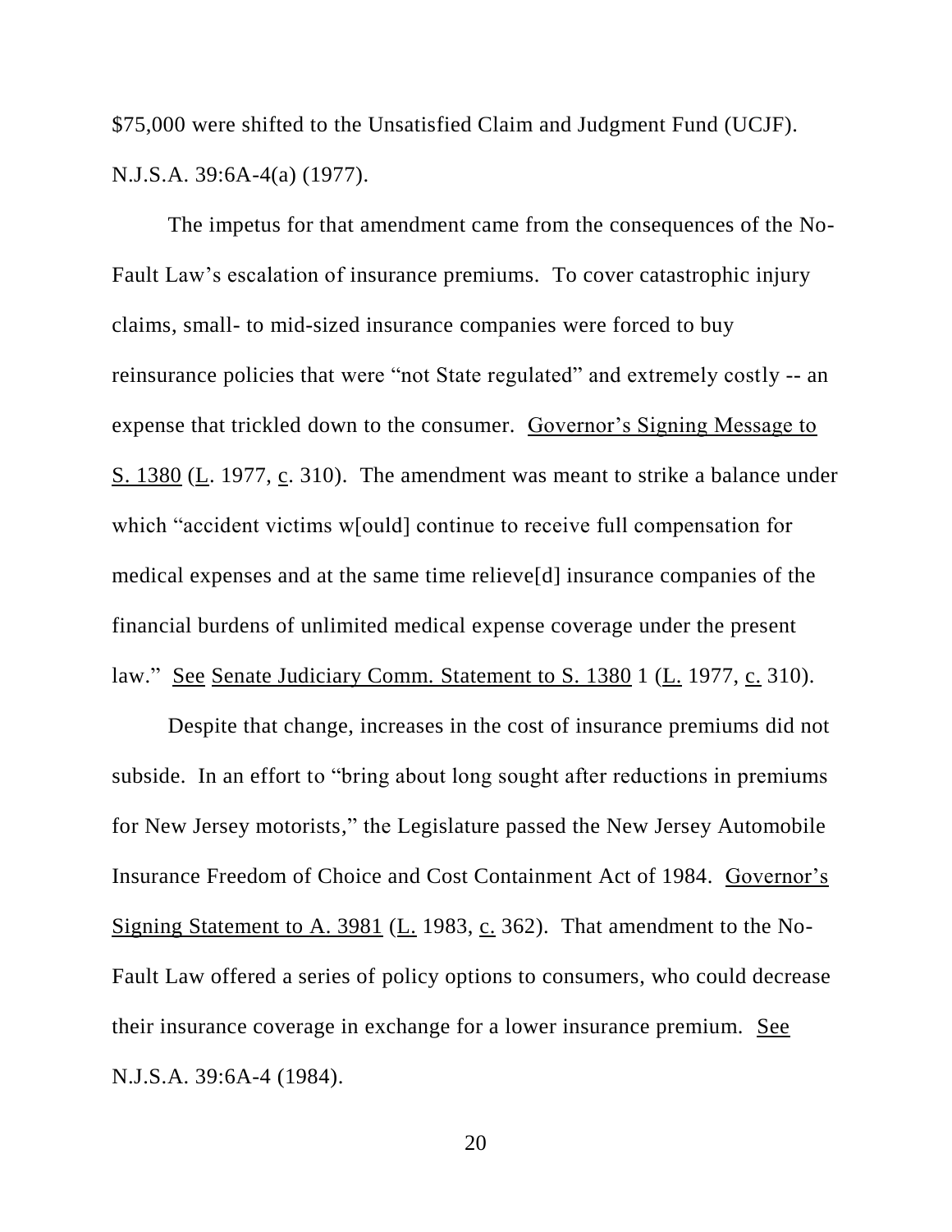$75,000 were shifted to the Unsatisfied Claim and Judgment Fund (UCJF). N.J.S.A. 39:6A-4(a) (1977).

The impetus for that amendment came from the consequences of the No-Fault Law's escalation of insurance premiums. To cover catastrophic injury claims, small- to mid-sized insurance companies were forced to buy reinsurance policies that were "not State regulated" and extremely costly -- an expense that trickled down to the consumer. Governor's Signing Message to S. 1380 (L. 1977, c. 310). The amendment was meant to strike a balance under which "accident victims w[ould] continue to receive full compensation for medical expenses and at the same time relieve[d] insurance companies of the financial burdens of unlimited medical expense coverage under the present law." See Senate Judiciary Comm. Statement to S. 1380 1 (L. 1977, c. 310).

Despite that change, increases in the cost of insurance premiums did not subside. In an effort to "bring about long sought after reductions in premiums for New Jersey motorists," the Legislature passed the New Jersey Automobile Insurance Freedom of Choice and Cost Containment Act of 1984. Governor's Signing Statement to A. 3981 (L. 1983, c. 362). That amendment to the No-Fault Law offered a series of policy options to consumers, who could decrease their insurance coverage in exchange for a lower insurance premium. See N.J.S.A. 39:6A-4 (1984).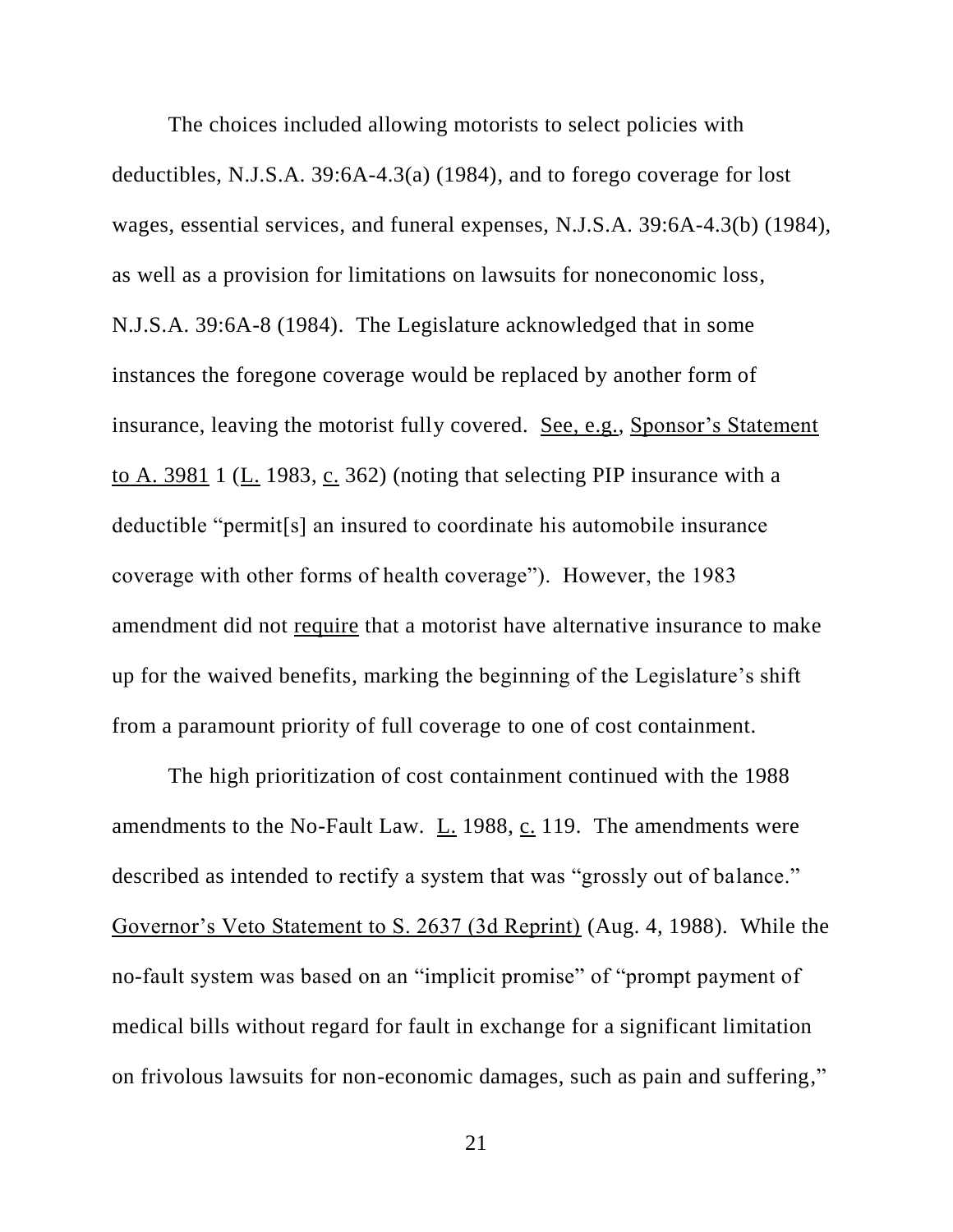The choices included allowing motorists to select policies with deductibles, N.J.S.A. 39:6A-4.3(a) (1984), and to forego coverage for lost wages, essential services, and funeral expenses, N.J.S.A. 39:6A-4.3(b) (1984), as well as a provision for limitations on lawsuits for noneconomic loss, N.J.S.A. 39:6A-8 (1984). The Legislature acknowledged that in some instances the foregone coverage would be replaced by another form of insurance, leaving the motorist fully covered. See, e.g., Sponsor's Statement to A. 3981 1 (L. 1983, c. 362) (noting that selecting PIP insurance with a deductible "permit[s] an insured to coordinate his automobile insurance coverage with other forms of health coverage"). However, the 1983 amendment did not require that a motorist have alternative insurance to make up for the waived benefits, marking the beginning of the Legislature's shift from a paramount priority of full coverage to one of cost containment.

The high prioritization of cost containment continued with the 1988 amendments to the No-Fault Law. L. 1988, c. 119. The amendments were described as intended to rectify a system that was "grossly out of balance." Governor's Veto Statement to S. 2637 (3d Reprint) (Aug. 4, 1988). While the no-fault system was based on an "implicit promise" of "prompt payment of medical bills without regard for fault in exchange for a significant limitation on frivolous lawsuits for non-economic damages, such as pain and suffering,"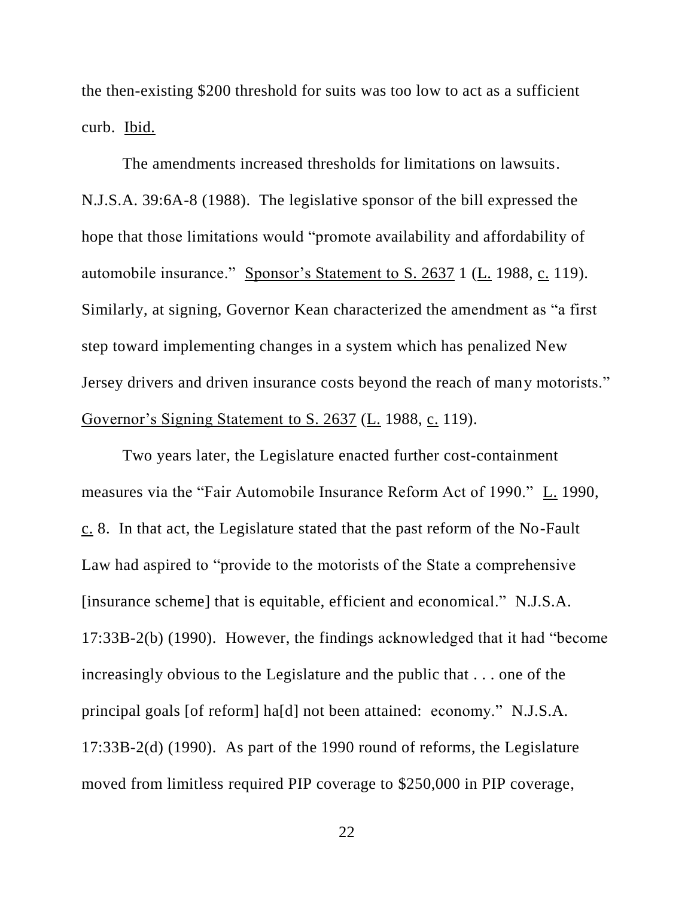the then-existing $200 threshold for suits was too low to act as a sufficient curb. Ibid.

The amendments increased thresholds for limitations on lawsuits. N.J.S.A. 39:6A-8 (1988). The legislative sponsor of the bill expressed the hope that those limitations would "promote availability and affordability of automobile insurance." Sponsor's Statement to S. 2637 1 (L. 1988, c. 119). Similarly, at signing, Governor Kean characterized the amendment as "a first step toward implementing changes in a system which has penalized New Jersey drivers and driven insurance costs beyond the reach of many motorists." Governor's Signing Statement to S. 2637 (L. 1988, c. 119).

Two years later, the Legislature enacted further cost-containment measures via the "Fair Automobile Insurance Reform Act of 1990." L. 1990, c. 8. In that act, the Legislature stated that the past reform of the No-Fault Law had aspired to "provide to the motorists of the State a comprehensive [insurance scheme] that is equitable, efficient and economical." N.J.S.A. 17:33B-2(b) (1990). However, the findings acknowledged that it had "become increasingly obvious to the Legislature and the public that . . . one of the principal goals [of reform] ha[d] not been attained: economy." N.J.S.A. 17:33B-2(d) (1990). As part of the 1990 round of reforms, the Legislature moved from limitless required PIP coverage to $250,000 in PIP coverage,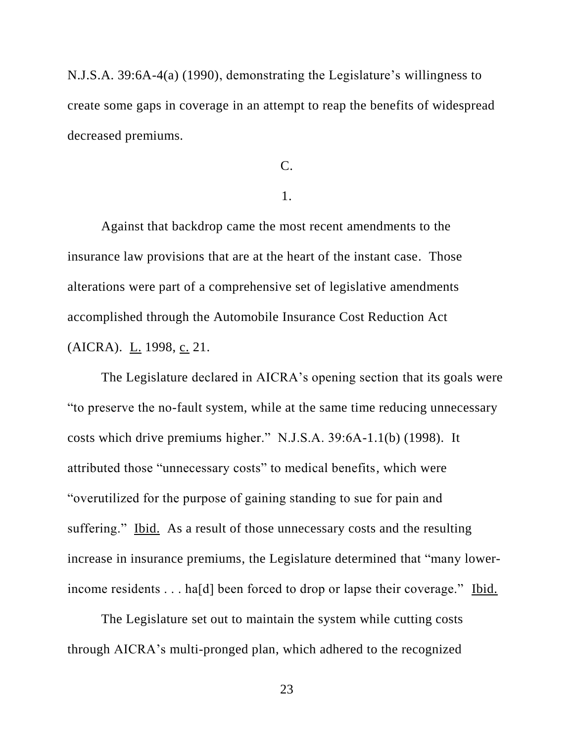N.J.S.A. 39:6A-4(a) (1990), demonstrating the Legislature's willingness to create some gaps in coverage in an attempt to reap the benefits of widespread decreased premiums.

C.

1.

Against that backdrop came the most recent amendments to the insurance law provisions that are at the heart of the instant case. Those alterations were part of a comprehensive set of legislative amendments accomplished through the Automobile Insurance Cost Reduction Act (AICRA). L. 1998, c. 21.

The Legislature declared in AICRA's opening section that its goals were "to preserve the no-fault system, while at the same time reducing unnecessary costs which drive premiums higher." N.J.S.A. 39:6A-1.1(b) (1998). It attributed those "unnecessary costs" to medical benefits, which were "overutilized for the purpose of gaining standing to sue for pain and suffering." Ibid. As a result of those unnecessary costs and the resulting increase in insurance premiums, the Legislature determined that "many lower-income residents . . . ha[d] been forced to drop or lapse their coverage." Ibid.

The Legislature set out to maintain the system while cutting costs through AICRA's multi-pronged plan, which adhered to the recognized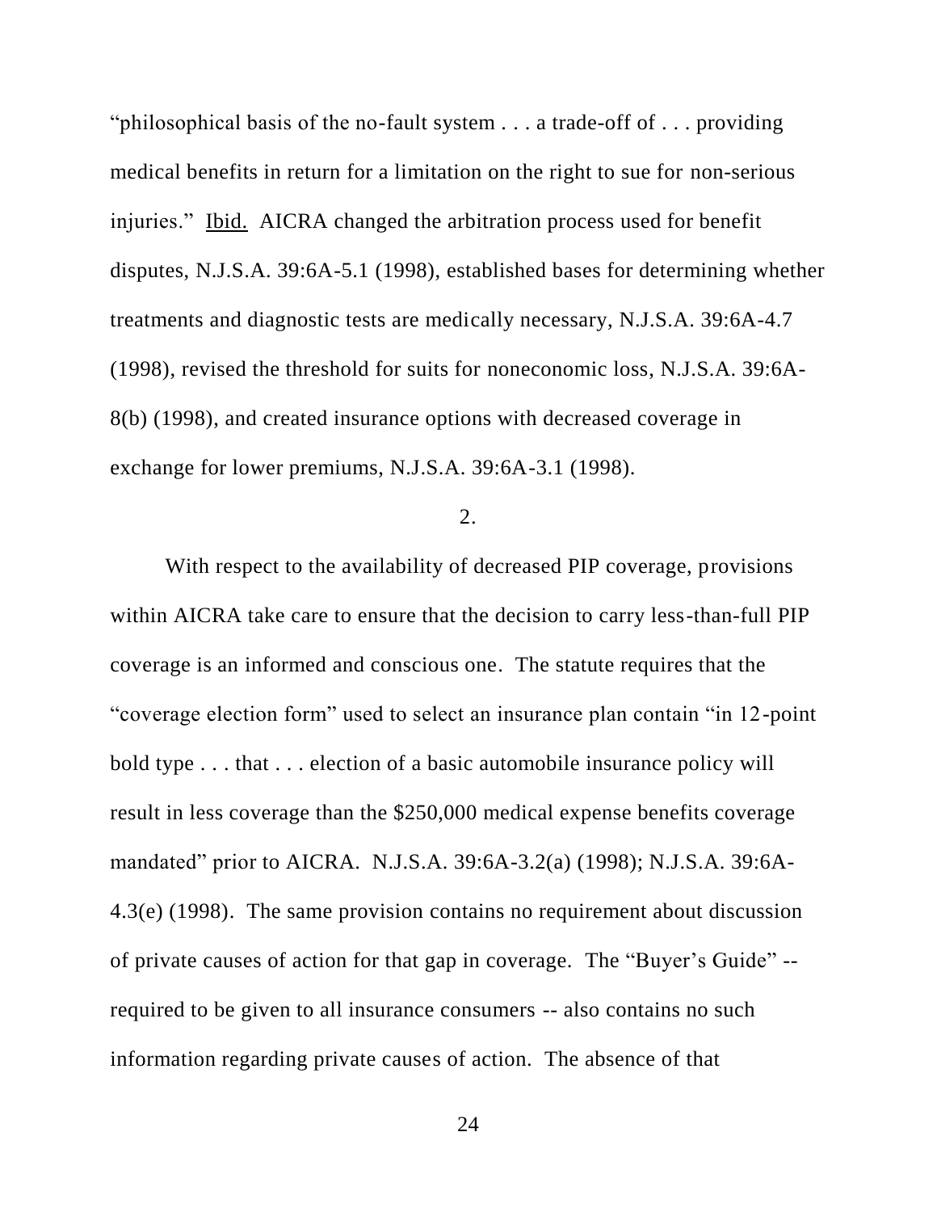"philosophical basis of the no-fault system . . . a trade-off of . . . providing medical benefits in return for a limitation on the right to sue for non-serious injuries." Ibid. AICRA changed the arbitration process used for benefit disputes, N.J.S.A. 39:6A-5.1 (1998), established bases for determining whether treatments and diagnostic tests are medically necessary, N.J.S.A. 39:6A-4.7 (1998), revised the threshold for suits for noneconomic loss, N.J.S.A. 39:6A-8(b) (1998), and created insurance options with decreased coverage in exchange for lower premiums, N.J.S.A. 39:6A-3.1 (1998).

2.

With respect to the availability of decreased PIP coverage, provisions within AICRA take care to ensure that the decision to carry less-than-full PIP coverage is an informed and conscious one. The statute requires that the "coverage election form" used to select an insurance plan contain "in 12-point bold type . . . that . . . election of a basic automobile insurance policy will result in less coverage than the $250,000 medical expense benefits coverage mandated" prior to AICRA. N.J.S.A. 39:6A-3.2(a) (1998); N.J.S.A. 39:6A-4.3(e) (1998). The same provision contains no requirement about discussion of private causes of action for that gap in coverage. The "Buyer's Guide" -- required to be given to all insurance consumers -- also contains no such information regarding private causes of action. The absence of that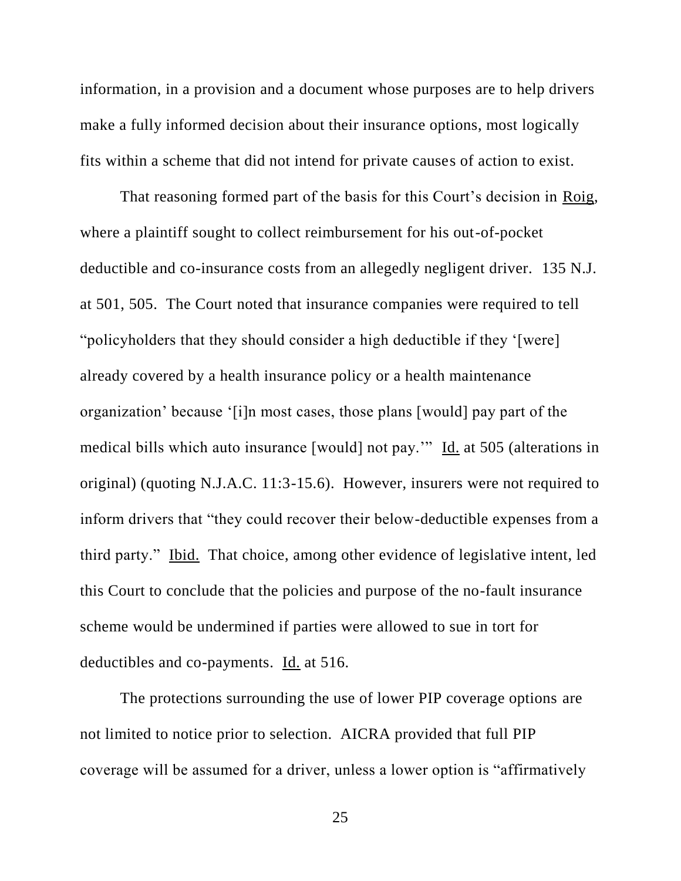information, in a provision and a document whose purposes are to help drivers make a fully informed decision about their insurance options, most logically fits within a scheme that did not intend for private causes of action to exist.

That reasoning formed part of the basis for this Court's decision in Roig, where a plaintiff sought to collect reimbursement for his out-of-pocket deductible and co-insurance costs from an allegedly negligent driver. 135 N.J. at 501, 505. The Court noted that insurance companies were required to tell "policyholders that they should consider a high deductible if they '[were] already covered by a health insurance policy or a health maintenance organization' because '[i]n most cases, those plans [would] pay part of the medical bills which auto insurance [would] not pay.'" Id. at 505 (alterations in original) (quoting N.J.A.C. 11:3-15.6). However, insurers were not required to inform drivers that "they could recover their below-deductible expenses from a third party." Ibid. That choice, among other evidence of legislative intent, led this Court to conclude that the policies and purpose of the no-fault insurance scheme would be undermined if parties were allowed to sue in tort for deductibles and co-payments. Id. at 516.

The protections surrounding the use of lower PIP coverage options are not limited to notice prior to selection. AICRA provided that full PIP coverage will be assumed for a driver, unless a lower option is "affirmatively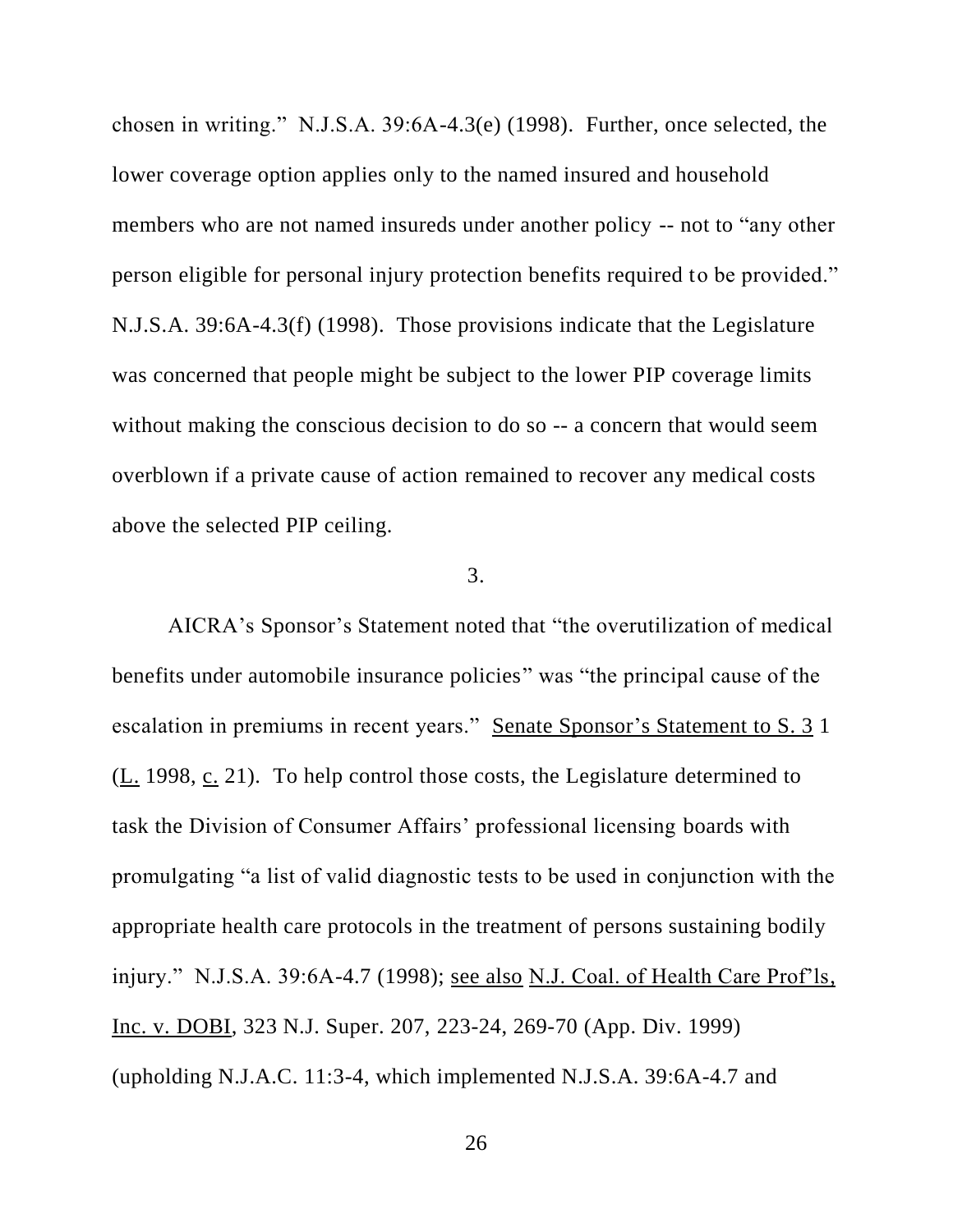chosen in writing." N.J.S.A. 39:6A-4.3(e) (1998). Further, once selected, the lower coverage option applies only to the named insured and household members who are not named insureds under another policy -- not to "any other person eligible for personal injury protection benefits required to be provided." N.J.S.A. 39:6A-4.3(f) (1998). Those provisions indicate that the Legislature was concerned that people might be subject to the lower PIP coverage limits without making the conscious decision to do so -- a concern that would seem overblown if a private cause of action remained to recover any medical costs above the selected PIP ceiling.

3.

AICRA's Sponsor's Statement noted that "the overutilization of medical benefits under automobile insurance policies" was "the principal cause of the escalation in premiums in recent years." Senate Sponsor's Statement to S. 3 1 (L. 1998, c. 21). To help control those costs, the Legislature determined to task the Division of Consumer Affairs' professional licensing boards with promulgating "a list of valid diagnostic tests to be used in conjunction with the appropriate health care protocols in the treatment of persons sustaining bodily injury." N.J.S.A. 39:6A-4.7 (1998); see also N.J. Coal. of Health Care Prof'ls, Inc. v. DOBI, 323 N.J. Super. 207, 223-24, 269-70 (App. Div. 1999) (upholding N.J.A.C. 11:3-4, which implemented N.J.S.A. 39:6A-4.7 and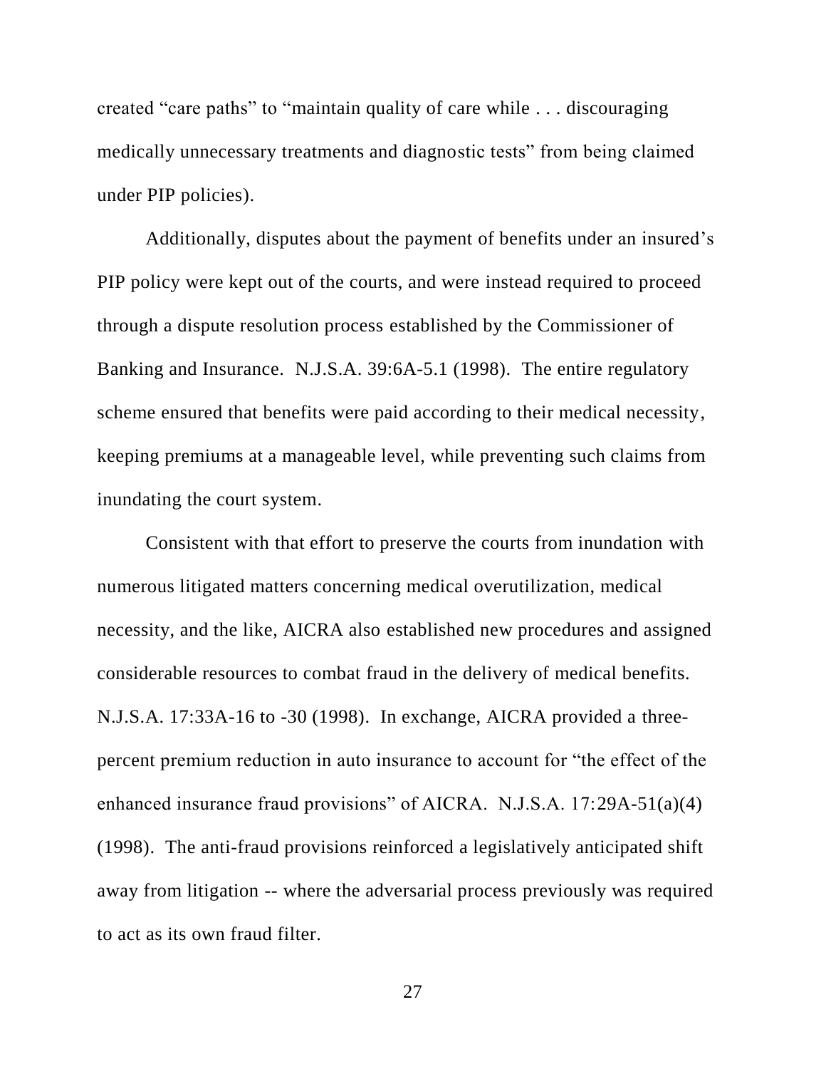created "care paths" to "maintain quality of care while . . . discouraging medically unnecessary treatments and diagnostic tests" from being claimed under PIP policies).

Additionally, disputes about the payment of benefits under an insured's PIP policy were kept out of the courts, and were instead required to proceed through a dispute resolution process established by the Commissioner of Banking and Insurance. N.J.S.A. 39:6A-5.1 (1998). The entire regulatory scheme ensured that benefits were paid according to their medical necessity, keeping premiums at a manageable level, while preventing such claims from inundating the court system.

Consistent with that effort to preserve the courts from inundation with numerous litigated matters concerning medical overutilization, medical necessity, and the like, AICRA also established new procedures and assigned considerable resources to combat fraud in the delivery of medical benefits. N.J.S.A. 17:33A-16 to -30 (1998). In exchange, AICRA provided a three-percent premium reduction in auto insurance to account for "the effect of the enhanced insurance fraud provisions" of AICRA. N.J.S.A. 17:29A-51(a)(4) (1998). The anti-fraud provisions reinforced a legislatively anticipated shift away from litigation -- where the adversarial process previously was required to act as its own fraud filter.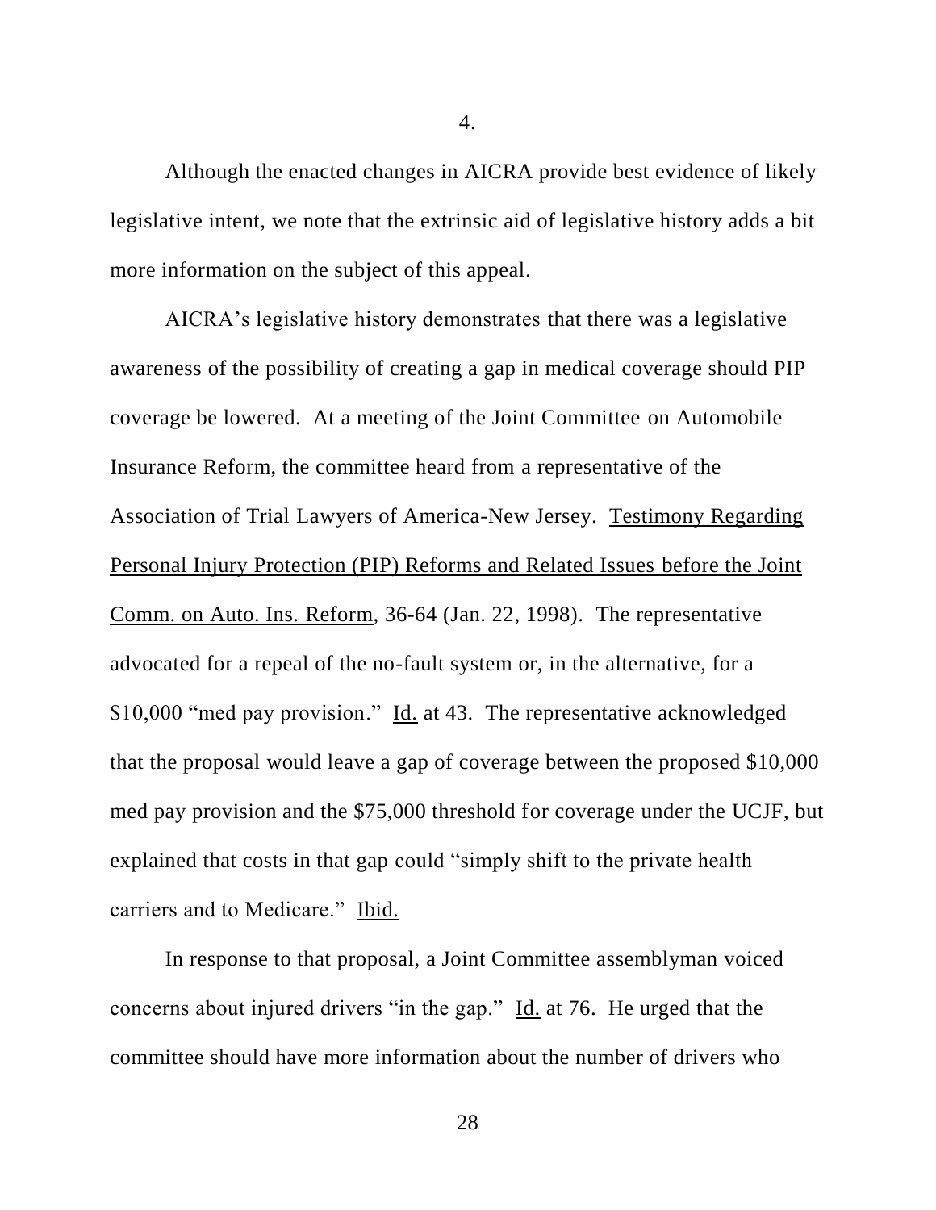4.

Although the enacted changes in AICRA provide best evidence of likely legislative intent, we note that the extrinsic aid of legislative history adds a bit more information on the subject of this appeal.

AICRA's legislative history demonstrates that there was a legislative awareness of the possibility of creating a gap in medical coverage should PIP coverage be lowered. At a meeting of the Joint Committee on Automobile Insurance Reform, the committee heard from a representative of the Association of Trial Lawyers of America-New Jersey. Testimony Regarding Personal Injury Protection (PIP) Reforms and Related Issues before the Joint Comm. on Auto. Ins. Reform, 36-64 (Jan. 22, 1998). The representative advocated for a repeal of the no-fault system or, in the alternative, for a $10,000 "med pay provision." Id. at 43. The representative acknowledged that the proposal would leave a gap of coverage between the proposed $10,000 med pay provision and the $75,000 threshold for coverage under the UCJF, but explained that costs in that gap could "simply shift to the private health carriers and to Medicare." Ibid.

In response to that proposal, a Joint Committee assemblyman voiced concerns about injured drivers "in the gap." Id. at 76. He urged that the committee should have more information about the number of drivers who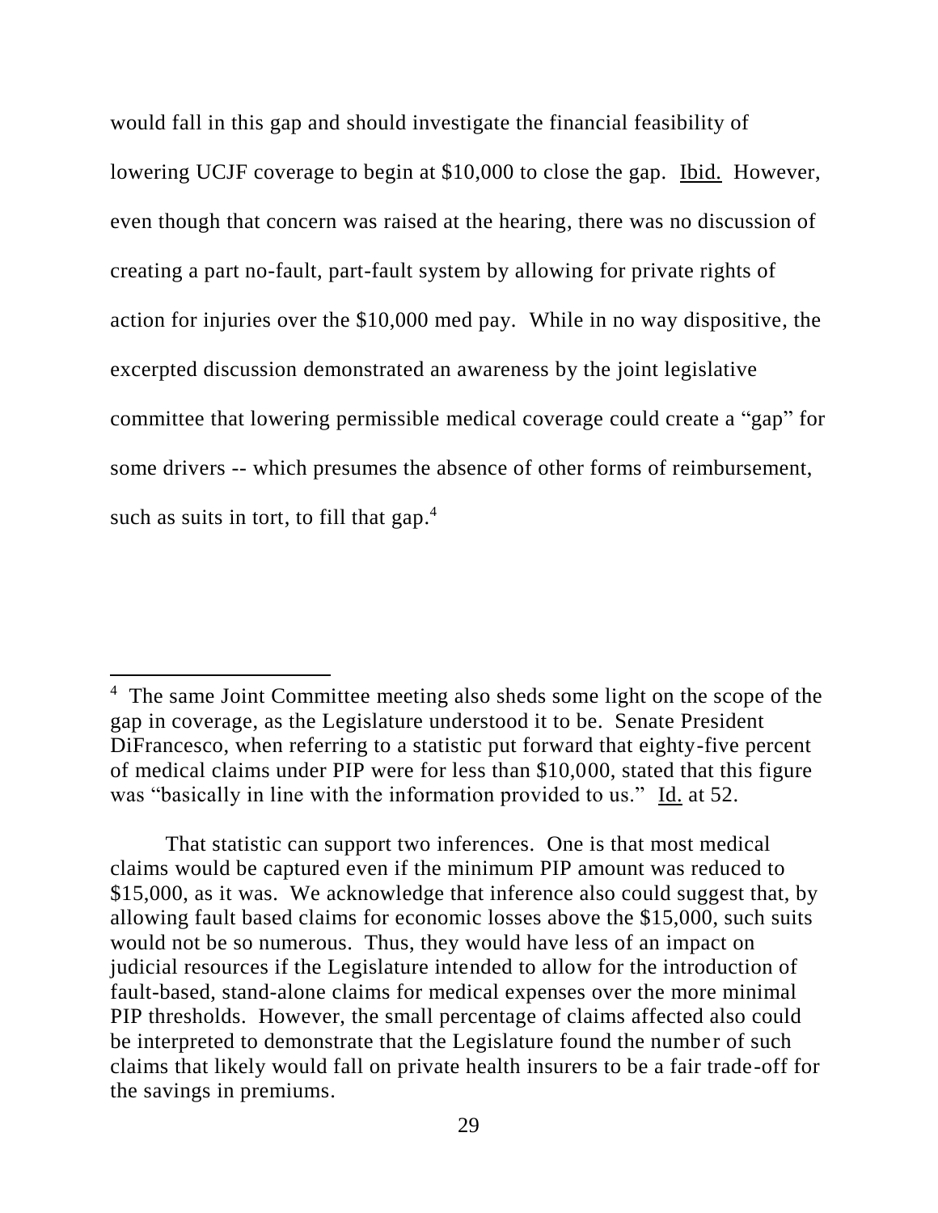would fall in this gap and should investigate the financial feasibility of lowering UCJF coverage to begin at $10,000 to close the gap. Ibid. However, even though that concern was raised at the hearing, there was no discussion of creating a part no-fault, part-fault system by allowing for private rights of action for injuries over the $10,000 med pay. While in no way dispositive, the excerpted discussion demonstrated an awareness by the joint legislative committee that lowering permissible medical coverage could create a "gap" for some drivers -- which presumes the absence of other forms of reimbursement, such as suits in tort, to fill that gap.[4]

---

[4] The same Joint Committee meeting also sheds some light on the scope of the gap in coverage, as the Legislature understood it to be. Senate President DiFrancesco, when referring to a statistic put forward that eighty-five percent of medical claims under PIP were for less than $10,000, stated that this figure was "basically in line with the information provided to us." Id. at 52.

That statistic can support two inferences. One is that most medical claims would be captured even if the minimum PIP amount was reduced to $15,000, as it was. We acknowledge that inference also could suggest that, by allowing fault based claims for economic losses above the $15,000, such suits would not be so numerous. Thus, they would have less of an impact on judicial resources if the Legislature intended to allow for the introduction of fault-based, stand-alone claims for medical expenses over the more minimal PIP thresholds. However, the small percentage of claims affected also could be interpreted to demonstrate that the Legislature found the number of such claims that likely would fall on private health insurers to be a fair trade-off for the savings in premiums.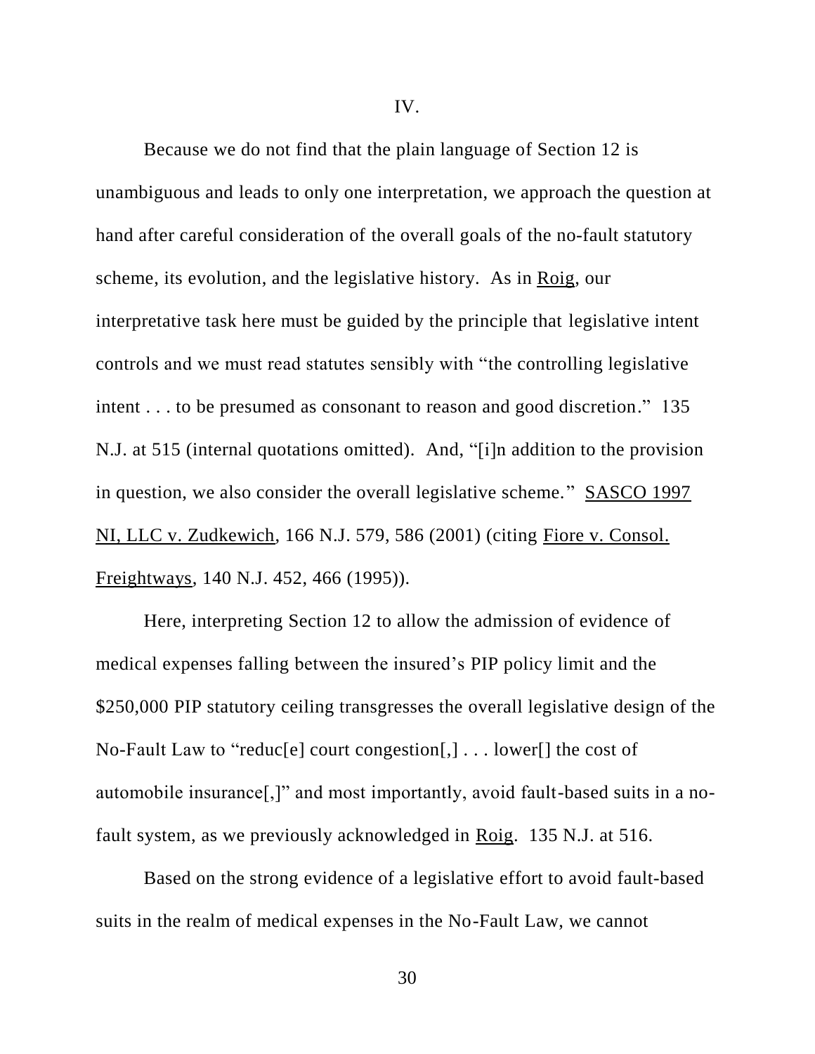IV.

Because we do not find that the plain language of Section 12 is unambiguous and leads to only one interpretation, we approach the question at hand after careful consideration of the overall goals of the no-fault statutory scheme, its evolution, and the legislative history. As in Roig, our interpretative task here must be guided by the principle that legislative intent controls and we must read statutes sensibly with "the controlling legislative intent . . . to be presumed as consonant to reason and good discretion." 135 N.J. at 515 (internal quotations omitted). And, "[i]n addition to the provision in question, we also consider the overall legislative scheme." SASCO 1997 NI, LLC v. Zudkewich, 166 N.J. 579, 586 (2001) (citing Fiore v. Consol. Freightways, 140 N.J. 452, 466 (1995)).

Here, interpreting Section 12 to allow the admission of evidence of medical expenses falling between the insured's PIP policy limit and the $250,000 PIP statutory ceiling transgresses the overall legislative design of the No-Fault Law to "reduc[e] court congestion[,] . . . lower[] the cost of automobile insurance[,]" and most importantly, avoid fault-based suits in a no-fault system, as we previously acknowledged in Roig. 135 N.J. at 516.

Based on the strong evidence of a legislative effort to avoid fault-based suits in the realm of medical expenses in the No-Fault Law, we cannot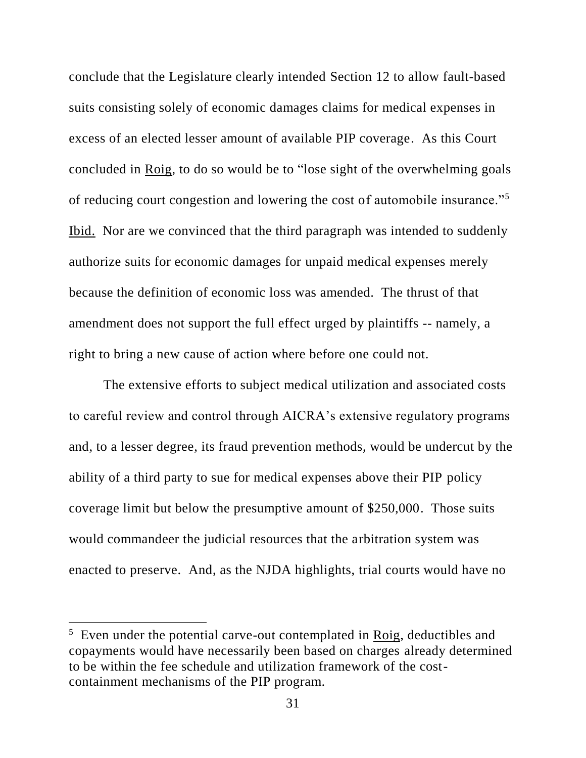conclude that the Legislature clearly intended Section 12 to allow fault-based suits consisting solely of economic damages claims for medical expenses in excess of an elected lesser amount of available PIP coverage. As this Court concluded in Roig, to do so would be to "lose sight of the overwhelming goals of reducing court congestion and lowering the cost of automobile insurance."[5] Ibid. Nor are we convinced that the third paragraph was intended to suddenly authorize suits for economic damages for unpaid medical expenses merely because the definition of economic loss was amended. The thrust of that amendment does not support the full effect urged by plaintiffs -- namely, a right to bring a new cause of action where before one could not.

The extensive efforts to subject medical utilization and associated costs to careful review and control through AICRA's extensive regulatory programs and, to a lesser degree, its fraud prevention methods, would be undercut by the ability of a third party to sue for medical expenses above their PIP policy coverage limit but below the presumptive amount of $250,000. Those suits would commandeer the judicial resources that the arbitration system was enacted to preserve. And, as the NJDA highlights, trial courts would have no

---

[5] Even under the potential carve-out contemplated in Roig, deductibles and copayments would have necessarily been based on charges already determined to be within the fee schedule and utilization framework of the cost-containment mechanisms of the PIP program.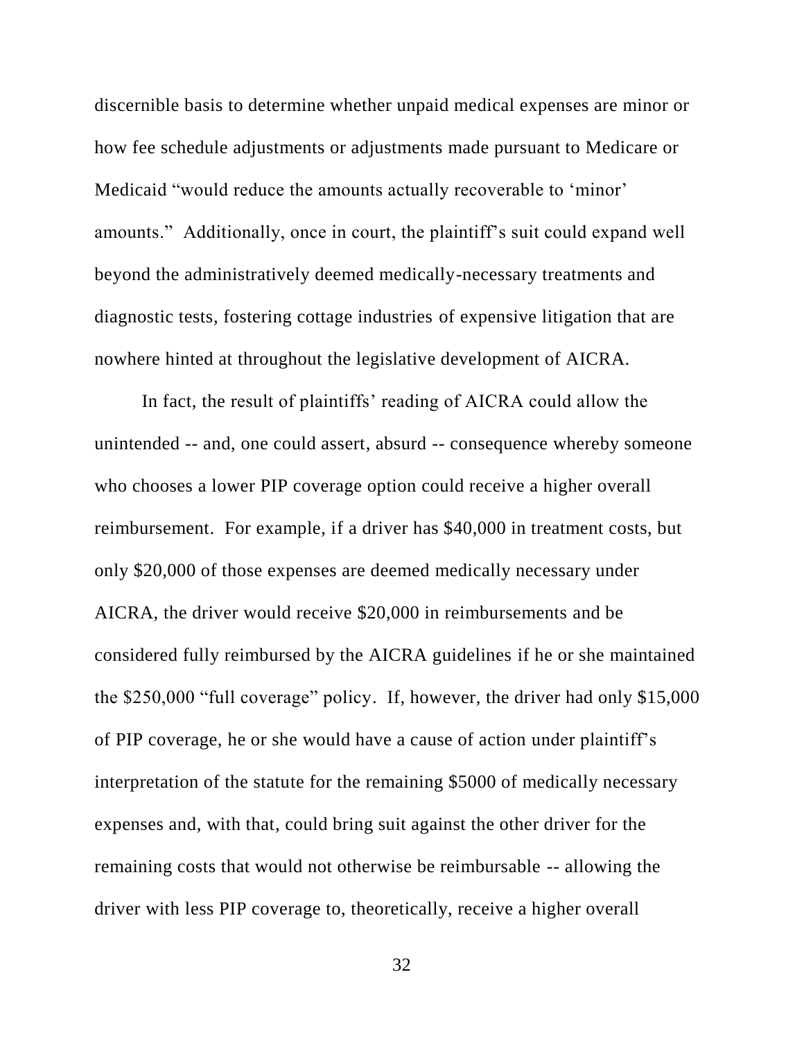discernible basis to determine whether unpaid medical expenses are minor or how fee schedule adjustments or adjustments made pursuant to Medicare or Medicaid "would reduce the amounts actually recoverable to 'minor' amounts." Additionally, once in court, the plaintiff's suit could expand well beyond the administratively deemed medically-necessary treatments and diagnostic tests, fostering cottage industries of expensive litigation that are nowhere hinted at throughout the legislative development of AICRA.

In fact, the result of plaintiffs' reading of AICRA could allow the unintended -- and, one could assert, absurd -- consequence whereby someone who chooses a lower PIP coverage option could receive a higher overall reimbursement. For example, if a driver has $40,000 in treatment costs, but only $20,000 of those expenses are deemed medically necessary under AICRA, the driver would receive $20,000 in reimbursements and be considered fully reimbursed by the AICRA guidelines if he or she maintained the $250,000 "full coverage" policy. If, however, the driver had only $15,000 of PIP coverage, he or she would have a cause of action under plaintiff's interpretation of the statute for the remaining $5000 of medically necessary expenses and, with that, could bring suit against the other driver for the remaining costs that would not otherwise be reimbursable -- allowing the driver with less PIP coverage to, theoretically, receive a higher overall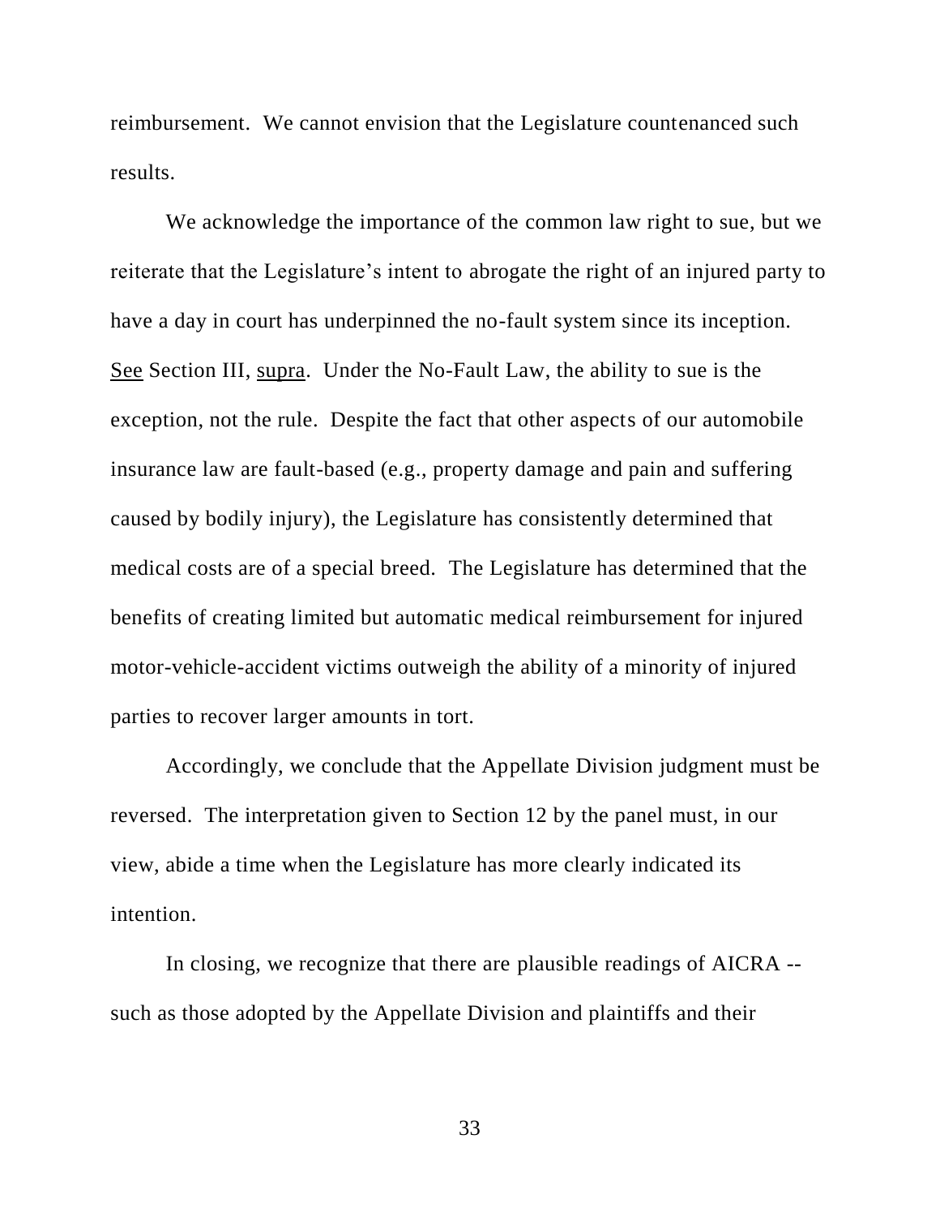reimbursement. We cannot envision that the Legislature countenanced such results.

We acknowledge the importance of the common law right to sue, but we reiterate that the Legislature's intent to abrogate the right of an injured party to have a day in court has underpinned the no-fault system since its inception. See Section III, supra. Under the No-Fault Law, the ability to sue is the exception, not the rule. Despite the fact that other aspects of our automobile insurance law are fault-based (e.g., property damage and pain and suffering caused by bodily injury), the Legislature has consistently determined that medical costs are of a special breed. The Legislature has determined that the benefits of creating limited but automatic medical reimbursement for injured motor-vehicle-accident victims outweigh the ability of a minority of injured parties to recover larger amounts in tort.

Accordingly, we conclude that the Appellate Division judgment must be reversed. The interpretation given to Section 12 by the panel must, in our view, abide a time when the Legislature has more clearly indicated its intention.

In closing, we recognize that there are plausible readings of AICRA -- such as those adopted by the Appellate Division and plaintiffs and their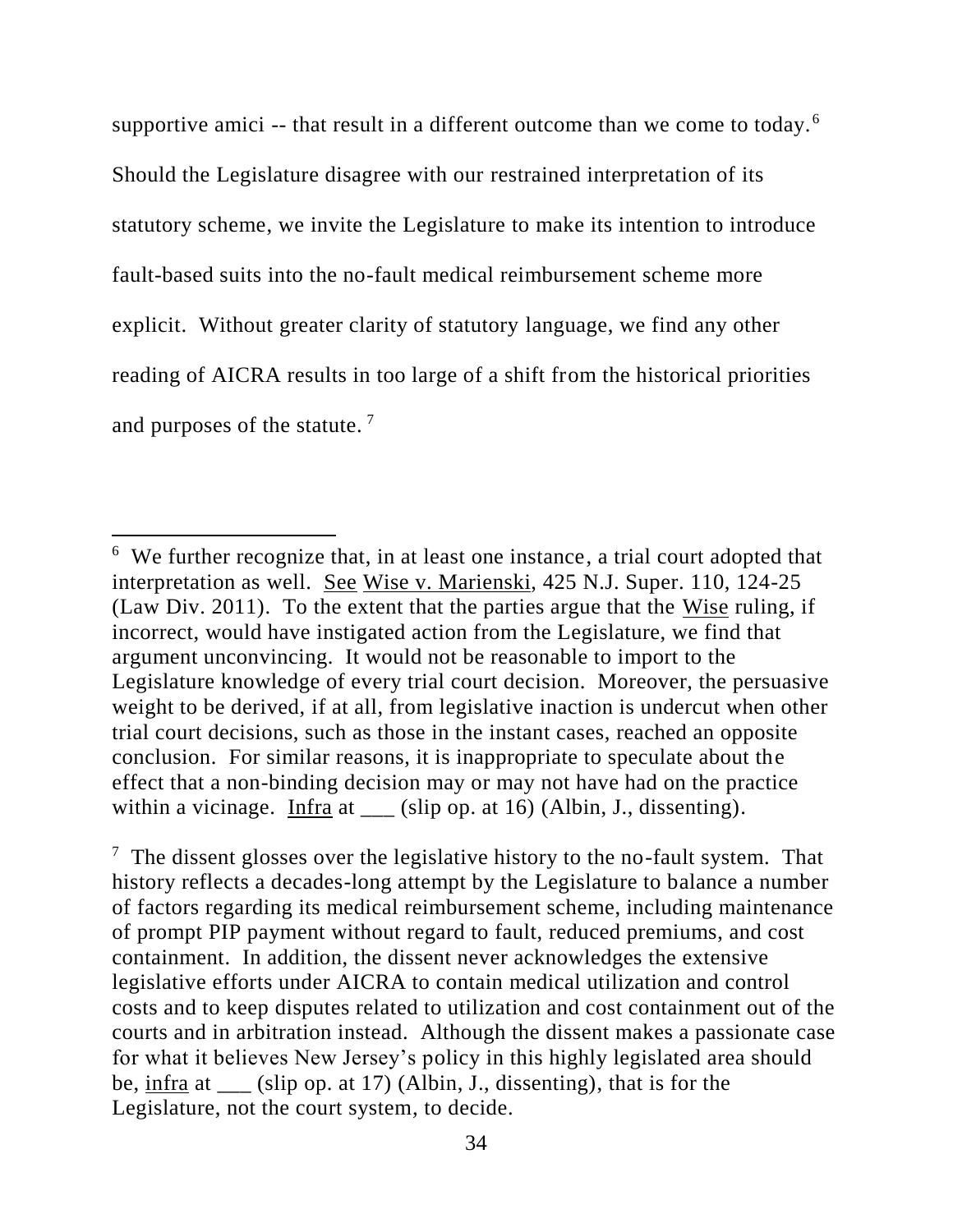supportive amici -- that result in a different outcome than we come to today.[6] Should the Legislature disagree with our restrained interpretation of its statutory scheme, we invite the Legislature to make its intention to introduce fault-based suits into the no-fault medical reimbursement scheme more explicit. Without greater clarity of statutory language, we find any other reading of AICRA results in too large of a shift from the historical priorities and purposes of the statute.[7]

---

[6] We further recognize that, in at least one instance, a trial court adopted that interpretation as well. See Wise v. Marienski, 425 N.J. Super. 110, 124-25 (Law Div. 2011). To the extent that the parties argue that the Wise ruling, if incorrect, would have instigated action from the Legislature, we find that argument unconvincing. It would not be reasonable to import to the Legislature knowledge of every trial court decision. Moreover, the persuasive weight to be derived, if at all, from legislative inaction is undercut when other trial court decisions, such as those in the instant cases, reached an opposite conclusion. For similar reasons, it is inappropriate to speculate about the effect that a non-binding decision may or may not have had on the practice within a vicinage. Infra at ___ (slip op. at 16) (Albin, J., dissenting).

[7] The dissent glosses over the legislative history to the no-fault system. That history reflects a decades-long attempt by the Legislature to balance a number of factors regarding its medical reimbursement scheme, including maintenance of prompt PIP payment without regard to fault, reduced premiums, and cost containment. In addition, the dissent never acknowledges the extensive legislative efforts under AICRA to contain medical utilization and control costs and to keep disputes related to utilization and cost containment out of the courts and in arbitration instead. Although the dissent makes a passionate case for what it believes New Jersey's policy in this highly legislated area should be, infra at ___ (slip op. at 17) (Albin, J., dissenting), that is for the Legislature, not the court system, to decide.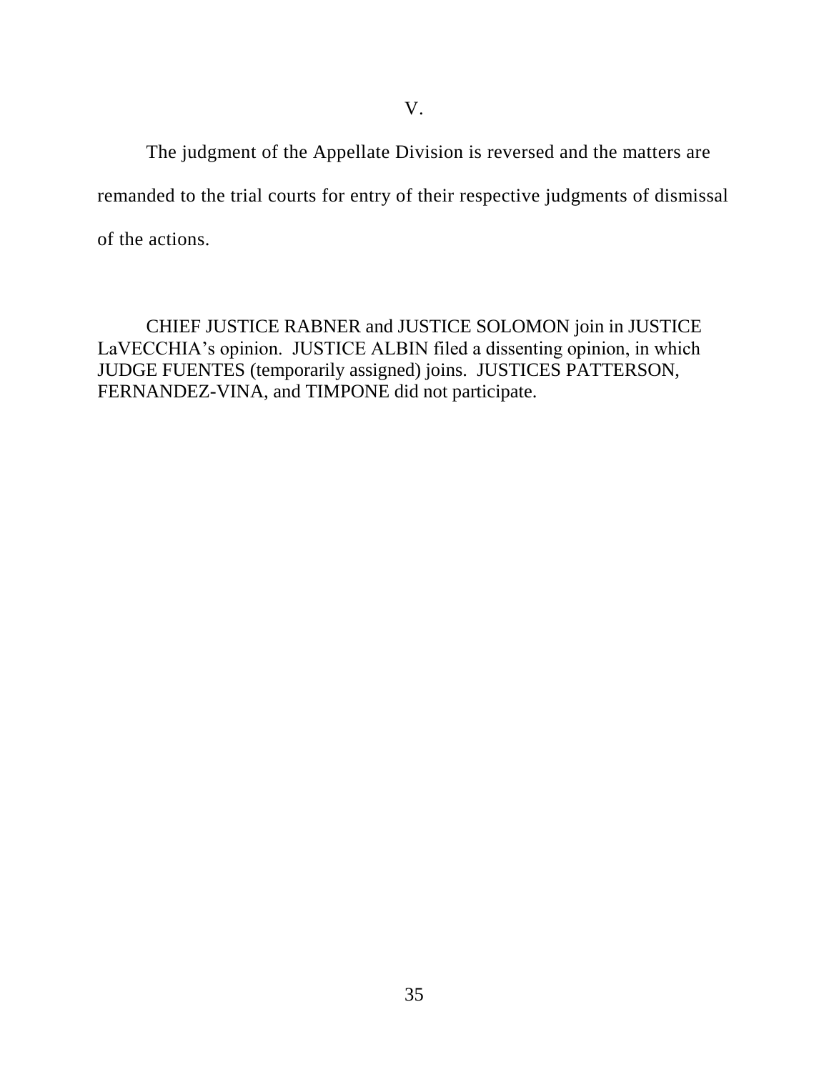## V.

The judgment of the Appellate Division is reversed and the matters are remanded to the trial courts for entry of their respective judgments of dismissal of the actions.

CHIEF JUSTICE RABNER and JUSTICE SOLOMON join in JUSTICE LaVECCHIA's opinion. JUSTICE ALBIN filed a dissenting opinion, in which JUDGE FUENTES (temporarily assigned) joins. JUSTICES PATTERSON, FERNANDEZ-VINA, and TIMPONE did not participate.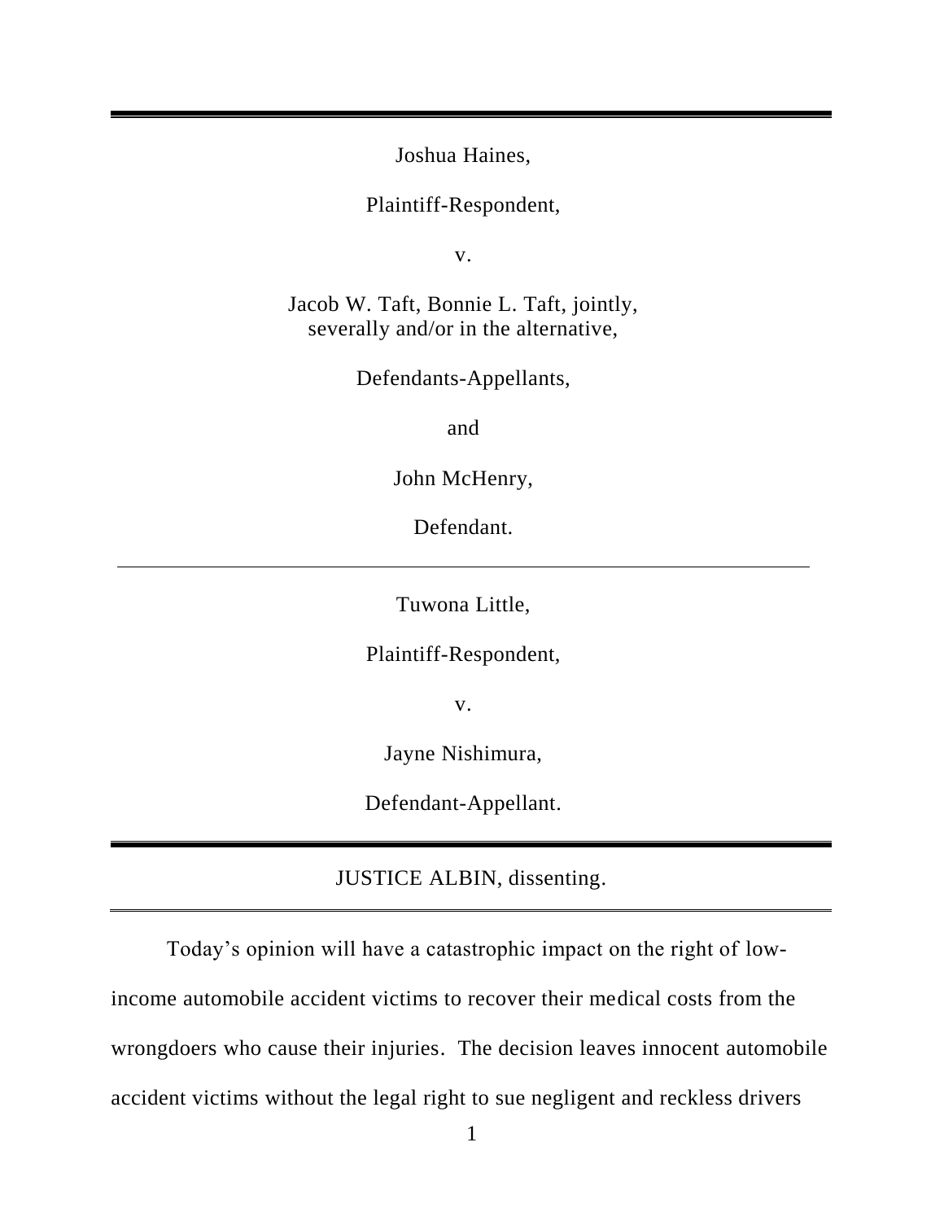Joshua Haines,

Plaintiff-Respondent,

v.

Jacob W. Taft, Bonnie L. Taft, jointly, severally and/or in the alternative,

Defendants-Appellants,

and

John McHenry,

Defendant.

---

Tuwona Little,

Plaintiff-Respondent,

v.

Jayne Nishimura,

Defendant-Appellant.

---

JUSTICE ALBIN, dissenting.

---

Today's opinion will have a catastrophic impact on the right of low-income automobile accident victims to recover their medical costs from the wrongdoers who cause their injuries. The decision leaves innocent automobile accident victims without the legal right to sue negligent and reckless drivers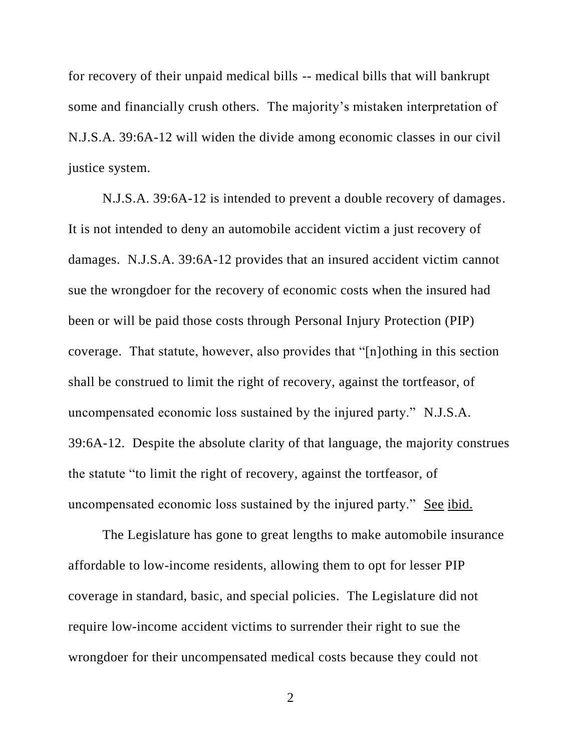for recovery of their unpaid medical bills -- medical bills that will bankrupt some and financially crush others. The majority's mistaken interpretation of N.J.S.A. 39:6A-12 will widen the divide among economic classes in our civil justice system.

N.J.S.A. 39:6A-12 is intended to prevent a double recovery of damages. It is not intended to deny an automobile accident victim a just recovery of damages. N.J.S.A. 39:6A-12 provides that an insured accident victim cannot sue the wrongdoer for the recovery of economic costs when the insured had been or will be paid those costs through Personal Injury Protection (PIP) coverage. That statute, however, also provides that "[n]othing in this section shall be construed to limit the right of recovery, against the tortfeasor, of uncompensated economic loss sustained by the injured party." N.J.S.A. 39:6A-12. Despite the absolute clarity of that language, the majority construes the statute "to limit the right of recovery, against the tortfeasor, of uncompensated economic loss sustained by the injured party." See ibid.

The Legislature has gone to great lengths to make automobile insurance affordable to low-income residents, allowing them to opt for lesser PIP coverage in standard, basic, and special policies. The Legislature did not require low-income accident victims to surrender their right to sue the wrongdoer for their uncompensated medical costs because they could not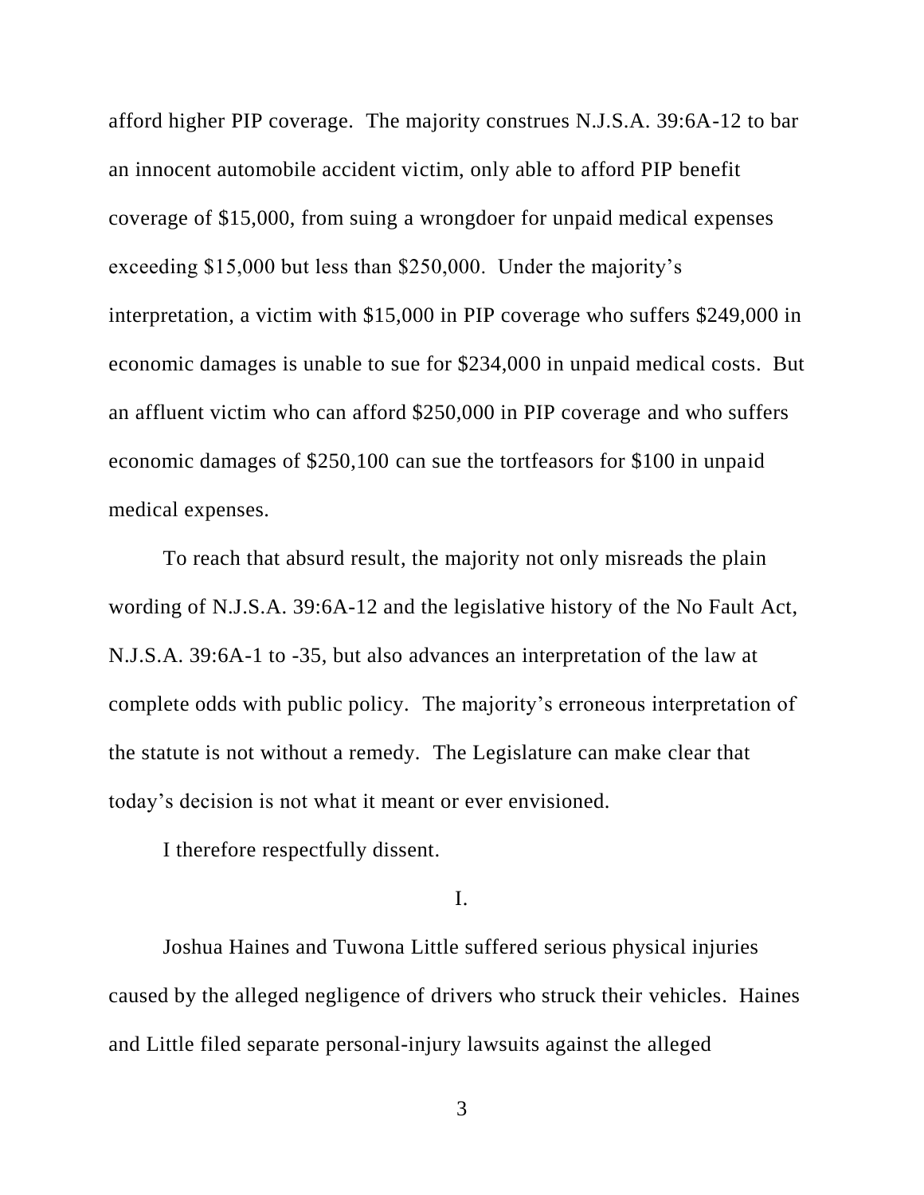afford higher PIP coverage. The majority construes N.J.S.A. 39:6A-12 to bar an innocent automobile accident victim, only able to afford PIP benefit coverage of $15,000, from suing a wrongdoer for unpaid medical expenses exceeding $15,000 but less than $250,000. Under the majority's interpretation, a victim with $15,000 in PIP coverage who suffers $249,000 in economic damages is unable to sue for $234,000 in unpaid medical costs. But an affluent victim who can afford $250,000 in PIP coverage and who suffers economic damages of $250,100 can sue the tortfeasors for $100 in unpaid medical expenses.

To reach that absurd result, the majority not only misreads the plain wording of N.J.S.A. 39:6A-12 and the legislative history of the No Fault Act, N.J.S.A. 39:6A-1 to -35, but also advances an interpretation of the law at complete odds with public policy. The majority's erroneous interpretation of the statute is not without a remedy. The Legislature can make clear that today's decision is not what it meant or ever envisioned.

I therefore respectfully dissent.

## I.

Joshua Haines and Tuwona Little suffered serious physical injuries caused by the alleged negligence of drivers who struck their vehicles. Haines and Little filed separate personal-injury lawsuits against the alleged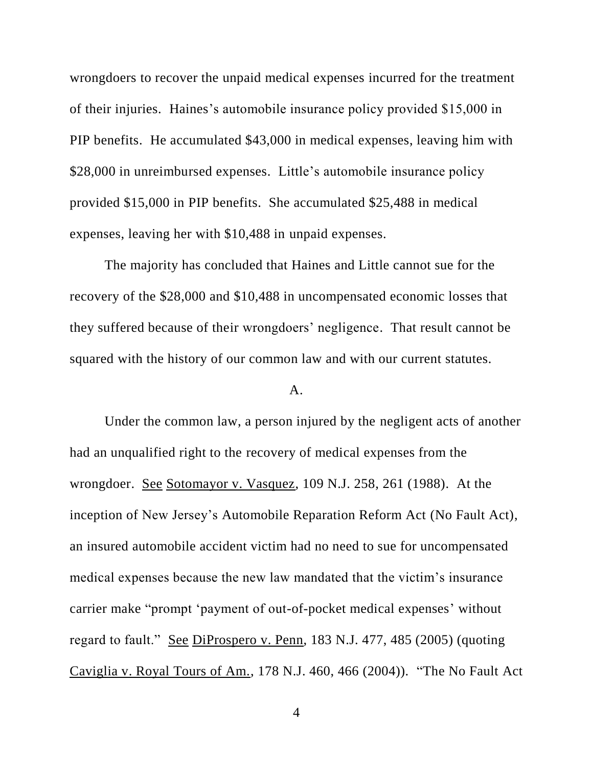wrongdoers to recover the unpaid medical expenses incurred for the treatment of their injuries. Haines's automobile insurance policy provided $15,000 in PIP benefits. He accumulated $43,000 in medical expenses, leaving him with $28,000 in unreimbursed expenses. Little's automobile insurance policy provided $15,000 in PIP benefits. She accumulated $25,488 in medical expenses, leaving her with $10,488 in unpaid expenses.

The majority has concluded that Haines and Little cannot sue for the recovery of the $28,000 and $10,488 in uncompensated economic losses that they suffered because of their wrongdoers' negligence. That result cannot be squared with the history of our common law and with our current statutes.

A.

Under the common law, a person injured by the negligent acts of another had an unqualified right to the recovery of medical expenses from the wrongdoer. See Sotomayor v. Vasquez, 109 N.J. 258, 261 (1988). At the inception of New Jersey's Automobile Reparation Reform Act (No Fault Act), an insured automobile accident victim had no need to sue for uncompensated medical expenses because the new law mandated that the victim's insurance carrier make "prompt 'payment of out-of-pocket medical expenses' without regard to fault." See DiProspero v. Penn, 183 N.J. 477, 485 (2005) (quoting Caviglia v. Royal Tours of Am., 178 N.J. 460, 466 (2004)). "The No Fault Act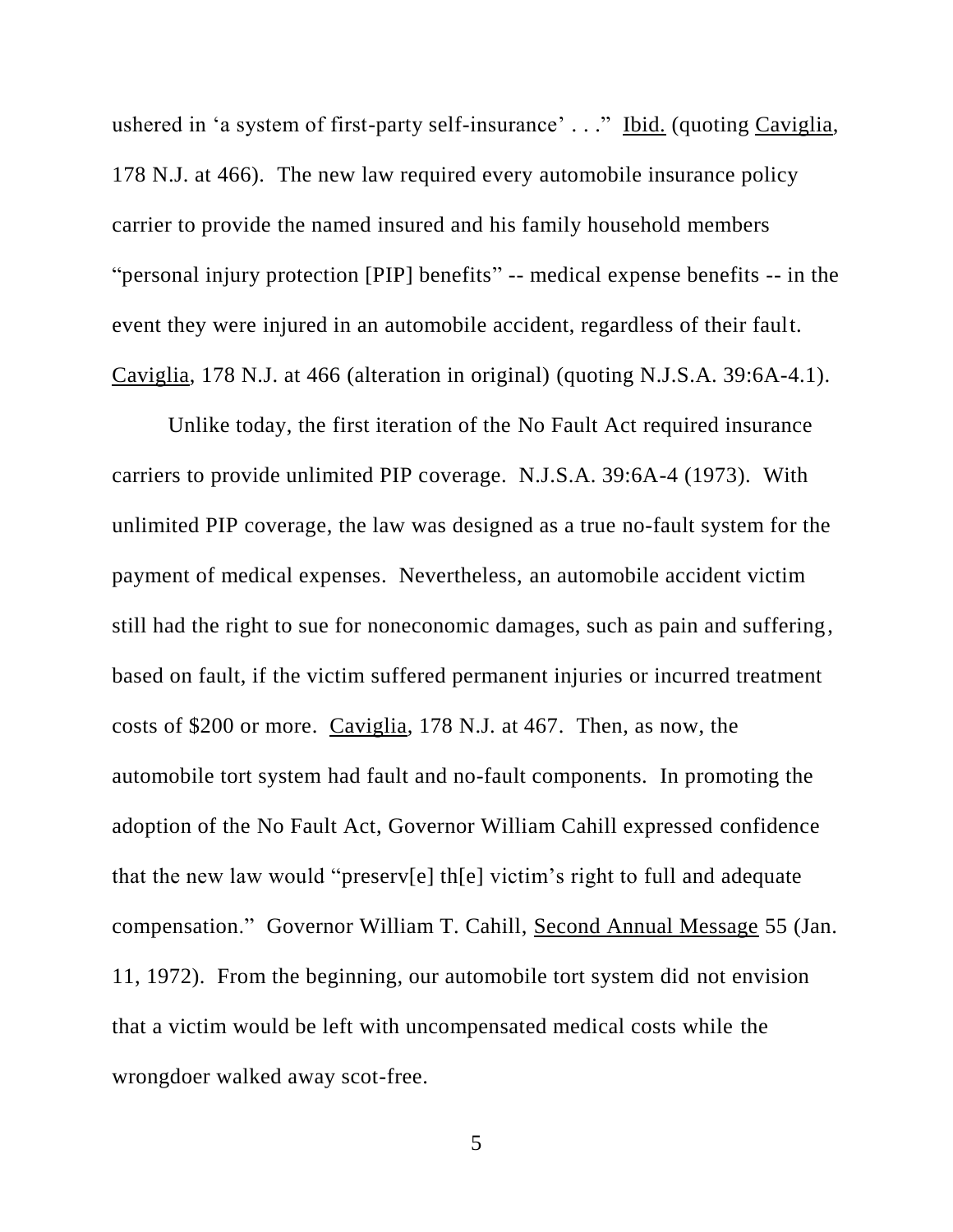ushered in 'a system of first-party self-insurance' . . ." Ibid. (quoting Caviglia, 178 N.J. at 466). The new law required every automobile insurance policy carrier to provide the named insured and his family household members "personal injury protection [PIP] benefits" -- medical expense benefits -- in the event they were injured in an automobile accident, regardless of their fault. Caviglia, 178 N.J. at 466 (alteration in original) (quoting N.J.S.A. 39:6A-4.1).

Unlike today, the first iteration of the No Fault Act required insurance carriers to provide unlimited PIP coverage. N.J.S.A. 39:6A-4 (1973). With unlimited PIP coverage, the law was designed as a true no-fault system for the payment of medical expenses. Nevertheless, an automobile accident victim still had the right to sue for noneconomic damages, such as pain and suffering, based on fault, if the victim suffered permanent injuries or incurred treatment costs of $200 or more. Caviglia, 178 N.J. at 467. Then, as now, the automobile tort system had fault and no-fault components. In promoting the adoption of the No Fault Act, Governor William Cahill expressed confidence that the new law would "preserv[e] th[e] victim's right to full and adequate compensation." Governor William T. Cahill, Second Annual Message 55 (Jan. 11, 1972). From the beginning, our automobile tort system did not envision that a victim would be left with uncompensated medical costs while the wrongdoer walked away scot-free.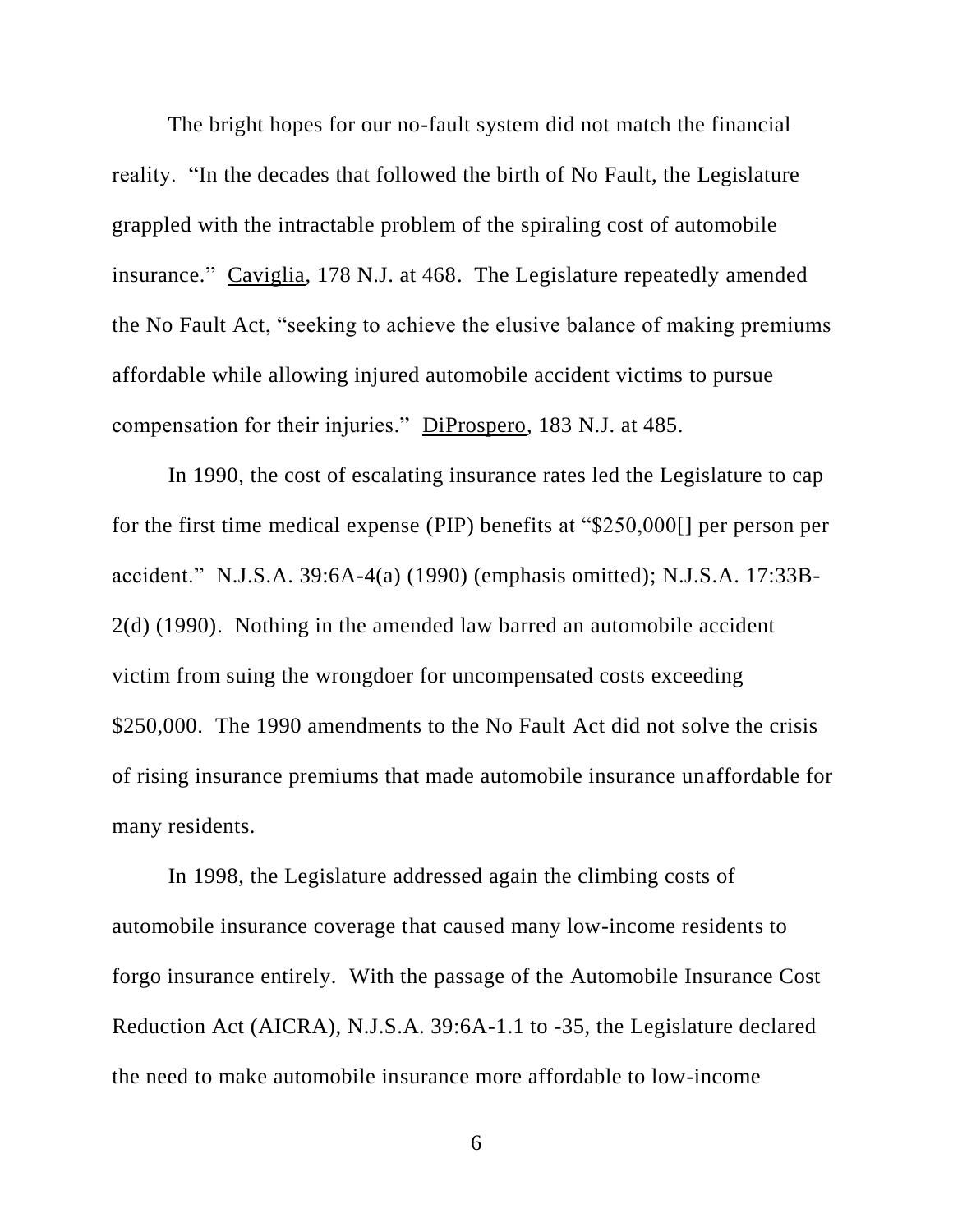The bright hopes for our no-fault system did not match the financial reality. "In the decades that followed the birth of No Fault, the Legislature grappled with the intractable problem of the spiraling cost of automobile insurance." Caviglia, 178 N.J. at 468. The Legislature repeatedly amended the No Fault Act, "seeking to achieve the elusive balance of making premiums affordable while allowing injured automobile accident victims to pursue compensation for their injuries." DiProspero, 183 N.J. at 485.

In 1990, the cost of escalating insurance rates led the Legislature to cap for the first time medical expense (PIP) benefits at "$250,000[] per person per accident." N.J.S.A. 39:6A-4(a) (1990) (emphasis omitted); N.J.S.A. 17:33B-2(d) (1990). Nothing in the amended law barred an automobile accident victim from suing the wrongdoer for uncompensated costs exceeding $250,000. The 1990 amendments to the No Fault Act did not solve the crisis of rising insurance premiums that made automobile insurance unaffordable for many residents.

In 1998, the Legislature addressed again the climbing costs of automobile insurance coverage that caused many low-income residents to forgo insurance entirely. With the passage of the Automobile Insurance Cost Reduction Act (AICRA), N.J.S.A. 39:6A-1.1 to -35, the Legislature declared the need to make automobile insurance more affordable to low-income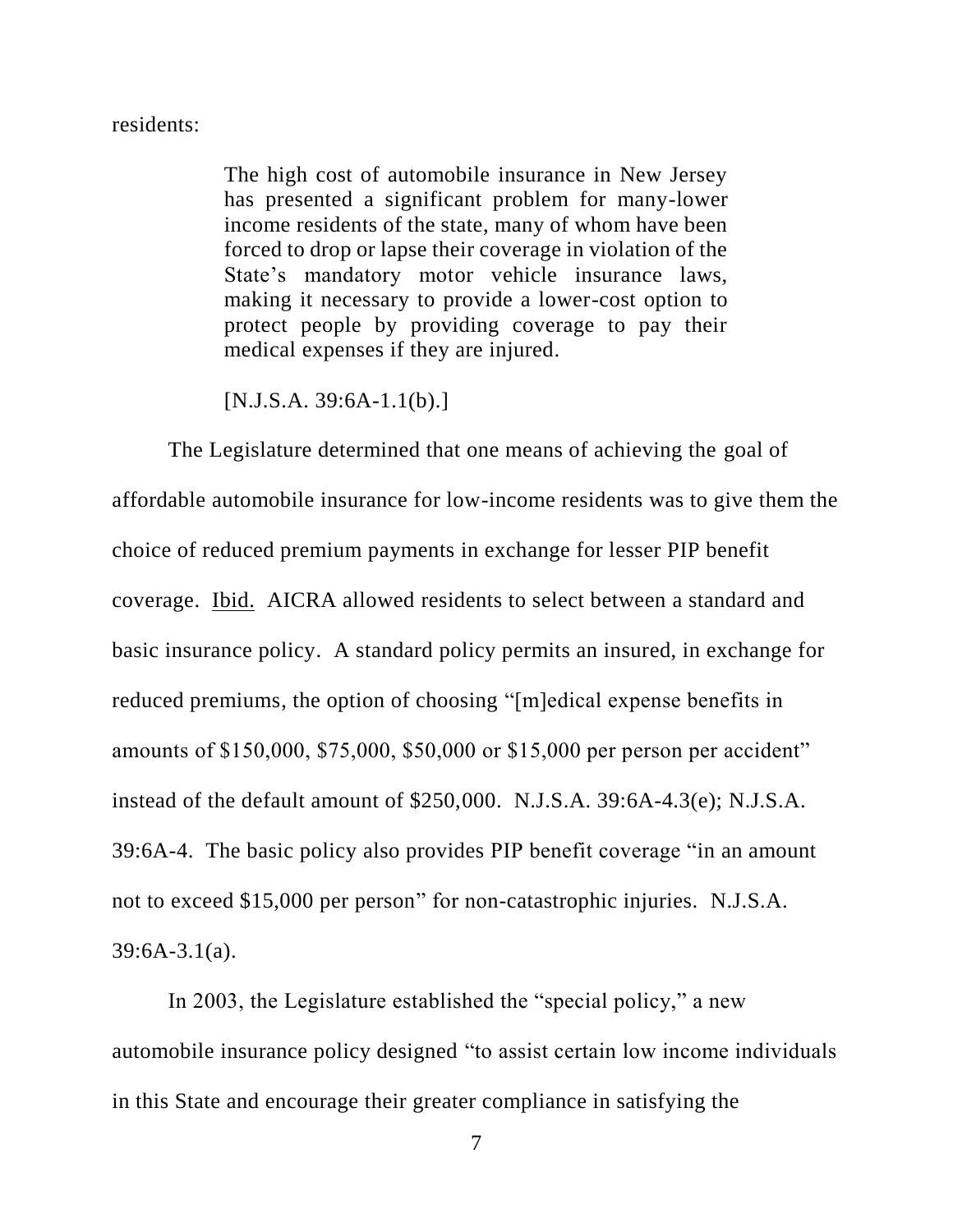residents:

> The high cost of automobile insurance in New Jersey has presented a significant problem for many-lower income residents of the state, many of whom have been forced to drop or lapse their coverage in violation of the State's mandatory motor vehicle insurance laws, making it necessary to provide a lower-cost option to protect people by providing coverage to pay their medical expenses if they are injured.
>
> [N.J.S.A. 39:6A-1.1(b).]

The Legislature determined that one means of achieving the goal of affordable automobile insurance for low-income residents was to give them the choice of reduced premium payments in exchange for lesser PIP benefit coverage. Ibid. AICRA allowed residents to select between a standard and basic insurance policy. A standard policy permits an insured, in exchange for reduced premiums, the option of choosing "[m]edical expense benefits in amounts of $150,000, $75,000, $50,000 or $15,000 per person per accident" instead of the default amount of $250,000. N.J.S.A. 39:6A-4.3(e); N.J.S.A. 39:6A-4. The basic policy also provides PIP benefit coverage "in an amount not to exceed $15,000 per person" for non-catastrophic injuries. N.J.S.A. 39:6A-3.1(a).

In 2003, the Legislature established the "special policy," a new automobile insurance policy designed "to assist certain low income individuals in this State and encourage their greater compliance in satisfying the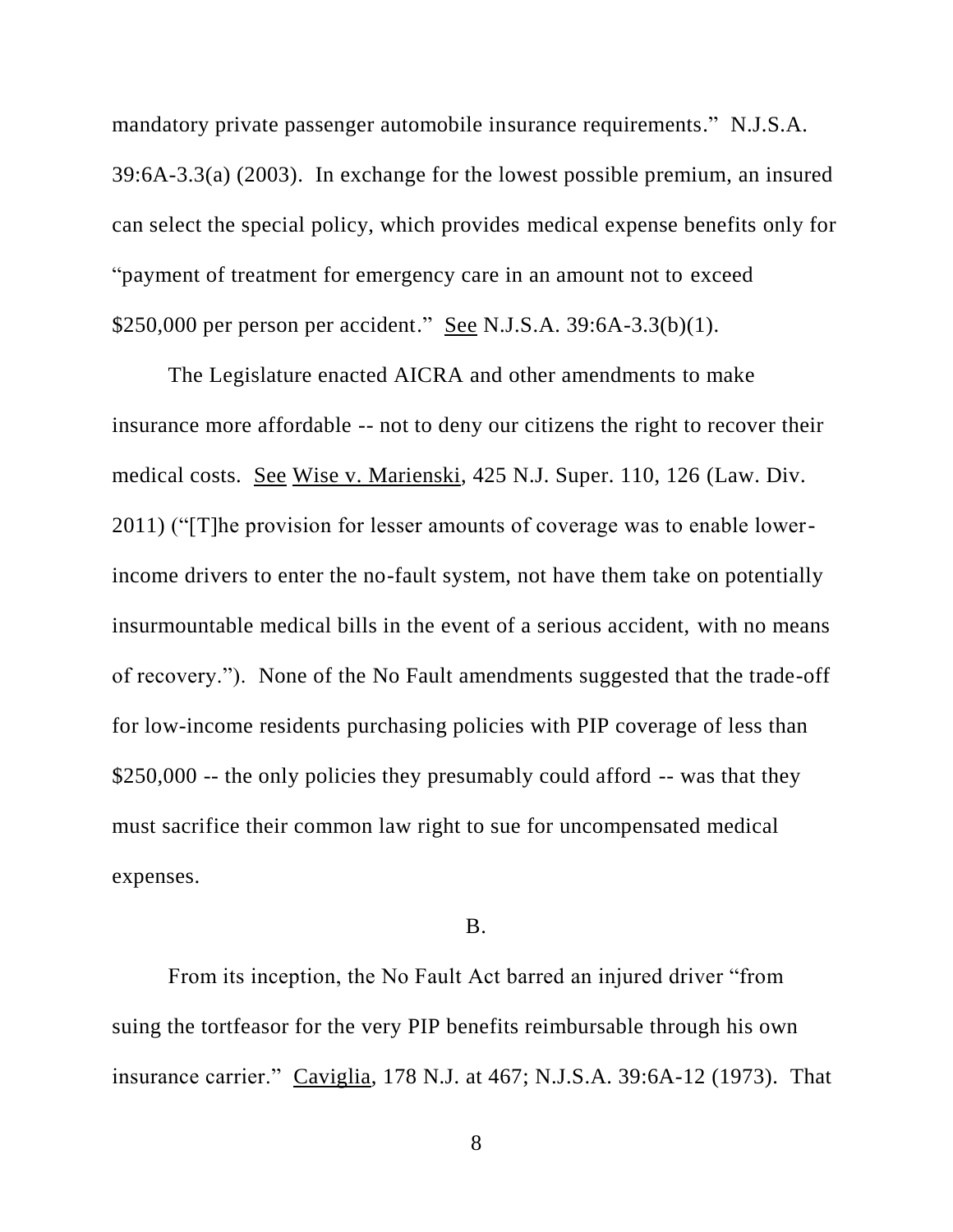mandatory private passenger automobile insurance requirements." N.J.S.A. 39:6A-3.3(a) (2003). In exchange for the lowest possible premium, an insured can select the special policy, which provides medical expense benefits only for "payment of treatment for emergency care in an amount not to exceed $250,000 per person per accident." See N.J.S.A. 39:6A-3.3(b)(1).

The Legislature enacted AICRA and other amendments to make insurance more affordable -- not to deny our citizens the right to recover their medical costs. See Wise v. Marienski, 425 N.J. Super. 110, 126 (Law. Div. 2011) ("[T]he provision for lesser amounts of coverage was to enable lower-income drivers to enter the no-fault system, not have them take on potentially insurmountable medical bills in the event of a serious accident, with no means of recovery."). None of the No Fault amendments suggested that the trade-off for low-income residents purchasing policies with PIP coverage of less than $250,000 -- the only policies they presumably could afford -- was that they must sacrifice their common law right to sue for uncompensated medical expenses.

B.

From its inception, the No Fault Act barred an injured driver "from suing the tortfeasor for the very PIP benefits reimbursable through his own insurance carrier." Caviglia, 178 N.J. at 467; N.J.S.A. 39:6A-12 (1973). That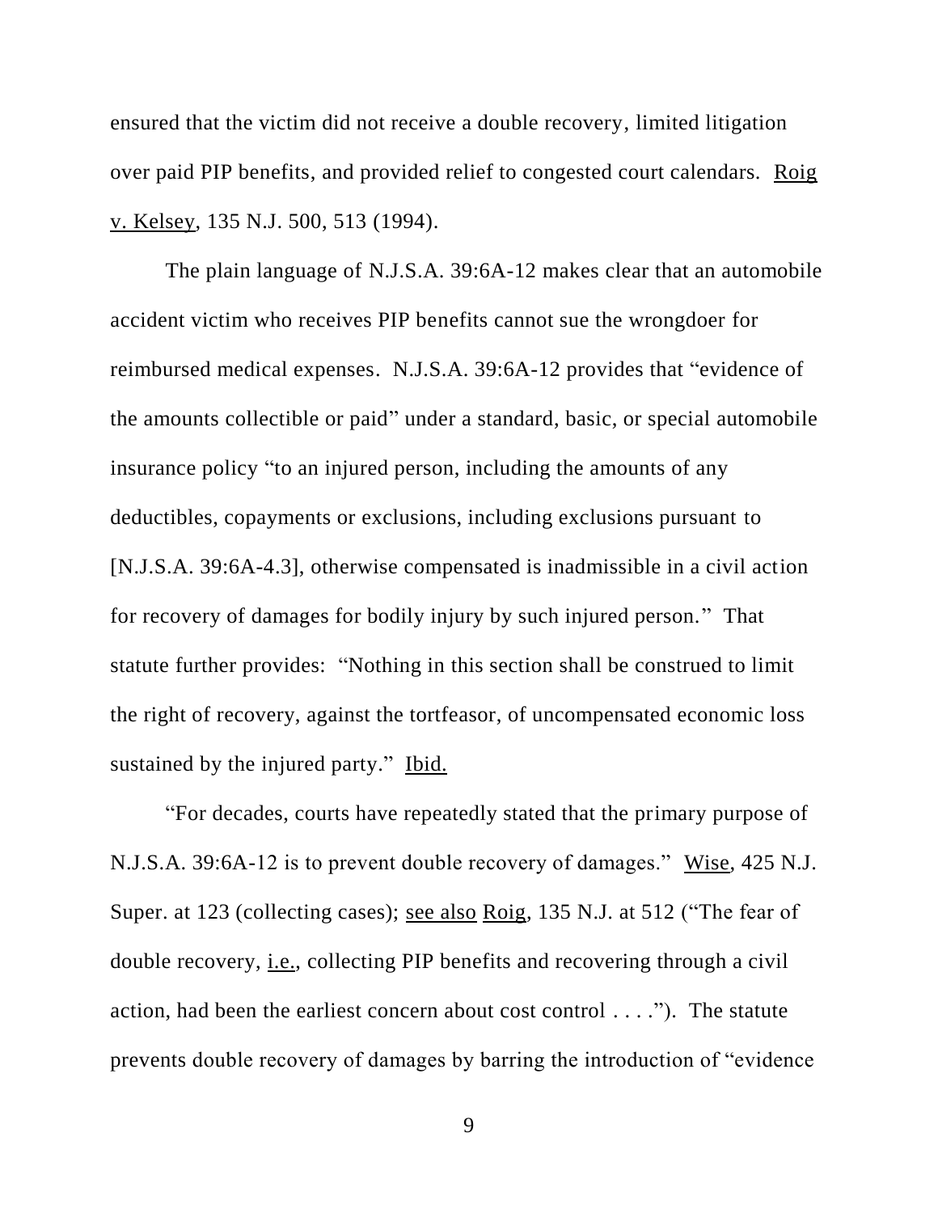ensured that the victim did not receive a double recovery, limited litigation over paid PIP benefits, and provided relief to congested court calendars. Roig v. Kelsey, 135 N.J. 500, 513 (1994).

The plain language of N.J.S.A. 39:6A-12 makes clear that an automobile accident victim who receives PIP benefits cannot sue the wrongdoer for reimbursed medical expenses. N.J.S.A. 39:6A-12 provides that "evidence of the amounts collectible or paid" under a standard, basic, or special automobile insurance policy "to an injured person, including the amounts of any deductibles, copayments or exclusions, including exclusions pursuant to [N.J.S.A. 39:6A-4.3], otherwise compensated is inadmissible in a civil action for recovery of damages for bodily injury by such injured person." That statute further provides: "Nothing in this section shall be construed to limit the right of recovery, against the tortfeasor, of uncompensated economic loss sustained by the injured party." Ibid.

"For decades, courts have repeatedly stated that the primary purpose of N.J.S.A. 39:6A-12 is to prevent double recovery of damages." Wise, 425 N.J. Super. at 123 (collecting cases); see also Roig, 135 N.J. at 512 ("The fear of double recovery, i.e., collecting PIP benefits and recovering through a civil action, had been the earliest concern about cost control . . . ."). The statute prevents double recovery of damages by barring the introduction of "evidence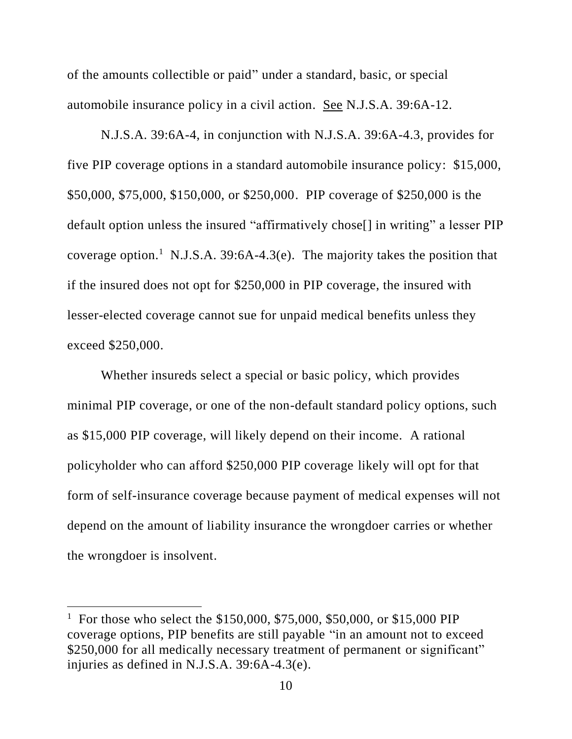of the amounts collectible or paid" under a standard, basic, or special automobile insurance policy in a civil action. See N.J.S.A. 39:6A-12.

N.J.S.A. 39:6A-4, in conjunction with N.J.S.A. 39:6A-4.3, provides for five PIP coverage options in a standard automobile insurance policy: $15,000, $50,000, $75,000, $150,000, or $250,000. PIP coverage of $250,000 is the default option unless the insured "affirmatively chose[] in writing" a lesser PIP coverage option.[1] N.J.S.A. 39:6A-4.3(e). The majority takes the position that if the insured does not opt for $250,000 in PIP coverage, the insured with lesser-elected coverage cannot sue for unpaid medical benefits unless they exceed $250,000.

Whether insureds select a special or basic policy, which provides minimal PIP coverage, or one of the non-default standard policy options, such as $15,000 PIP coverage, will likely depend on their income. A rational policyholder who can afford $250,000 PIP coverage likely will opt for that form of self-insurance coverage because payment of medical expenses will not depend on the amount of liability insurance the wrongdoer carries or whether the wrongdoer is insolvent.

---

[1] For those who select the $150,000, $75,000, $50,000, or $15,000 PIP coverage options, PIP benefits are still payable "in an amount not to exceed $250,000 for all medically necessary treatment of permanent or significant" injuries as defined in N.J.S.A. 39:6A-4.3(e).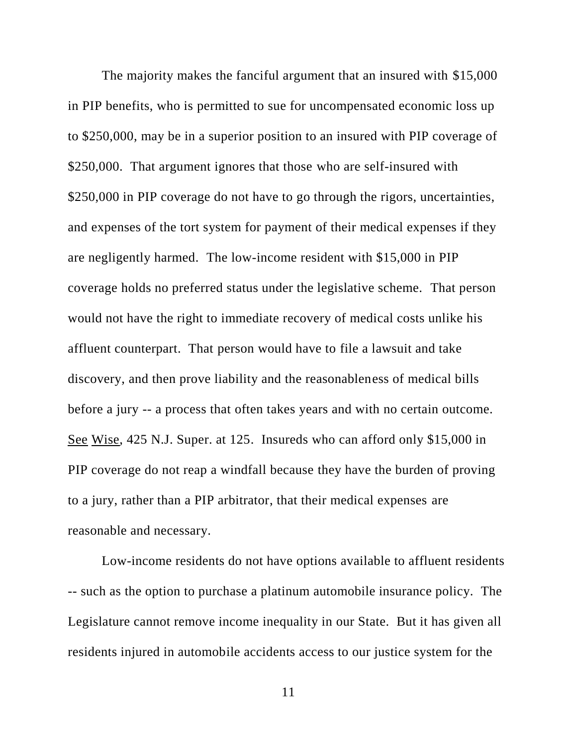The majority makes the fanciful argument that an insured with $15,000 in PIP benefits, who is permitted to sue for uncompensated economic loss up to $250,000, may be in a superior position to an insured with PIP coverage of $250,000. That argument ignores that those who are self-insured with $250,000 in PIP coverage do not have to go through the rigors, uncertainties, and expenses of the tort system for payment of their medical expenses if they are negligently harmed. The low-income resident with $15,000 in PIP coverage holds no preferred status under the legislative scheme. That person would not have the right to immediate recovery of medical costs unlike his affluent counterpart. That person would have to file a lawsuit and take discovery, and then prove liability and the reasonableness of medical bills before a jury -- a process that often takes years and with no certain outcome. See Wise, 425 N.J. Super. at 125. Insureds who can afford only $15,000 in PIP coverage do not reap a windfall because they have the burden of proving to a jury, rather than a PIP arbitrator, that their medical expenses are reasonable and necessary.

Low-income residents do not have options available to affluent residents -- such as the option to purchase a platinum automobile insurance policy. The Legislature cannot remove income inequality in our State. But it has given all residents injured in automobile accidents access to our justice system for the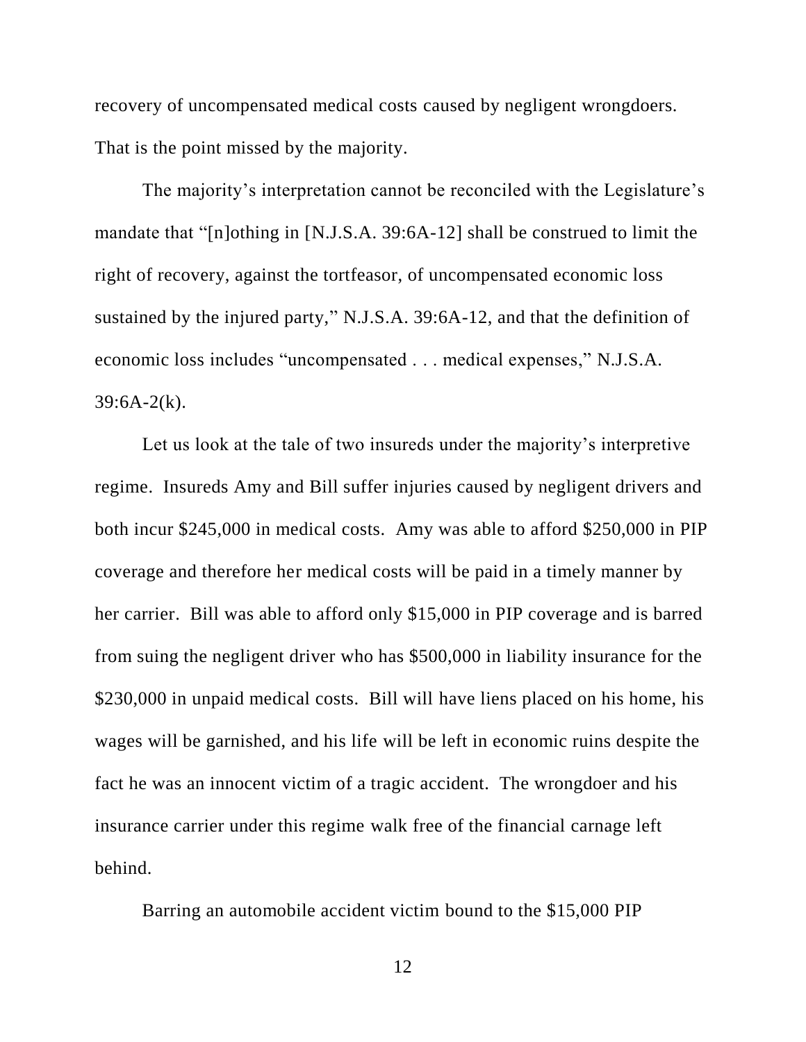recovery of uncompensated medical costs caused by negligent wrongdoers. That is the point missed by the majority.

The majority's interpretation cannot be reconciled with the Legislature's mandate that "[n]othing in [N.J.S.A. 39:6A-12] shall be construed to limit the right of recovery, against the tortfeasor, of uncompensated economic loss sustained by the injured party," N.J.S.A. 39:6A-12, and that the definition of economic loss includes "uncompensated . . . medical expenses," N.J.S.A. 39:6A-2(k).

Let us look at the tale of two insureds under the majority's interpretive regime. Insureds Amy and Bill suffer injuries caused by negligent drivers and both incur $245,000 in medical costs. Amy was able to afford $250,000 in PIP coverage and therefore her medical costs will be paid in a timely manner by her carrier. Bill was able to afford only $15,000 in PIP coverage and is barred from suing the negligent driver who has $500,000 in liability insurance for the $230,000 in unpaid medical costs. Bill will have liens placed on his home, his wages will be garnished, and his life will be left in economic ruins despite the fact he was an innocent victim of a tragic accident. The wrongdoer and his insurance carrier under this regime walk free of the financial carnage left behind.

Barring an automobile accident victim bound to the $15,000 PIP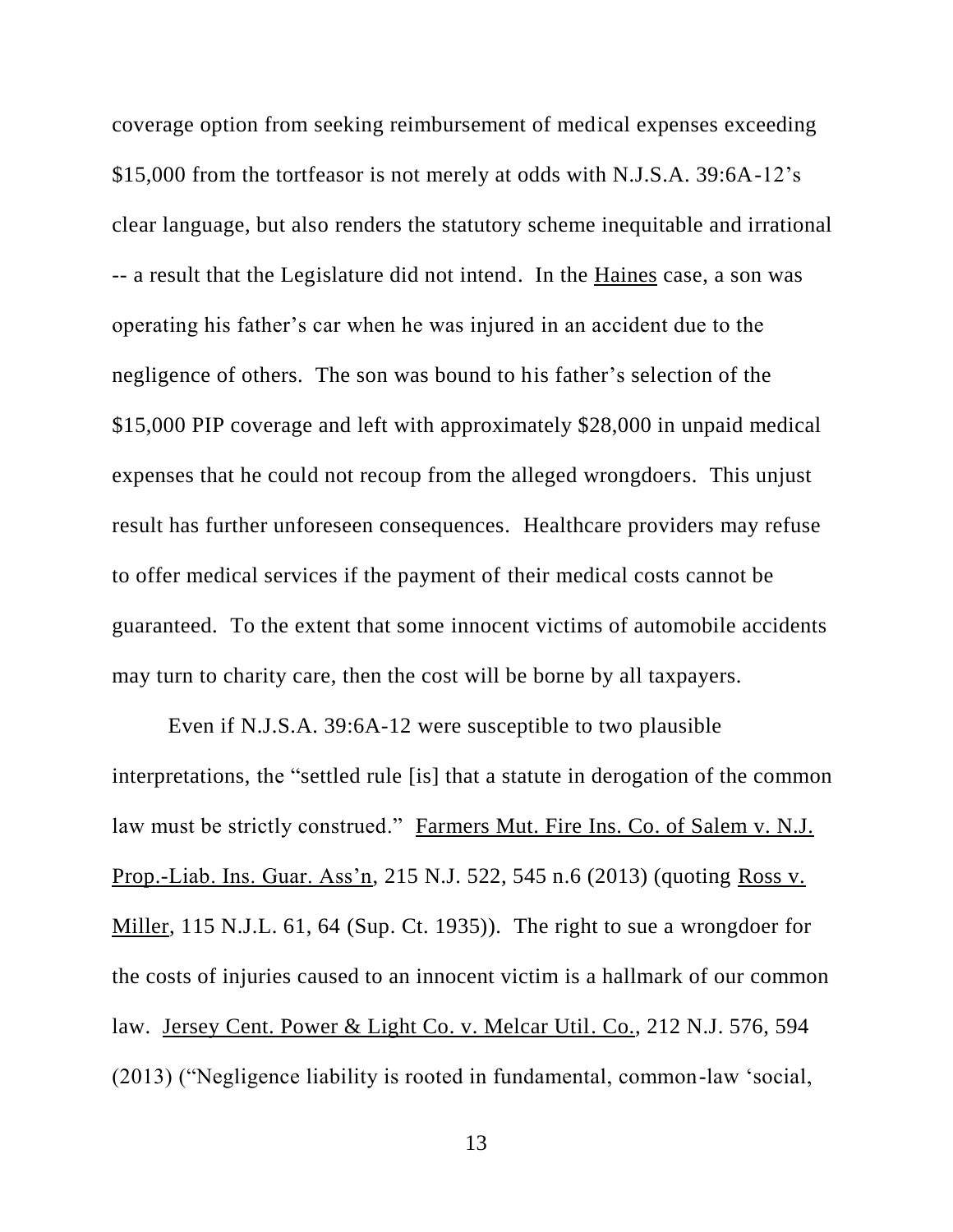coverage option from seeking reimbursement of medical expenses exceeding $15,000 from the tortfeasor is not merely at odds with N.J.S.A. 39:6A-12's clear language, but also renders the statutory scheme inequitable and irrational -- a result that the Legislature did not intend. In the Haines case, a son was operating his father's car when he was injured in an accident due to the negligence of others. The son was bound to his father's selection of the $15,000 PIP coverage and left with approximately $28,000 in unpaid medical expenses that he could not recoup from the alleged wrongdoers. This unjust result has further unforeseen consequences. Healthcare providers may refuse to offer medical services if the payment of their medical costs cannot be guaranteed. To the extent that some innocent victims of automobile accidents may turn to charity care, then the cost will be borne by all taxpayers.

Even if N.J.S.A. 39:6A-12 were susceptible to two plausible interpretations, the "settled rule [is] that a statute in derogation of the common law must be strictly construed." Farmers Mut. Fire Ins. Co. of Salem v. N.J. Prop.-Liab. Ins. Guar. Ass'n, 215 N.J. 522, 545 n.6 (2013) (quoting Ross v. Miller, 115 N.J.L. 61, 64 (Sup. Ct. 1935)). The right to sue a wrongdoer for the costs of injuries caused to an innocent victim is a hallmark of our common law. Jersey Cent. Power & Light Co. v. Melcar Util. Co., 212 N.J. 576, 594 (2013) ("Negligence liability is rooted in fundamental, common-law 'social,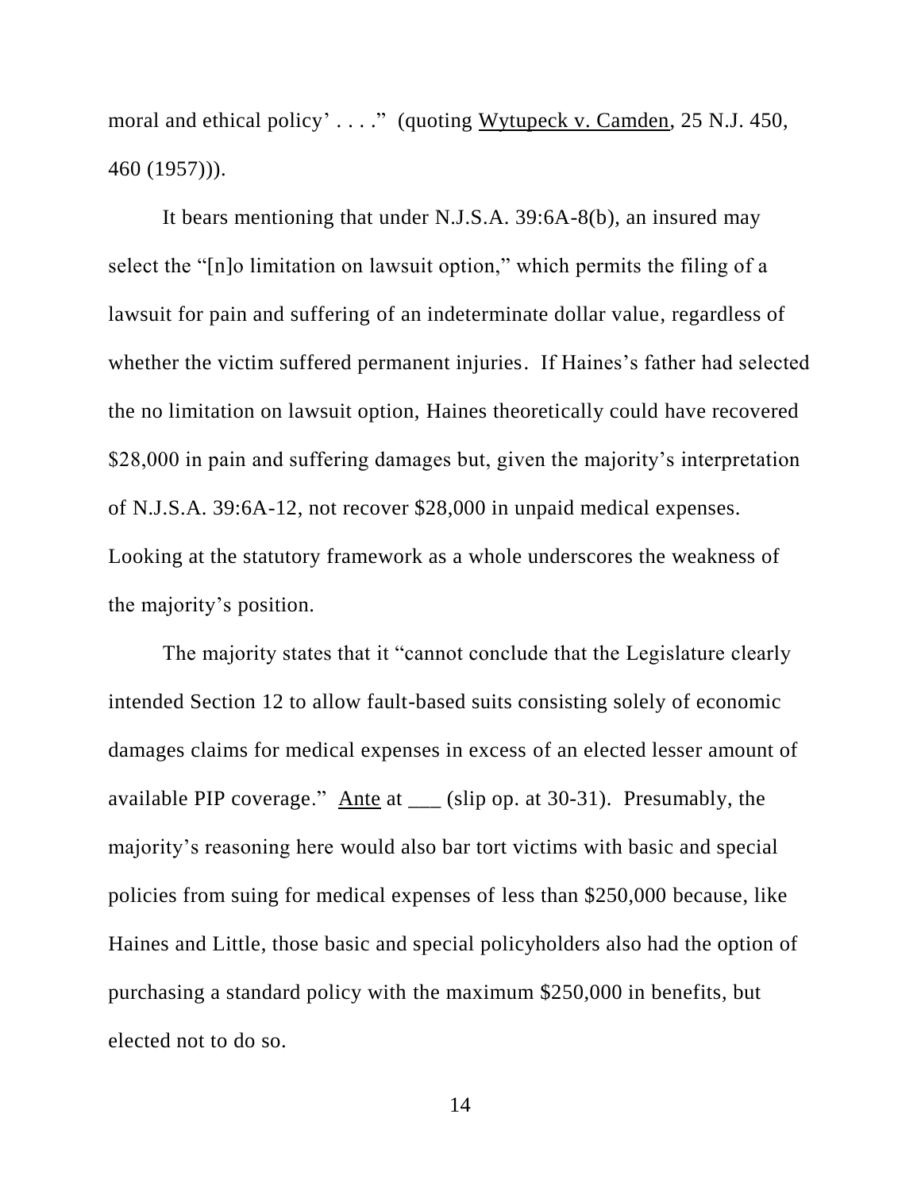moral and ethical policy' . . . ." (quoting Wytupeck v. Camden, 25 N.J. 450, 460 (1957))).

It bears mentioning that under N.J.S.A. 39:6A-8(b), an insured may select the "[n]o limitation on lawsuit option," which permits the filing of a lawsuit for pain and suffering of an indeterminate dollar value, regardless of whether the victim suffered permanent injuries. If Haines's father had selected the no limitation on lawsuit option, Haines theoretically could have recovered $28,000 in pain and suffering damages but, given the majority's interpretation of N.J.S.A. 39:6A-12, not recover $28,000 in unpaid medical expenses. Looking at the statutory framework as a whole underscores the weakness of the majority's position.

The majority states that it "cannot conclude that the Legislature clearly intended Section 12 to allow fault-based suits consisting solely of economic damages claims for medical expenses in excess of an elected lesser amount of available PIP coverage." Ante at ___ (slip op. at 30-31). Presumably, the majority's reasoning here would also bar tort victims with basic and special policies from suing for medical expenses of less than $250,000 because, like Haines and Little, those basic and special policyholders also had the option of purchasing a standard policy with the maximum $250,000 in benefits, but elected not to do so.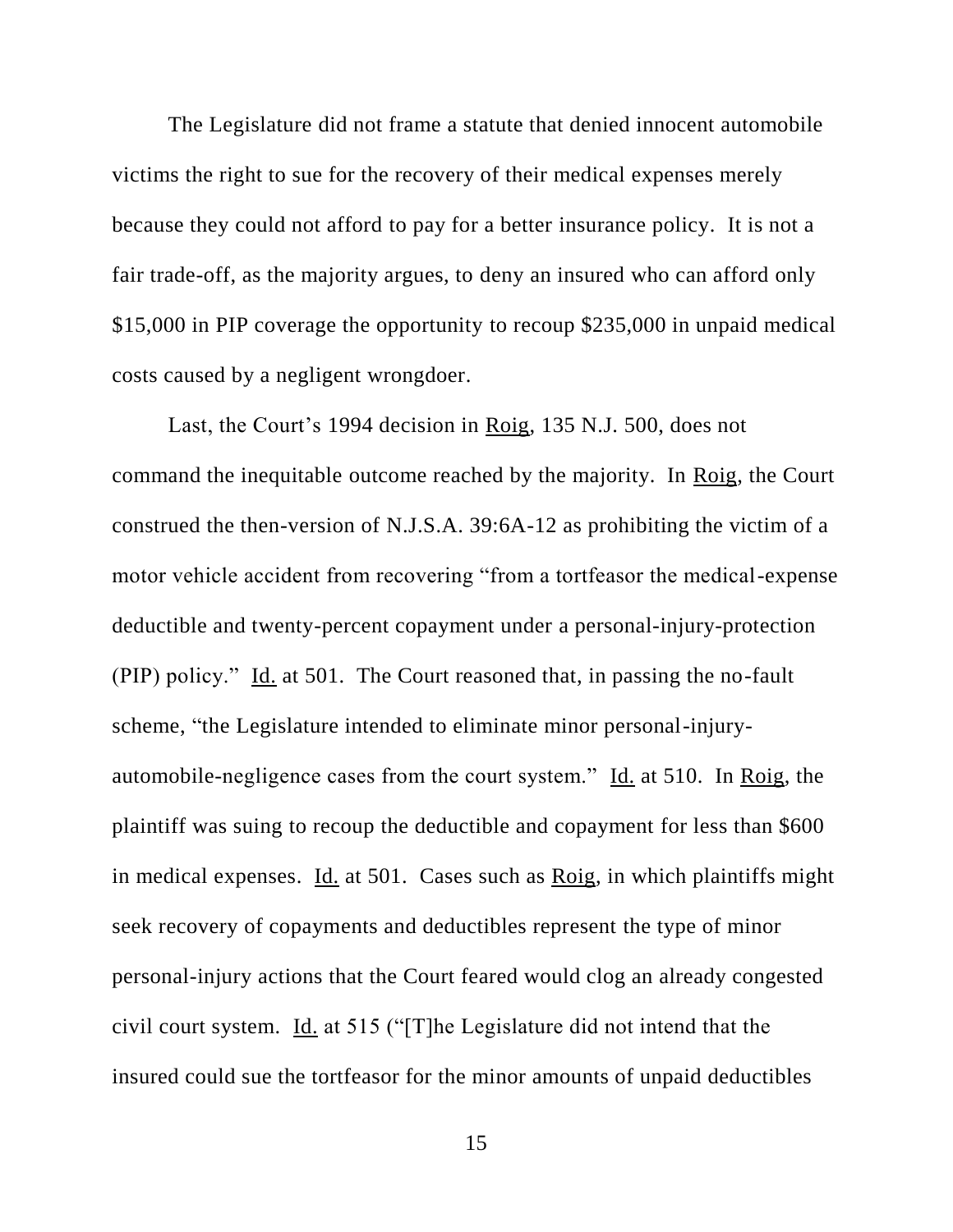The Legislature did not frame a statute that denied innocent automobile victims the right to sue for the recovery of their medical expenses merely because they could not afford to pay for a better insurance policy. It is not a fair trade-off, as the majority argues, to deny an insured who can afford only $15,000 in PIP coverage the opportunity to recoup $235,000 in unpaid medical costs caused by a negligent wrongdoer.

Last, the Court's 1994 decision in Roig, 135 N.J. 500, does not command the inequitable outcome reached by the majority. In Roig, the Court construed the then-version of N.J.S.A. 39:6A-12 as prohibiting the victim of a motor vehicle accident from recovering "from a tortfeasor the medical-expense deductible and twenty-percent copayment under a personal-injury-protection (PIP) policy." Id. at 501. The Court reasoned that, in passing the no-fault scheme, "the Legislature intended to eliminate minor personal-injury-automobile-negligence cases from the court system." Id. at 510. In Roig, the plaintiff was suing to recoup the deductible and copayment for less than $600 in medical expenses. Id. at 501. Cases such as Roig, in which plaintiffs might seek recovery of copayments and deductibles represent the type of minor personal-injury actions that the Court feared would clog an already congested civil court system. Id. at 515 ("[T]he Legislature did not intend that the insured could sue the tortfeasor for the minor amounts of unpaid deductibles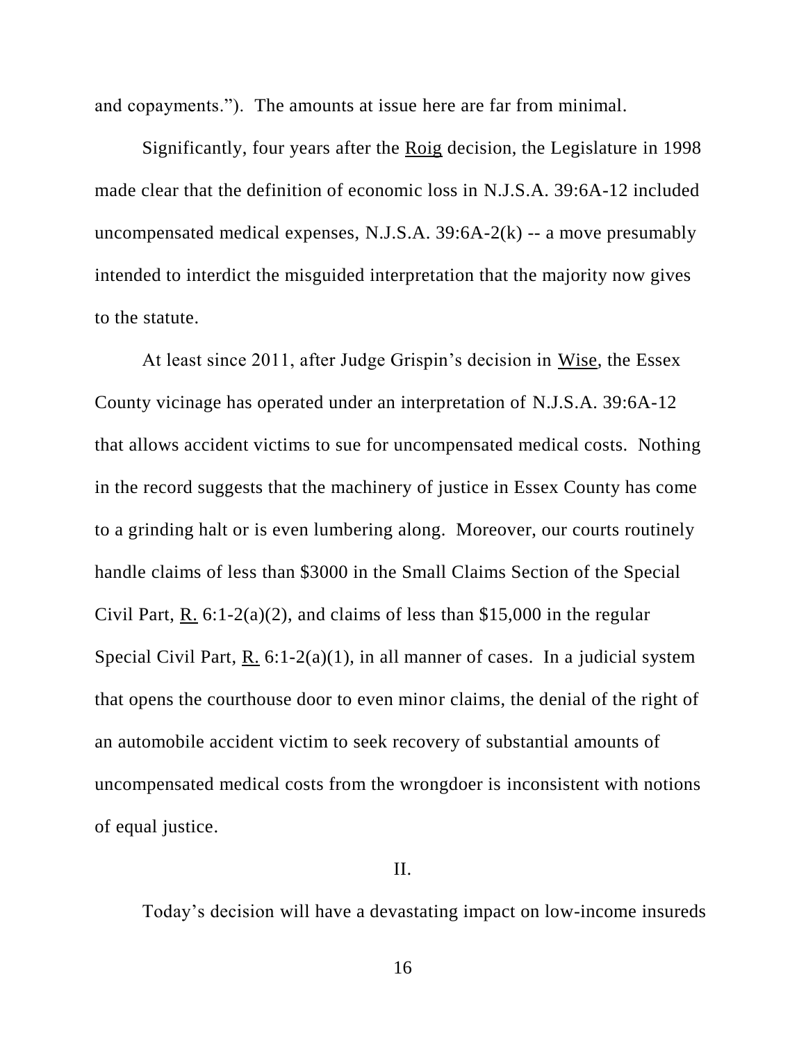and copayments."). The amounts at issue here are far from minimal.

Significantly, four years after the Roig decision, the Legislature in 1998 made clear that the definition of economic loss in N.J.S.A. 39:6A-12 included uncompensated medical expenses, N.J.S.A. 39:6A-2(k) -- a move presumably intended to interdict the misguided interpretation that the majority now gives to the statute.

At least since 2011, after Judge Grispin's decision in Wise, the Essex County vicinage has operated under an interpretation of N.J.S.A. 39:6A-12 that allows accident victims to sue for uncompensated medical costs. Nothing in the record suggests that the machinery of justice in Essex County has come to a grinding halt or is even lumbering along. Moreover, our courts routinely handle claims of less than $3000 in the Small Claims Section of the Special Civil Part, R. 6:1-2(a)(2), and claims of less than $15,000 in the regular Special Civil Part, R. 6:1-2(a)(1), in all manner of cases. In a judicial system that opens the courthouse door to even minor claims, the denial of the right of an automobile accident victim to seek recovery of substantial amounts of uncompensated medical costs from the wrongdoer is inconsistent with notions of equal justice.

II.

Today's decision will have a devastating impact on low-income insureds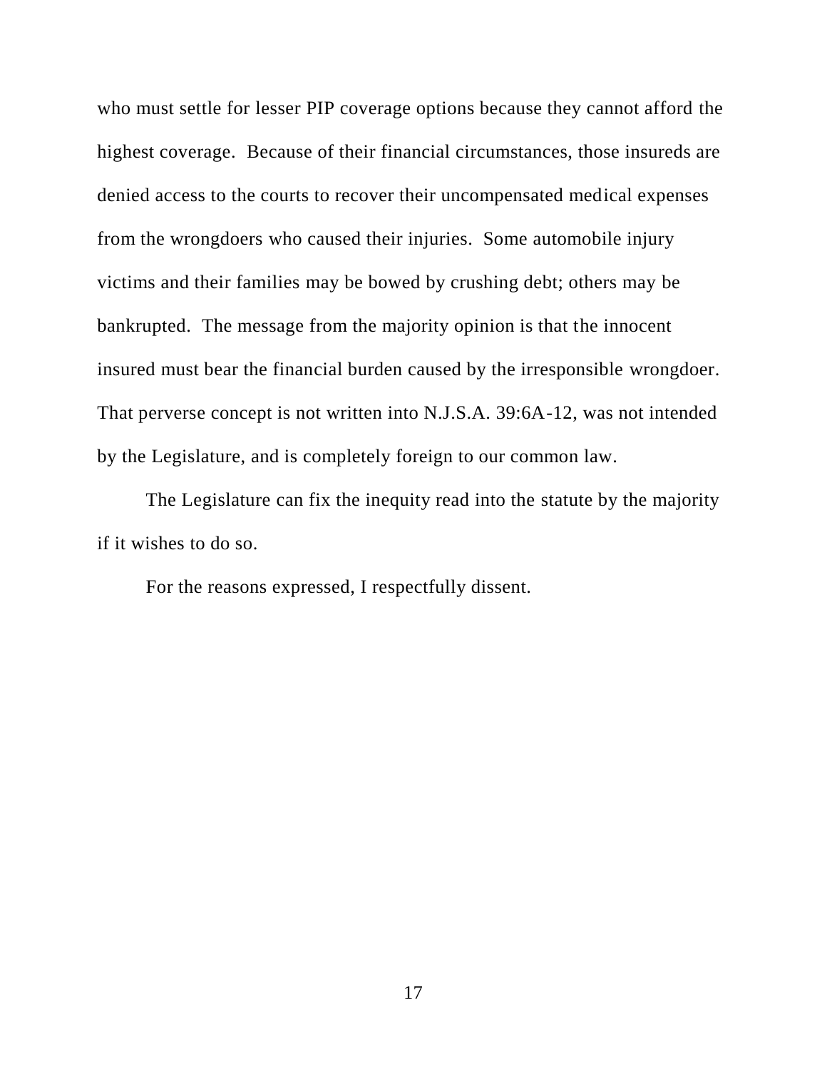who must settle for lesser PIP coverage options because they cannot afford the highest coverage. Because of their financial circumstances, those insureds are denied access to the courts to recover their uncompensated medical expenses from the wrongdoers who caused their injuries. Some automobile injury victims and their families may be bowed by crushing debt; others may be bankrupted. The message from the majority opinion is that the innocent insured must bear the financial burden caused by the irresponsible wrongdoer. That perverse concept is not written into N.J.S.A. 39:6A-12, was not intended by the Legislature, and is completely foreign to our common law.

The Legislature can fix the inequity read into the statute by the majority if it wishes to do so.

For the reasons expressed, I respectfully dissent.